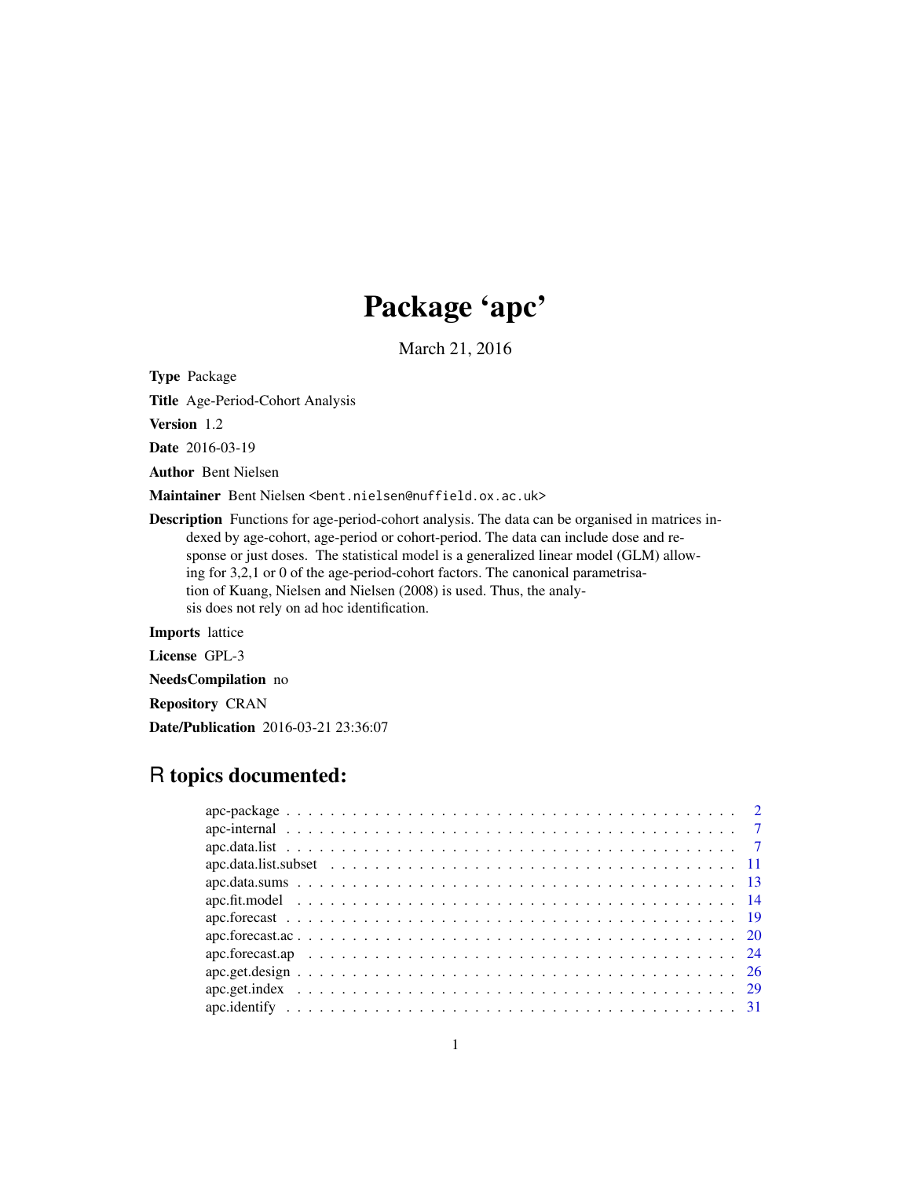# Package 'apc'

March 21, 2016

**Type** Package

**Title** Age-Period-Cohort Analysis

**Version** 1.2

**Date** 2016-03-19

**Author** Bent Nielsen

**Maintainer** Bent Nielsen <bent.nielsen@nuffield.ox.ac.uk>

**Description** Functions for age-period-cohort analysis. The data can be organised in matrices indexed by age-cohort, age-period or cohort-period. The data can include dose and response or just doses. The statistical model is a generalized linear model (GLM) allowing for 3,2,1 or 0 of the age-period-cohort factors. The canonical parametrisation of Kuang, Nielsen and Nielsen (2008) is used. Thus, the analysis does not rely on ad hoc identification.

**Imports** lattice

**License** GPL-3

**NeedsCompilation** no

**Repository** CRAN

**Date/Publication** 2016-03-21 23:36:07

## R topics documented:

| | |
|---|---|
| apc-package | 2 |
| apc-internal | 7 |
| apc.data.list | 7 |
| apc.data.list.subset | 11 |
| apc.data.sums | 13 |
| apc.fit.model | 14 |
| apc.forecast | 19 |
| apc.forecast.ac | 20 |
| apc.forecast.ap | 24 |
| apc.get.design | 26 |
| apc.get.index | 29 |
| apc.identify | 31 |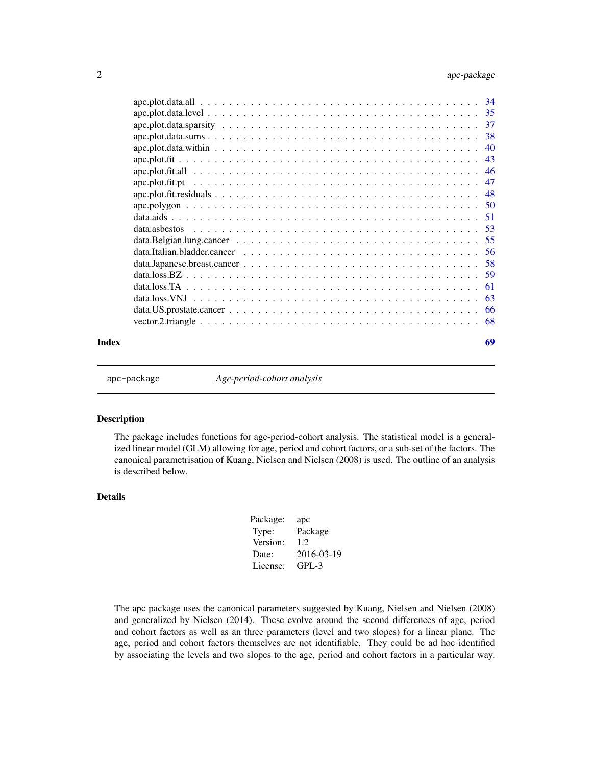| | |
|---|---|
| apc.plot.data.all | 34 |
| apc.plot.data.level | 35 |
| apc.plot.data.sparsity | 37 |
| apc.plot.data.sums | 38 |
| apc.plot.data.within | 40 |
| apc.plot.fit | 43 |
| apc.plot.fit.all | 46 |
| apc.plot.fit.pt | 47 |
| apc.plot.fit.residuals | 48 |
| apc.polygon | 50 |
| data.aids | 51 |
| data.asbestos | 53 |
| data.Belgian.lung.cancer | 55 |
| data.Italian.bladder.cancer | 56 |
| data.Japanese.breast.cancer | 58 |
| data.loss.BZ | 59 |
| data.loss.TA | 61 |
| data.loss.VNJ | 63 |
| data.US.prostate.cancer | 66 |
| vector.2.triangle | 68 |

**Index** 69

---

apc-package *Age-period-cohort analysis*

---

## Description

The package includes functions for age-period-cohort analysis. The statistical model is a generalized linear model (GLM) allowing for age, period and cohort factors, or a sub-set of the factors. The canonical parametrisation of Kuang, Nielsen and Nielsen (2008) is used. The outline of an analysis is described below.

## Details

| | |
|---|---|
| Package: | apc |
| Type: | Package |
| Version: | 1.2 |
| Date: | 2016-03-19 |
| License: | GPL-3 |

The apc package uses the canonical parameters suggested by Kuang, Nielsen and Nielsen (2008) and generalized by Nielsen (2014). These evolve around the second differences of age, period and cohort factors as well as an three parameters (level and two slopes) for a linear plane. The age, period and cohort factors themselves are not identifiable. They could be ad hoc identified by associating the levels and two slopes to the age, period and cohort factors in a particular way.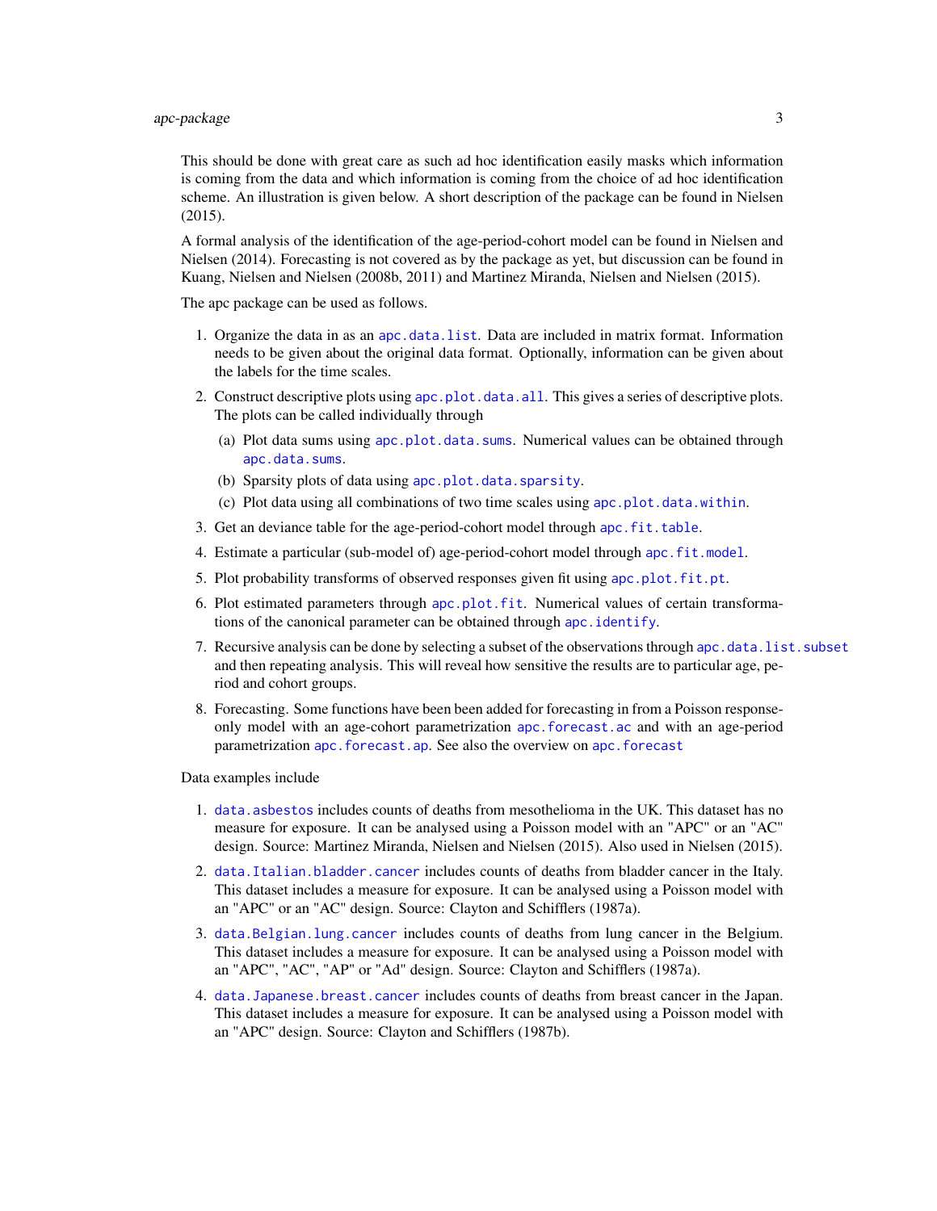This should be done with great care as such ad hoc identification easily masks which information is coming from the data and which information is coming from the choice of ad hoc identification scheme. An illustration is given below. A short description of the package can be found in Nielsen (2015).

A formal analysis of the identification of the age-period-cohort model can be found in Nielsen and Nielsen (2014). Forecasting is not covered as by the package as yet, but discussion can be found in Kuang, Nielsen and Nielsen (2008b, 2011) and Martinez Miranda, Nielsen and Nielsen (2015).

The apc package can be used as follows.

1. Organize the data in as an `apc.data.list`. Data are included in matrix format. Information needs to be given about the original data format. Optionally, information can be given about the labels for the time scales.
2. Construct descriptive plots using `apc.plot.data.all`. This gives a series of descriptive plots. The plots can be called individually through
   (a) Plot data sums using `apc.plot.data.sums`. Numerical values can be obtained through `apc.data.sums`.
   (b) Sparsity plots of data using `apc.plot.data.sparsity`.
   (c) Plot data using all combinations of two time scales using `apc.plot.data.within`.
3. Get an deviance table for the age-period-cohort model through `apc.fit.table`.
4. Estimate a particular (sub-model of) age-period-cohort model through `apc.fit.model`.
5. Plot probability transforms of observed responses given fit using `apc.plot.fit.pt`.
6. Plot estimated parameters through `apc.plot.fit`. Numerical values of certain transformations of the canonical parameter can be obtained through `apc.identify`.
7. Recursive analysis can be done by selecting a subset of the observations through `apc.data.list.subset` and then repeating analysis. This will reveal how sensitive the results are to particular age, period and cohort groups.
8. Forecasting. Some functions have been been added for forecasting in from a Poisson response-only model with an age-cohort parametrization `apc.forecast.ac` and with an age-period parametrization `apc.forecast.ap`. See also the overview on `apc.forecast`

Data examples include

1. `data.asbestos` includes counts of deaths from mesothelioma in the UK. This dataset has no measure for exposure. It can be analysed using a Poisson model with an "APC" or an "AC" design. Source: Martinez Miranda, Nielsen and Nielsen (2015). Also used in Nielsen (2015).
2. `data.Italian.bladder.cancer` includes counts of deaths from bladder cancer in the Italy. This dataset includes a measure for exposure. It can be analysed using a Poisson model with an "APC" or an "AC" design. Source: Clayton and Schifflers (1987a).
3. `data.Belgian.lung.cancer` includes counts of deaths from lung cancer in the Belgium. This dataset includes a measure for exposure. It can be analysed using a Poisson model with an "APC", "AC", "AP" or "Ad" design. Source: Clayton and Schifflers (1987a).
4. `data.Japanese.breast.cancer` includes counts of deaths from breast cancer in the Japan. This dataset includes a measure for exposure. It can be analysed using a Poisson model with an "APC" design. Source: Clayton and Schifflers (1987b).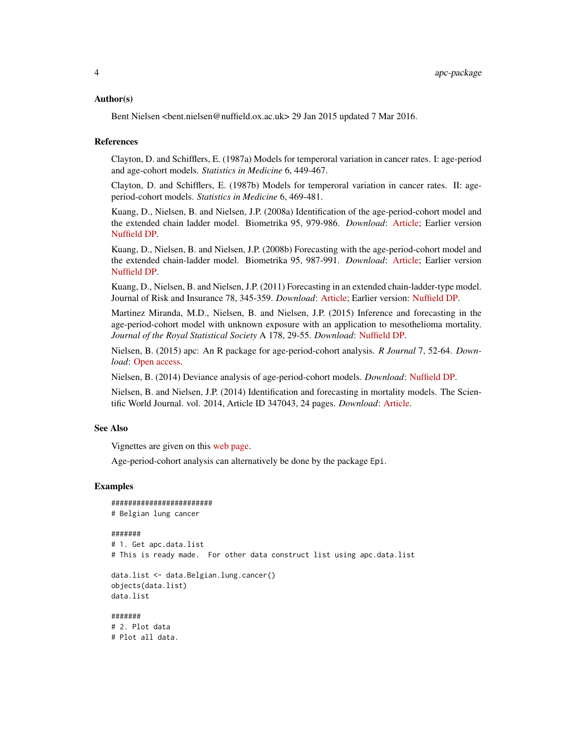## Author(s)

Bent Nielsen <bent.nielsen@nuffield.ox.ac.uk> 29 Jan 2015 updated 7 Mar 2016.

## References

Clayton, D. and Schifflers, E. (1987a) Models for temperoral variation in cancer rates. I: age-period and age-cohort models. *Statistics in Medicine* 6, 449-467.

Clayton, D. and Schifflers, E. (1987b) Models for temperoral variation in cancer rates. II: age-period-cohort models. *Statistics in Medicine* 6, 469-481.

Kuang, D., Nielsen, B. and Nielsen, J.P. (2008a) Identification of the age-period-cohort model and the extended chain ladder model. Biometrika 95, 979-986. *Download*: Article; Earlier version Nuffield DP.

Kuang, D., Nielsen, B. and Nielsen, J.P. (2008b) Forecasting with the age-period-cohort model and the extended chain-ladder model. Biometrika 95, 987-991. *Download*: Article; Earlier version Nuffield DP.

Kuang, D., Nielsen, B. and Nielsen, J.P. (2011) Forecasting in an extended chain-ladder-type model. Journal of Risk and Insurance 78, 345-359. *Download*: Article; Earlier version: Nuffield DP.

Martinez Miranda, M.D., Nielsen, B. and Nielsen, J.P. (2015) Inference and forecasting in the age-period-cohort model with unknown exposure with an application to mesothelioma mortality. *Journal of the Royal Statistical Society* A 178, 29-55. *Download*: Nuffield DP.

Nielsen, B. (2015) apc: An R package for age-period-cohort analysis. *R Journal* 7, 52-64. *Download*: Open access.

Nielsen, B. (2014) Deviance analysis of age-period-cohort models. *Download*: Nuffield DP.

Nielsen, B. and Nielsen, J.P. (2014) Identification and forecasting in mortality models. The Scientific World Journal. vol. 2014, Article ID 347043, 24 pages. *Download*: Article.

## See Also

Vignettes are given on this web page.

Age-period-cohort analysis can alternatively be done by the package `Epi`.

## Examples

```
#######################
# Belgian lung cancer

#######
# 1. Get apc.data.list
# This is ready made.  For other data construct list using apc.data.list

data.list <- data.Belgian.lung.cancer()
objects(data.list)
data.list

#######
# 2. Plot data
# Plot all data.
```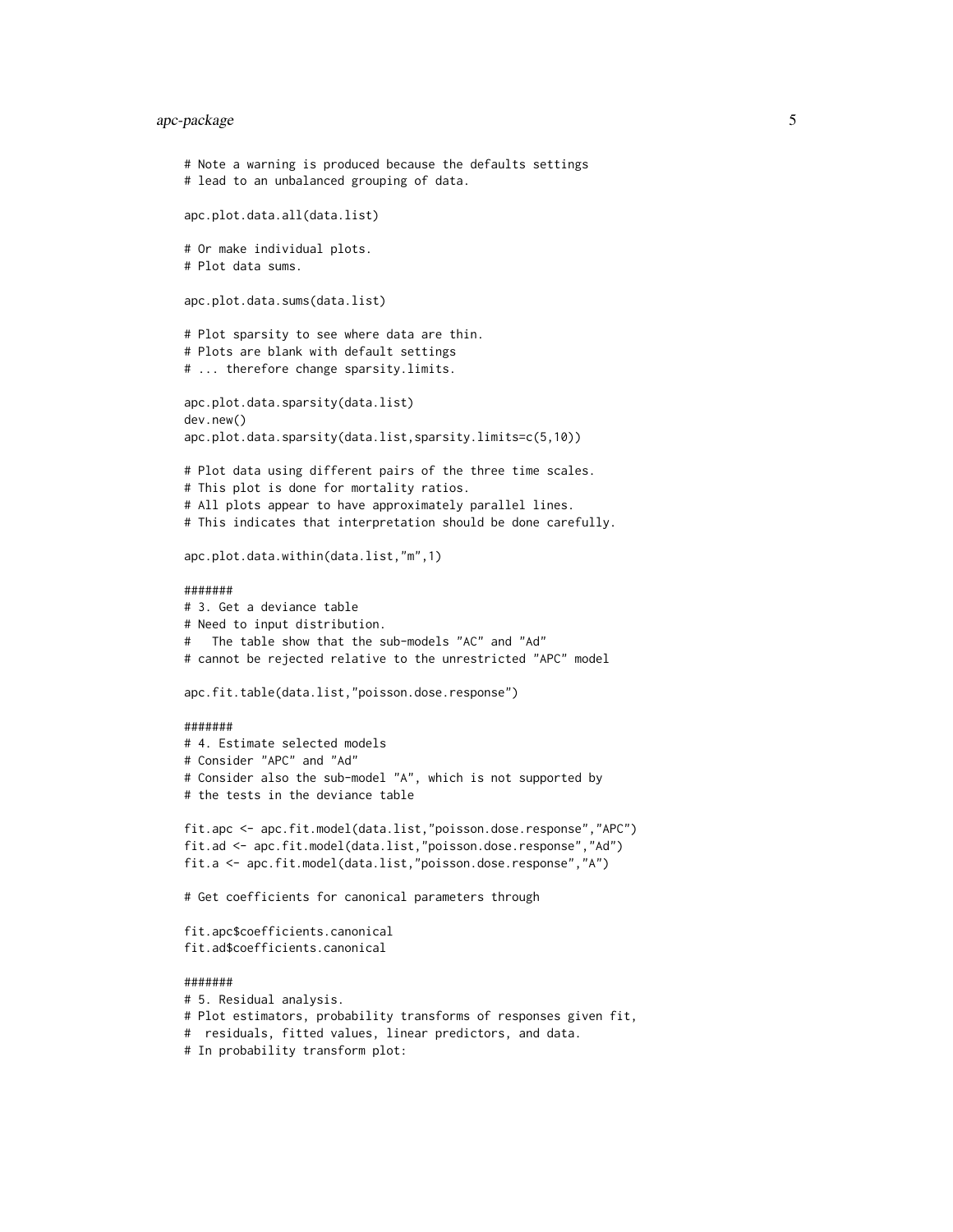```
# Note a warning is produced because the defaults settings
# lead to an unbalanced grouping of data.

apc.plot.data.all(data.list)

# Or make individual plots.
# Plot data sums.

apc.plot.data.sums(data.list)

# Plot sparsity to see where data are thin.
# Plots are blank with default settings
# ... therefore change sparsity.limits.

apc.plot.data.sparsity(data.list)
dev.new()
apc.plot.data.sparsity(data.list,sparsity.limits=c(5,10))

# Plot data using different pairs of the three time scales.
# This plot is done for mortality ratios.
# All plots appear to have approximately parallel lines.
# This indicates that interpretation should be done carefully.

apc.plot.data.within(data.list,"m",1)

#######
# 3. Get a deviance table
# Need to input distribution.
#   The table show that the sub-models "AC" and "Ad"
# cannot be rejected relative to the unrestricted "APC" model

apc.fit.table(data.list,"poisson.dose.response")

#######
# 4. Estimate selected models
# Consider "APC" and "Ad"
# Consider also the sub-model "A", which is not supported by
# the tests in the deviance table

fit.apc <- apc.fit.model(data.list,"poisson.dose.response","APC")
fit.ad <- apc.fit.model(data.list,"poisson.dose.response","Ad")
fit.a <- apc.fit.model(data.list,"poisson.dose.response","A")

# Get coefficients for canonical parameters through

fit.apc$coefficients.canonical
fit.ad$coefficients.canonical

#######
# 5. Residual analysis.
# Plot estimators, probability transforms of responses given fit,
#  residuals, fitted values, linear predictors, and data.
# In probability transform plot:
```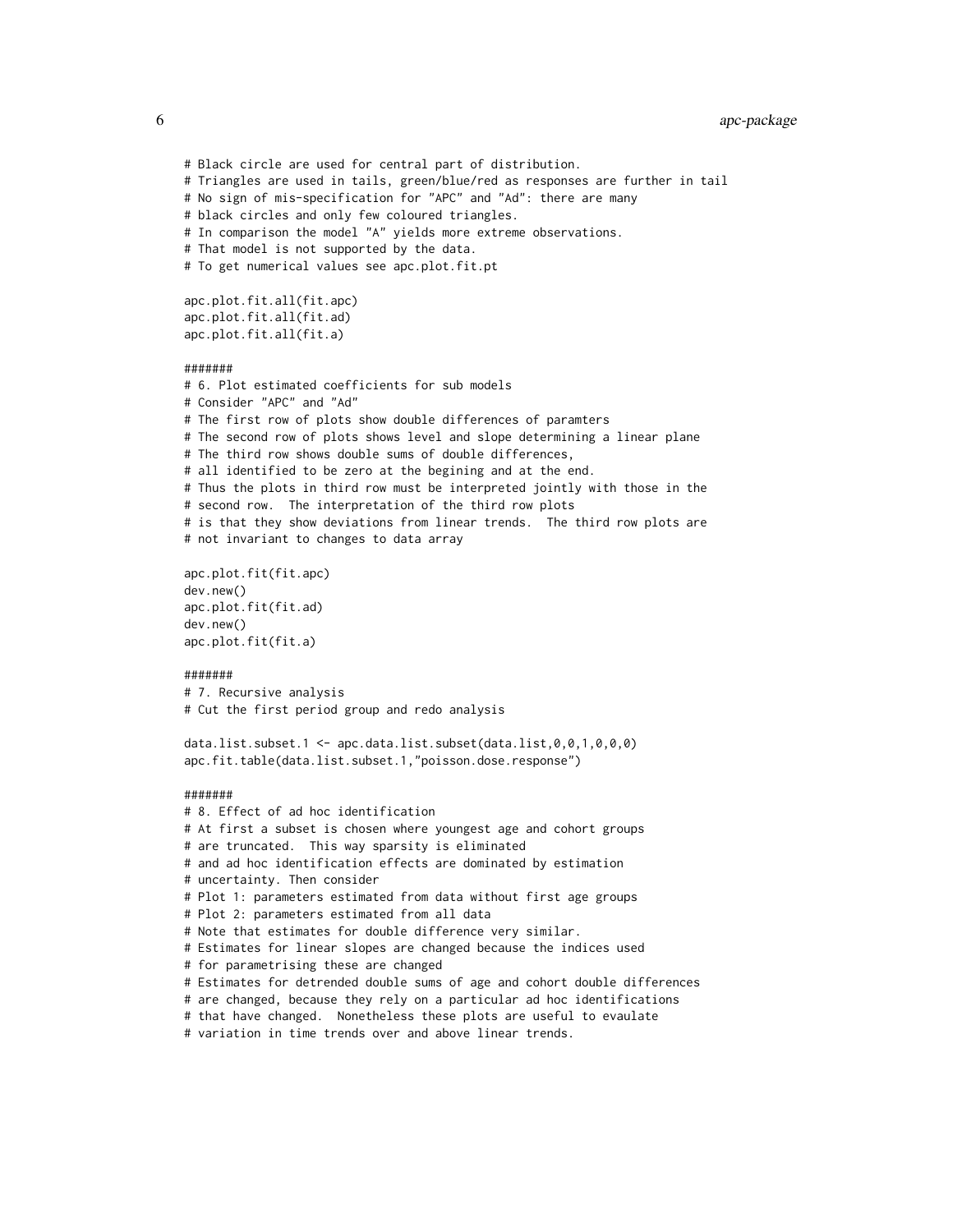```
# Black circle are used for central part of distribution.
# Triangles are used in tails, green/blue/red as responses are further in tail
# No sign of mis-specification for "APC" and "Ad": there are many
# black circles and only few coloured triangles.
# In comparison the model "A" yields more extreme observations.
# That model is not supported by the data.
# To get numerical values see apc.plot.fit.pt

apc.plot.fit.all(fit.apc)
apc.plot.fit.all(fit.ad)
apc.plot.fit.all(fit.a)

#######
# 6. Plot estimated coefficients for sub models
# Consider "APC" and "Ad"
# The first row of plots show double differences of paramters
# The second row of plots shows level and slope determining a linear plane
# The third row shows double sums of double differences,
# all identified to be zero at the begining and at the end.
# Thus the plots in third row must be interpreted jointly with those in the
# second row.  The interpretation of the third row plots
# is that they show deviations from linear trends.  The third row plots are
# not invariant to changes to data array

apc.plot.fit(fit.apc)
dev.new()
apc.plot.fit(fit.ad)
dev.new()
apc.plot.fit(fit.a)

#######
# 7. Recursive analysis
# Cut the first period group and redo analysis

data.list.subset.1 <- apc.data.list.subset(data.list,0,0,1,0,0,0)
apc.fit.table(data.list.subset.1,"poisson.dose.response")

#######
# 8. Effect of ad hoc identification
# At first a subset is chosen where youngest age and cohort groups
# are truncated.  This way sparsity is eliminated
# and ad hoc identification effects are dominated by estimation
# uncertainty. Then consider
# Plot 1: parameters estimated from data without first age groups
# Plot 2: parameters estimated from all data
# Note that estimates for double difference very similar.
# Estimates for linear slopes are changed because the indices used
# for parametrising these are changed
# Estimates for detrended double sums of age and cohort double differences
# are changed, because they rely on a particular ad hoc identifications
# that have changed.  Nonetheless these plots are useful to evaulate
# variation in time trends over and above linear trends.
```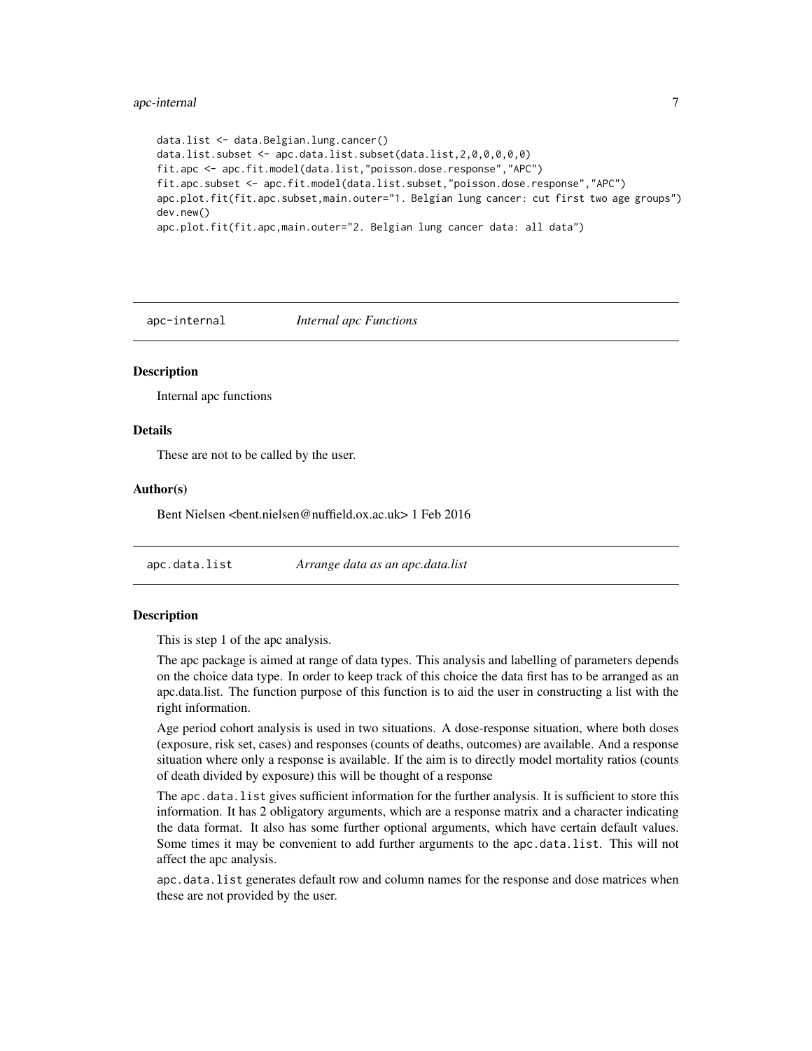```
data.list <- data.Belgian.lung.cancer()
data.list.subset <- apc.data.list.subset(data.list,2,0,0,0,0,0)
fit.apc <- apc.fit.model(data.list,"poisson.dose.response","APC")
fit.apc.subset <- apc.fit.model(data.list.subset,"poisson.dose.response","APC")
apc.plot.fit(fit.apc.subset,main.outer="1. Belgian lung cancer: cut first two age groups")
dev.new()
apc.plot.fit(fit.apc,main.outer="2. Belgian lung cancer data: all data")
```

## apc-internal *Internal apc Functions*

### Description

Internal apc functions

### Details

These are not to be called by the user.

### Author(s)

Bent Nielsen <bent.nielsen@nuffield.ox.ac.uk> 1 Feb 2016

## apc.data.list *Arrange data as an apc.data.list*

### Description

This is step 1 of the apc analysis.

The apc package is aimed at range of data types. This analysis and labelling of parameters depends on the choice data type. In order to keep track of this choice the data first has to be arranged as an apc.data.list. The function purpose of this function is to aid the user in constructing a list with the right information.

Age period cohort analysis is used in two situations. A dose-response situation, where both doses (exposure, risk set, cases) and responses (counts of deaths, outcomes) are available. And a response situation where only a response is available. If the aim is to directly model mortality ratios (counts of death divided by exposure) this will be thought of a response

The `apc.data.list` gives sufficient information for the further analysis. It is sufficient to store this information. It has 2 obligatory arguments, which are a response matrix and a character indicating the data format. It also has some further optional arguments, which have certain default values. Some times it may be convenient to add further arguments to the `apc.data.list`. This will not affect the apc analysis.

`apc.data.list` generates default row and column names for the response and dose matrices when these are not provided by the user.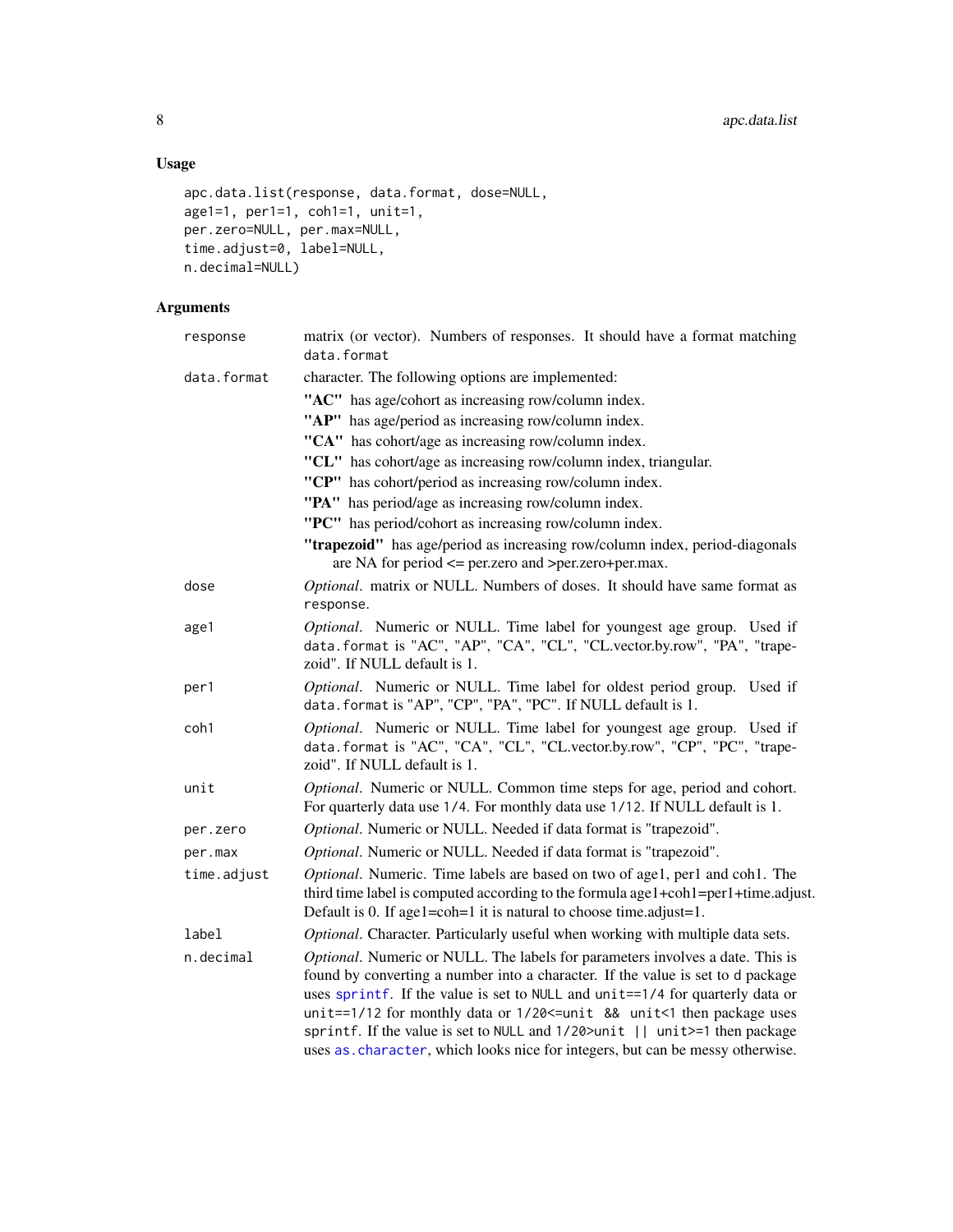## Usage

```
apc.data.list(response, data.format, dose=NULL,
age1=1, per1=1, coh1=1, unit=1,
per.zero=NULL, per.max=NULL,
time.adjust=0, label=NULL,
n.decimal=NULL)
```

## Arguments

| | |
|---|---|
| `response` | matrix (or vector). Numbers of responses. It should have a format matching `data.format` |
| `data.format` | character. The following options are implemented:<br>**"AC"** has age/cohort as increasing row/column index.<br>**"AP"** has age/period as increasing row/column index.<br>**"CA"** has cohort/age as increasing row/column index.<br>**"CL"** has cohort/age as increasing row/column index, triangular.<br>**"CP"** has cohort/period as increasing row/column index.<br>**"PA"** has period/age as increasing row/column index.<br>**"PC"** has period/cohort as increasing row/column index.<br>**"trapezoid"** has age/period as increasing row/column index, period-diagonals are NA for period <= per.zero and >per.zero+per.max. |
| `dose` | *Optional*. matrix or NULL. Numbers of doses. It should have same format as `response`. |
| `age1` | *Optional*. Numeric or NULL. Time label for youngest age group. Used if `data.format` is "AC", "AP", "CA", "CL", "CL.vector.by.row", "PA", "trapezoid". If NULL default is 1. |
| `per1` | *Optional*. Numeric or NULL. Time label for oldest period group. Used if `data.format` is "AP", "CP", "PA", "PC". If NULL default is 1. |
| `coh1` | *Optional*. Numeric or NULL. Time label for youngest age group. Used if `data.format` is "AC", "CA", "CL", "CL.vector.by.row", "CP", "PC", "trapezoid". If NULL default is 1. |
| `unit` | *Optional*. Numeric or NULL. Common time steps for age, period and cohort. For quarterly data use `1/4`. For monthly data use `1/12`. If NULL default is 1. |
| `per.zero` | *Optional*. Numeric or NULL. Needed if data format is "trapezoid". |
| `per.max` | *Optional*. Numeric or NULL. Needed if data format is "trapezoid". |
| `time.adjust` | *Optional*. Numeric. Time labels are based on two of age1, per1 and coh1. The third time label is computed according to the formula age1+coh1=per1+time.adjust. Default is 0. If age1=coh=1 it is natural to choose time.adjust=1. |
| `label` | *Optional*. Character. Particularly useful when working with multiple data sets. |
| `n.decimal` | *Optional*. Numeric or NULL. The labels for parameters involves a date. This is found by converting a number into a character. If the value is set to d package uses `sprintf`. If the value is set to `NULL` and `unit==1/4` for quarterly data or `unit==1/12` for monthly data or `1/20<=unit && unit<1` then package uses `sprintf`. If the value is set to `NULL` and `1/20>unit \|\| unit>=1` then package uses `as.character`, which looks nice for integers, but can be messy otherwise. |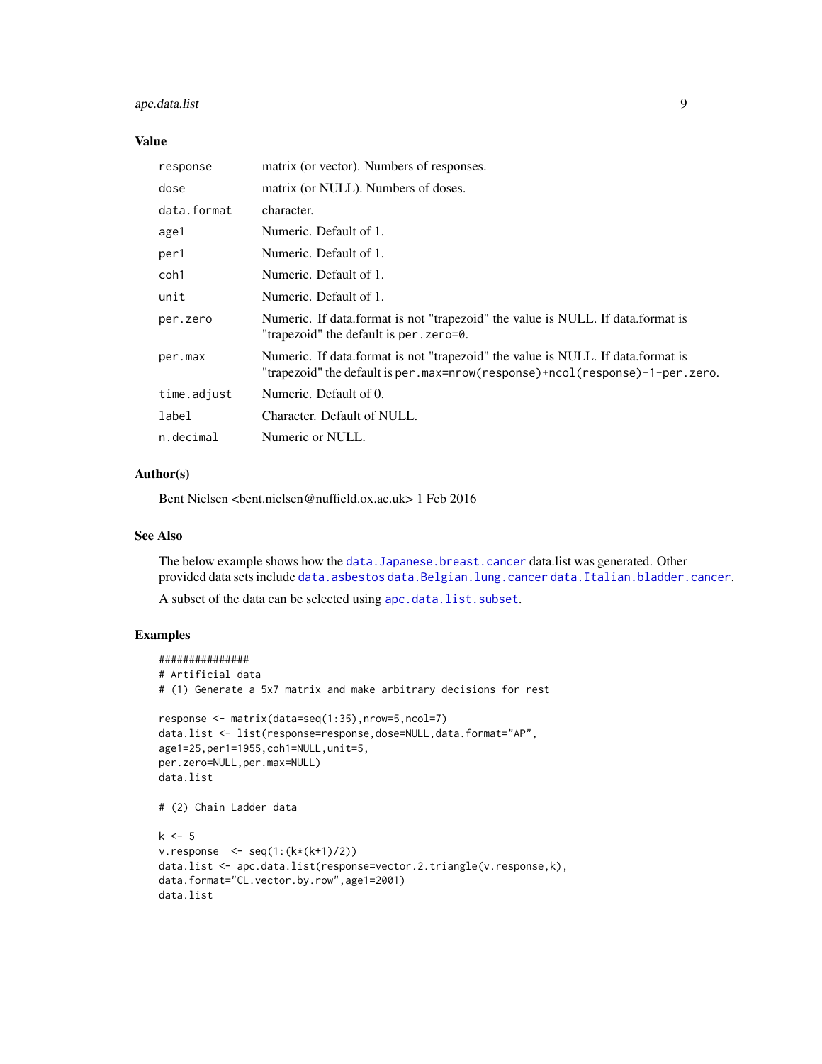### Value

| | |
|---|---|
| `response` | matrix (or vector). Numbers of responses. |
| `dose` | matrix (or NULL). Numbers of doses. |
| `data.format` | character. |
| `age1` | Numeric. Default of 1. |
| `per1` | Numeric. Default of 1. |
| `coh1` | Numeric. Default of 1. |
| `unit` | Numeric. Default of 1. |
| `per.zero` | Numeric. If data.format is not "trapezoid" the value is NULL. If data.format is "trapezoid" the default is `per.zero=0`. |
| `per.max` | Numeric. If data.format is not "trapezoid" the value is NULL. If data.format is "trapezoid" the default is `per.max=nrow(response)+ncol(response)-1-per.zero`. |
| `time.adjust` | Numeric. Default of 0. |
| `label` | Character. Default of NULL. |
| `n.decimal` | Numeric or NULL. |

### Author(s)

Bent Nielsen <bent.nielsen@nuffield.ox.ac.uk> 1 Feb 2016

### See Also

The below example shows how the `data.Japanese.breast.cancer` data.list was generated. Other provided data sets include `data.asbestos` `data.Belgian.lung.cancer` `data.Italian.bladder.cancer`.

A subset of the data can be selected using `apc.data.list.subset`.

### Examples

```
###############
# Artificial data
# (1) Generate a 5x7 matrix and make arbitrary decisions for rest

response <- matrix(data=seq(1:35),nrow=5,ncol=7)
data.list <- list(response=response,dose=NULL,data.format="AP",
age1=25,per1=1955,coh1=NULL,unit=5,
per.zero=NULL,per.max=NULL)
data.list

# (2) Chain Ladder data

k <- 5
v.response  <- seq(1:(k*(k+1)/2))
data.list <- apc.data.list(response=vector.2.triangle(v.response,k),
data.format="CL.vector.by.row",age1=2001)
data.list
```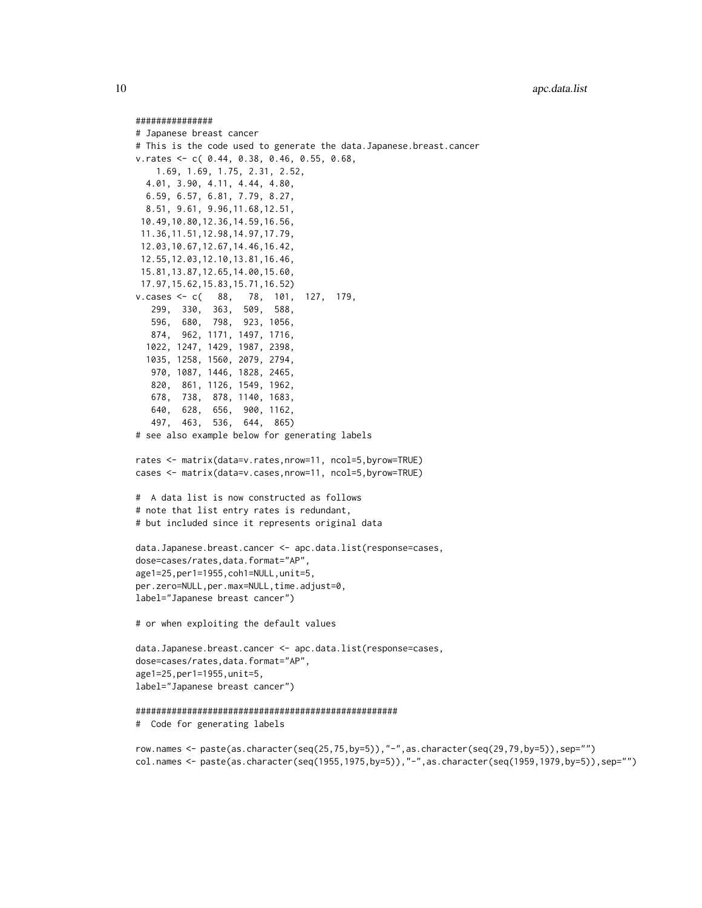```
###############
# Japanese breast cancer
# This is the code used to generate the data.Japanese.breast.cancer
v.rates <- c( 0.44, 0.38, 0.46, 0.55, 0.68,
    1.69, 1.69, 1.75, 2.31, 2.52,
  4.01, 3.90, 4.11, 4.44, 4.80,
  6.59, 6.57, 6.81, 7.79, 8.27,
  8.51, 9.61, 9.96,11.68,12.51,
 10.49,10.80,12.36,14.59,16.56,
 11.36,11.51,12.98,14.97,17.79,
 12.03,10.67,12.67,14.46,16.42,
 12.55,12.03,12.10,13.81,16.46,
 15.81,13.87,12.65,14.00,15.60,
 17.97,15.62,15.83,15.71,16.52)
v.cases <- c(   88,   78,  101,  127,  179,
   299,  330,  363,  509,  588,
   596,  680,  798,  923, 1056,
   874,  962, 1171, 1497, 1716,
  1022, 1247, 1429, 1987, 2398,
  1035, 1258, 1560, 2079, 2794,
   970, 1087, 1446, 1828, 2465,
   820,  861, 1126, 1549, 1962,
   678,  738,  878, 1140, 1683,
   640,  628,  656,  900, 1162,
   497,  463,  536,  644,  865)
# see also example below for generating labels

rates <- matrix(data=v.rates,nrow=11, ncol=5,byrow=TRUE)
cases <- matrix(data=v.cases,nrow=11, ncol=5,byrow=TRUE)

#  A data list is now constructed as follows
# note that list entry rates is redundant,
# but included since it represents original data

data.Japanese.breast.cancer <- apc.data.list(response=cases,
dose=cases/rates,data.format="AP",
age1=25,per1=1955,coh1=NULL,unit=5,
per.zero=NULL,per.max=NULL,time.adjust=0,
label="Japanese breast cancer")

# or when exploiting the default values

data.Japanese.breast.cancer <- apc.data.list(response=cases,
dose=cases/rates,data.format="AP",
age1=25,per1=1955,unit=5,
label="Japanese breast cancer")

####################################################
#  Code for generating labels

row.names <- paste(as.character(seq(25,75,by=5)),"-",as.character(seq(29,79,by=5)),sep="")
col.names <- paste(as.character(seq(1955,1975,by=5)),"-",as.character(seq(1959,1979,by=5)),sep="")
```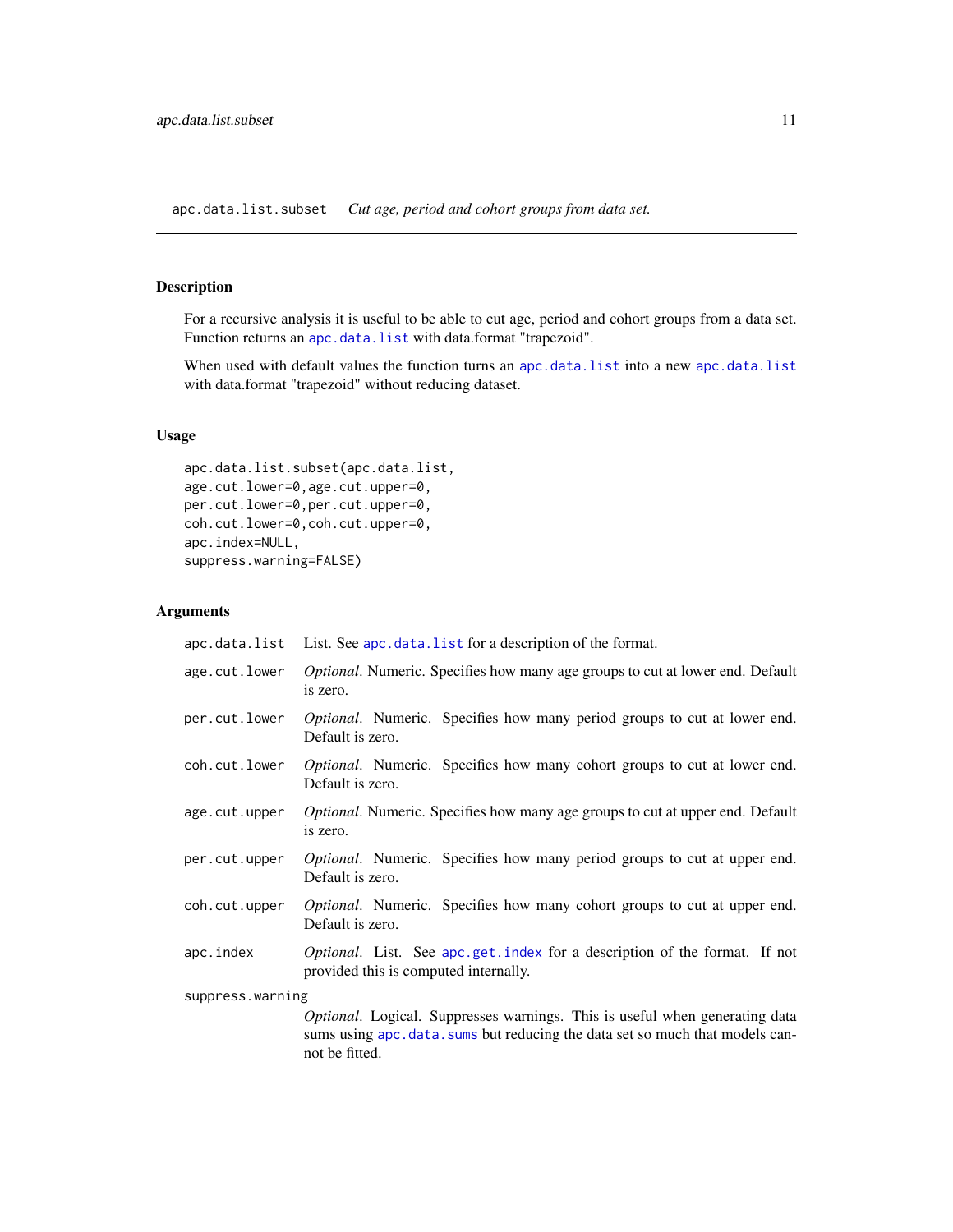apc.data.list.subset *Cut age, period and cohort groups from data set.*

## Description

For a recursive analysis it is useful to be able to cut age, period and cohort groups from a data set. Function returns an `apc.data.list` with data.format "trapezoid".

When used with default values the function turns an `apc.data.list` into a new `apc.data.list` with data.format "trapezoid" without reducing dataset.

## Usage

```
apc.data.list.subset(apc.data.list,
age.cut.lower=0,age.cut.upper=0,
per.cut.lower=0,per.cut.upper=0,
coh.cut.lower=0,coh.cut.upper=0,
apc.index=NULL,
suppress.warning=FALSE)
```

## Arguments

| | |
|---|---|
| `apc.data.list` | List. See `apc.data.list` for a description of the format. |
| `age.cut.lower` | *Optional*. Numeric. Specifies how many age groups to cut at lower end. Default is zero. |
| `per.cut.lower` | *Optional*. Numeric. Specifies how many period groups to cut at lower end. Default is zero. |
| `coh.cut.lower` | *Optional*. Numeric. Specifies how many cohort groups to cut at lower end. Default is zero. |
| `age.cut.upper` | *Optional*. Numeric. Specifies how many age groups to cut at upper end. Default is zero. |
| `per.cut.upper` | *Optional*. Numeric. Specifies how many period groups to cut at upper end. Default is zero. |
| `coh.cut.upper` | *Optional*. Numeric. Specifies how many cohort groups to cut at upper end. Default is zero. |
| `apc.index` | *Optional*. List. See `apc.get.index` for a description of the format. If not provided this is computed internally. |
| `suppress.warning` | *Optional*. Logical. Suppresses warnings. This is useful when generating data sums using `apc.data.sums` but reducing the data set so much that models cannot be fitted. |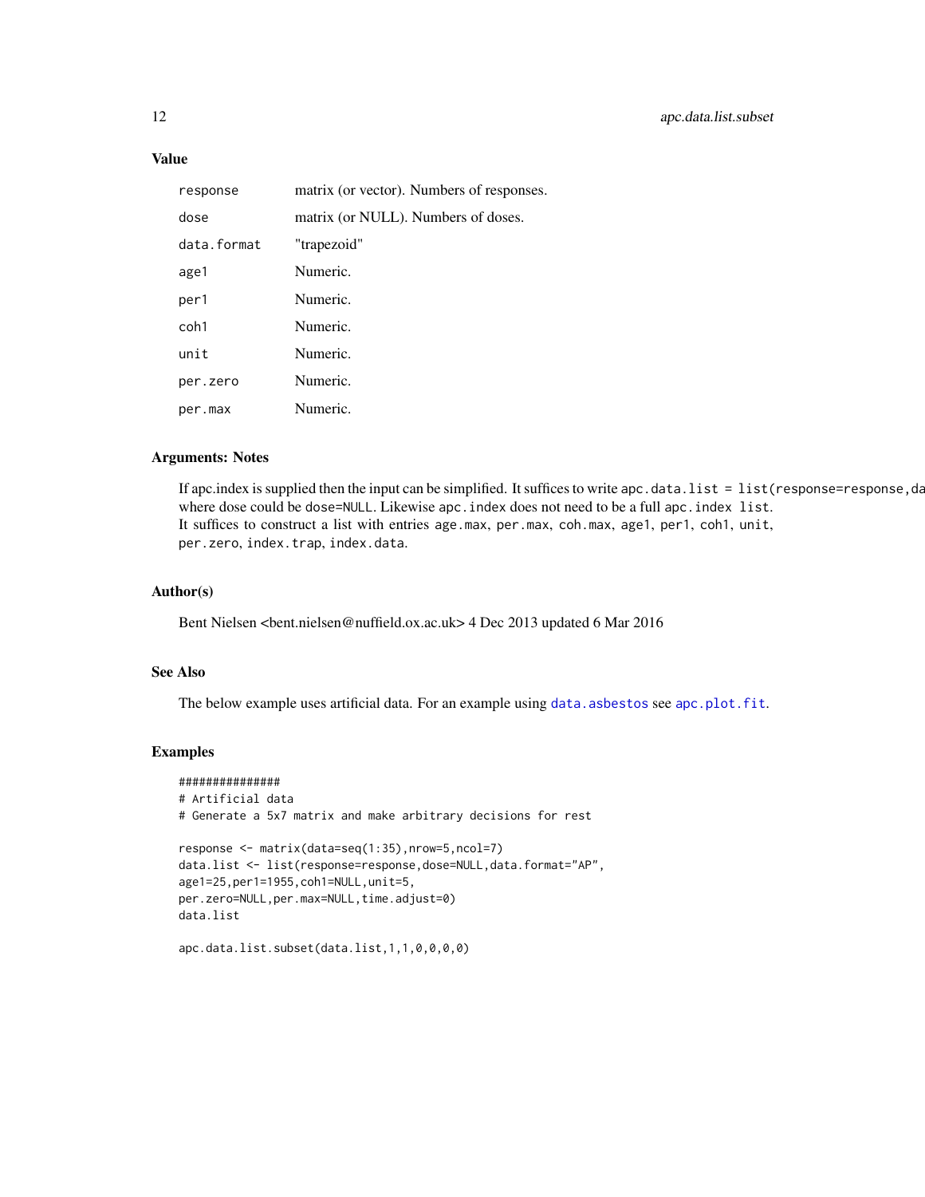## Value

| | |
|---|---|
| `response` | matrix (or vector). Numbers of responses. |
| `dose` | matrix (or NULL). Numbers of doses. |
| `data.format` | "trapezoid" |
| `age1` | Numeric. |
| `per1` | Numeric. |
| `coh1` | Numeric. |
| `unit` | Numeric. |
| `per.zero` | Numeric. |
| `per.max` | Numeric. |

## Arguments: Notes

If apc.index is supplied then the input can be simplified. It suffices to write `apc.data.list = list(response=response,da` where dose could be `dose=NULL`. Likewise `apc.index` does not need to be a full `apc.index list`. It suffices to construct a list with entries `age.max`, `per.max`, `coh.max`, `age1`, `per1`, `coh1`, `unit`, `per.zero`, `index.trap`, `index.data`.

## Author(s)

Bent Nielsen <bent.nielsen@nuffield.ox.ac.uk> 4 Dec 2013 updated 6 Mar 2016

## See Also

The below example uses artificial data. For an example using `data.asbestos` see `apc.plot.fit`.

## Examples

```
###############
# Artificial data
# Generate a 5x7 matrix and make arbitrary decisions for rest

response <- matrix(data=seq(1:35),nrow=5,ncol=7)
data.list <- list(response=response,dose=NULL,data.format="AP",
age1=25,per1=1955,coh1=NULL,unit=5,
per.zero=NULL,per.max=NULL,time.adjust=0)
data.list

apc.data.list.subset(data.list,1,1,0,0,0,0)
```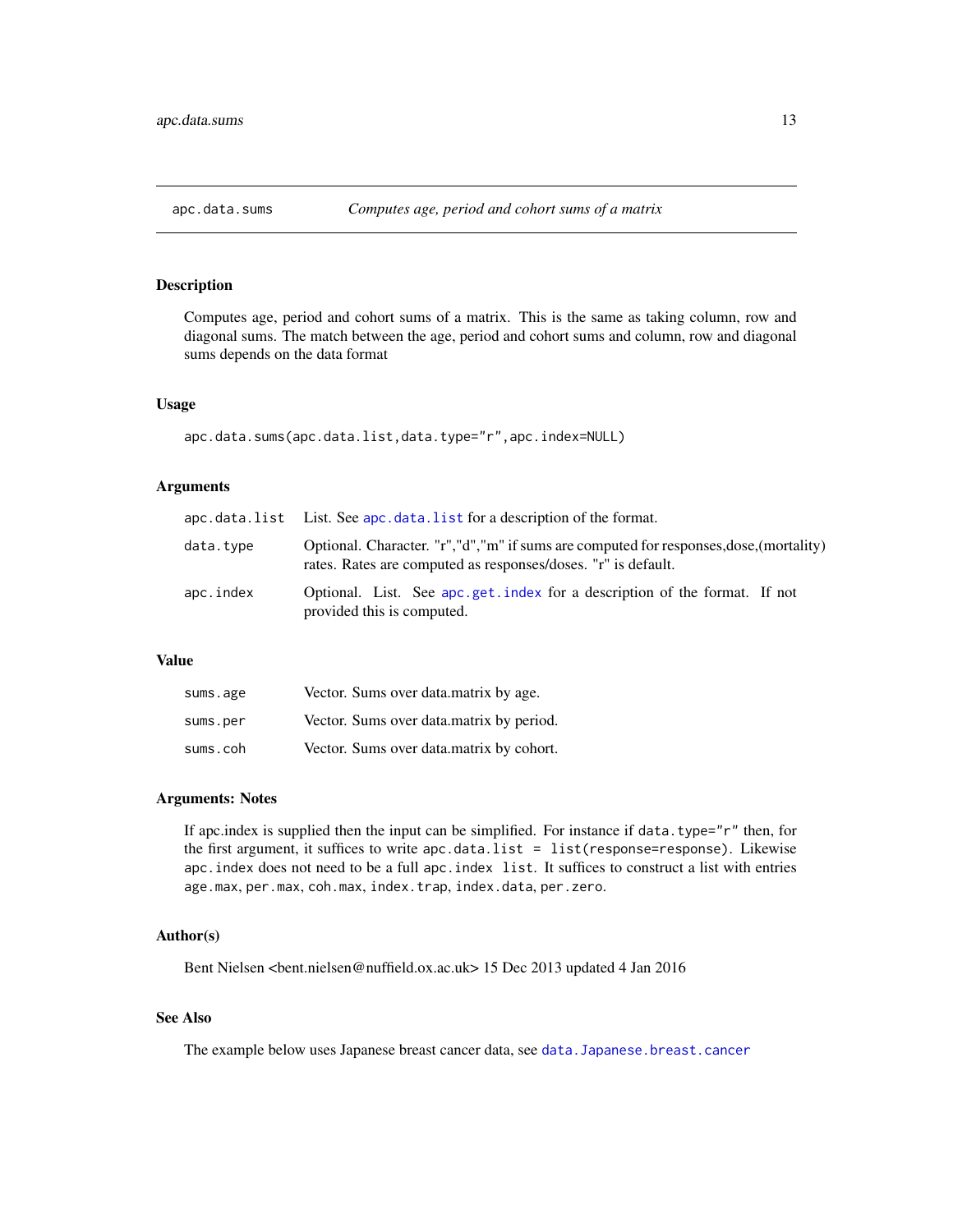# apc.data.sums — *Computes age, period and cohort sums of a matrix*

## Description

Computes age, period and cohort sums of a matrix. This is the same as taking column, row and diagonal sums. The match between the age, period and cohort sums and column, row and diagonal sums depends on the data format

## Usage

```
apc.data.sums(apc.data.list,data.type="r",apc.index=NULL)
```

## Arguments

| | |
|---|---|
| `apc.data.list` | List. See `apc.data.list` for a description of the format. |
| `data.type` | Optional. Character. "r","d","m" if sums are computed for responses,dose,(mortality) rates. Rates are computed as responses/doses. "r" is default. |
| `apc.index` | Optional. List. See `apc.get.index` for a description of the format. If not provided this is computed. |

## Value

| | |
|---|---|
| `sums.age` | Vector. Sums over data.matrix by age. |
| `sums.per` | Vector. Sums over data.matrix by period. |
| `sums.coh` | Vector. Sums over data.matrix by cohort. |

## Arguments: Notes

If apc.index is supplied then the input can be simplified. For instance if `data.type="r"` then, for the first argument, it suffices to write `apc.data.list = list(response=response)`. Likewise `apc.index` does not need to be a full `apc.index list`. It suffices to construct a list with entries `age.max`, `per.max`, `coh.max`, `index.trap`, `index.data`, `per.zero`.

## Author(s)

Bent Nielsen <bent.nielsen@nuffield.ox.ac.uk> 15 Dec 2013 updated 4 Jan 2016

## See Also

The example below uses Japanese breast cancer data, see `data.Japanese.breast.cancer`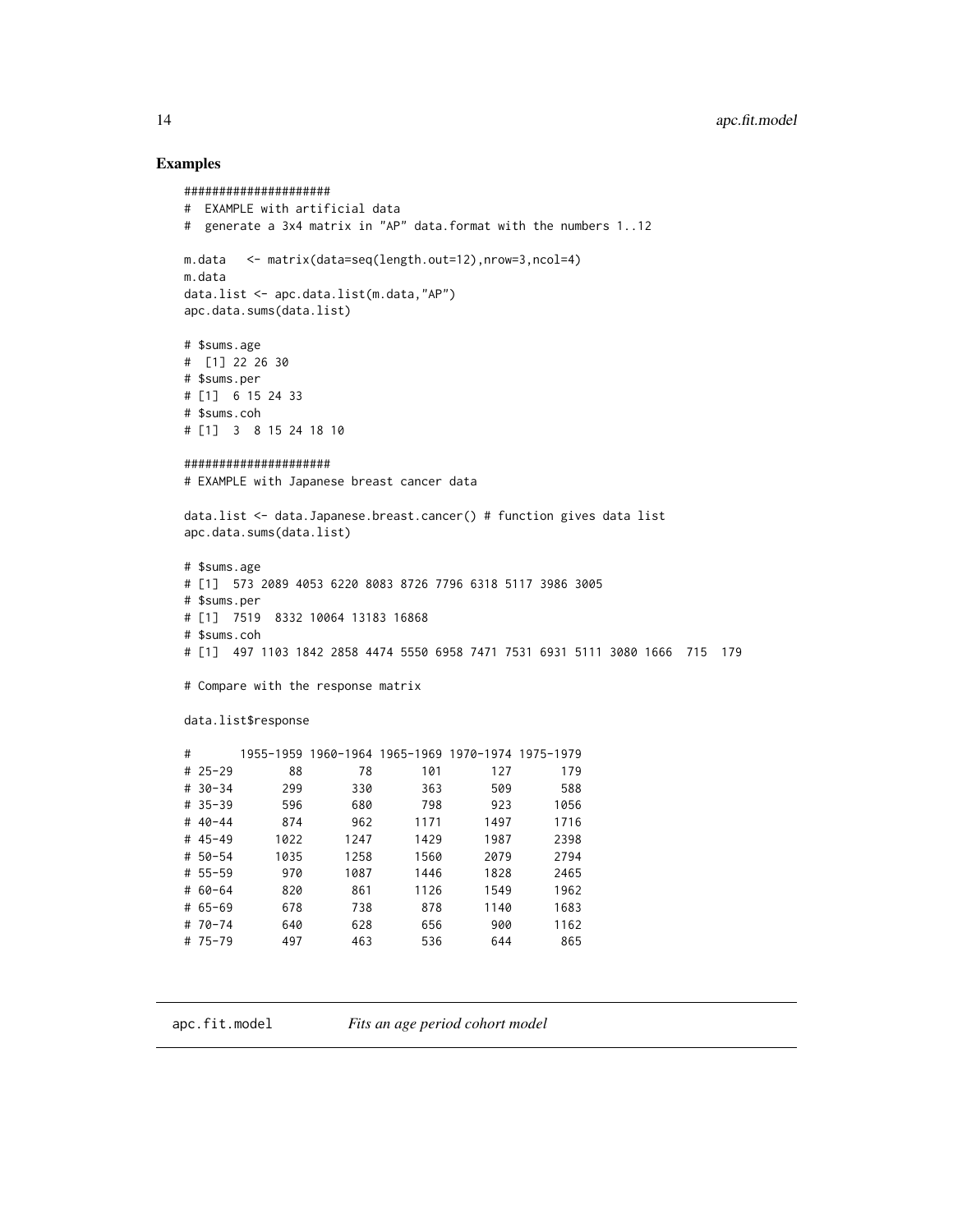## Examples

```
####################
#  EXAMPLE with artificial data
#  generate a 3x4 matrix in "AP" data.format with the numbers 1..12

m.data   <- matrix(data=seq(length.out=12),nrow=3,ncol=4)
m.data
data.list <- apc.data.list(m.data,"AP")
apc.data.sums(data.list)

# $sums.age
#  [1] 22 26 30
# $sums.per
# [1]  6 15 24 33
# $sums.coh
# [1]  3  8 15 24 18 10

####################
# EXAMPLE with Japanese breast cancer data

data.list <- data.Japanese.breast.cancer() # function gives data list
apc.data.sums(data.list)

# $sums.age
# [1]  573 2089 4053 6220 8083 8726 7796 6318 5117 3986 3005
# $sums.per
# [1]  7519  8332 10064 13183 16868
# $sums.coh
# [1]  497 1103 1842 2858 4474 5550 6958 7471 7531 6931 5111 3080 1666  715  179

# Compare with the response matrix

data.list$response

#       1955-1959 1960-1964 1965-1969 1970-1974 1975-1979
# 25-29        88        78       101       127       179
# 30-34       299       330       363       509       588
# 35-39       596       680       798       923      1056
# 40-44       874       962      1171      1497      1716
# 45-49      1022      1247      1429      1987      2398
# 50-54      1035      1258      1560      2079      2794
# 55-59       970      1087      1446      1828      2465
# 60-64       820       861      1126      1549      1962
# 65-69       678       738       878      1140      1683
# 70-74       640       628       656       900      1162
# 75-79       497       463       536       644       865
```

---

apc.fit.model *Fits an age period cohort model*

---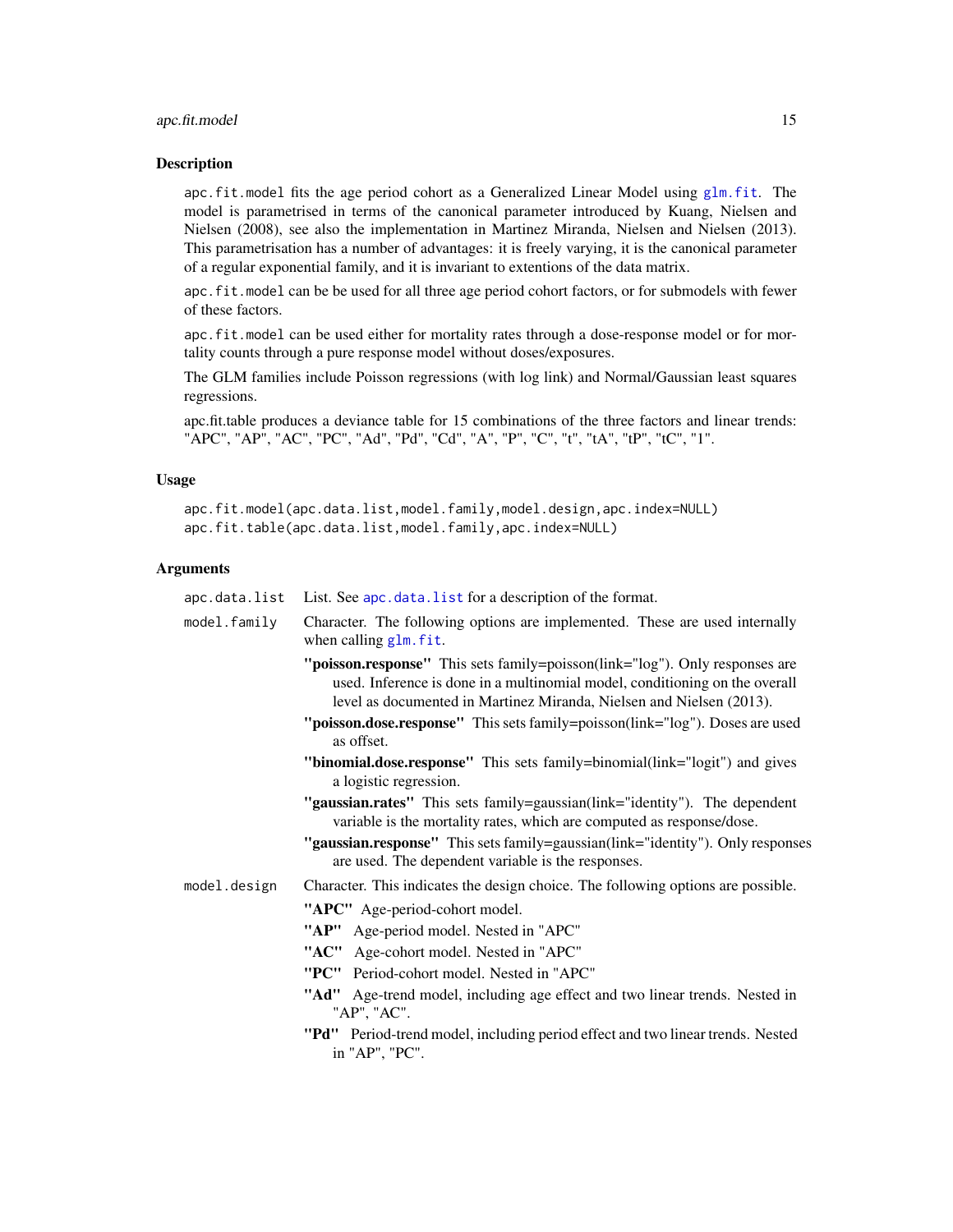## Description

`apc.fit.model` fits the age period cohort as a Generalized Linear Model using `glm.fit`. The model is parametrised in terms of the canonical parameter introduced by Kuang, Nielsen and Nielsen (2008), see also the implementation in Martinez Miranda, Nielsen and Nielsen (2013). This parametrisation has a number of advantages: it is freely varying, it is the canonical parameter of a regular exponential family, and it is invariant to extentions of the data matrix.

`apc.fit.model` can be be used for all three age period cohort factors, or for submodels with fewer of these factors.

`apc.fit.model` can be used either for mortality rates through a dose-response model or for mortality counts through a pure response model without doses/exposures.

The GLM families include Poisson regressions (with log link) and Normal/Gaussian least squares regressions.

apc.fit.table produces a deviance table for 15 combinations of the three factors and linear trends: "APC", "AP", "AC", "PC", "Ad", "Pd", "Cd", "A", "P", "C", "t", "tA", "tP", "tC", "1".

## Usage

```
apc.fit.model(apc.data.list,model.family,model.design,apc.index=NULL)
apc.fit.table(apc.data.list,model.family,apc.index=NULL)
```

## Arguments

`apc.data.list` List. See `apc.data.list` for a description of the format.

`model.family` Character. The following options are implemented. These are used internally when calling `glm.fit`.

- **"poisson.response"** This sets family=poisson(link="log"). Only responses are used. Inference is done in a multinomial model, conditioning on the overall level as documented in Martinez Miranda, Nielsen and Nielsen (2013).
- **"poisson.dose.response"** This sets family=poisson(link="log"). Doses are used as offset.
- **"binomial.dose.response"** This sets family=binomial(link="logit") and gives a logistic regression.
- **"gaussian.rates"** This sets family=gaussian(link="identity"). The dependent variable is the mortality rates, which are computed as response/dose.
- **"gaussian.response"** This sets family=gaussian(link="identity"). Only responses are used. The dependent variable is the responses.

`model.design` Character. This indicates the design choice. The following options are possible.

- **"APC"** Age-period-cohort model.
- **"AP"** Age-period model. Nested in "APC"
- **"AC"** Age-cohort model. Nested in "APC"
- **"PC"** Period-cohort model. Nested in "APC"
- **"Ad"** Age-trend model, including age effect and two linear trends. Nested in "AP", "AC".
- **"Pd"** Period-trend model, including period effect and two linear trends. Nested in "AP", "PC".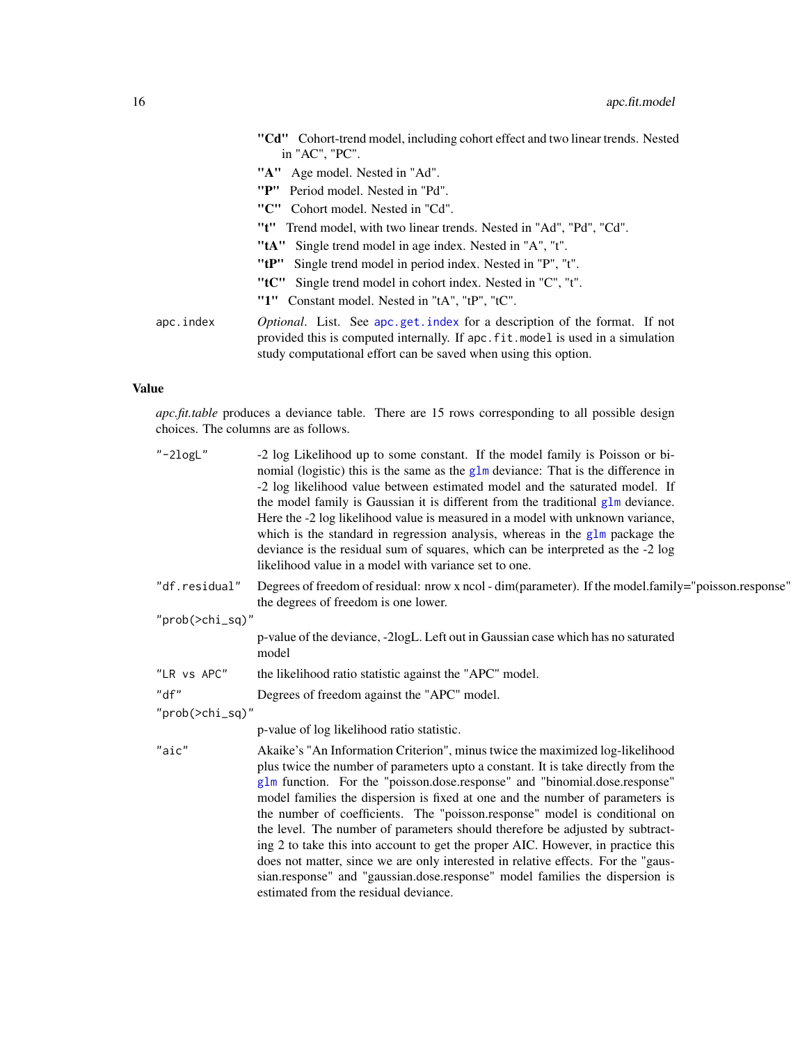**"Cd"** Cohort-trend model, including cohort effect and two linear trends. Nested in "AC", "PC".

**"A"** Age model. Nested in "Ad".

**"P"** Period model. Nested in "Pd".

**"C"** Cohort model. Nested in "Cd".

**"t"** Trend model, with two linear trends. Nested in "Ad", "Pd", "Cd".

**"tA"** Single trend model in age index. Nested in "A", "t".

**"tP"** Single trend model in period index. Nested in "P", "t".

**"tC"** Single trend model in cohort index. Nested in "C", "t".

**"1"** Constant model. Nested in "tA", "tP", "tC".

`apc.index` *Optional*. List. See `apc.get.index` for a description of the format. If not provided this is computed internally. If `apc.fit.model` is used in a simulation study computational effort can be saved when using this option.

## Value

*apc.fit.table* produces a deviance table. There are 15 rows corresponding to all possible design choices. The columns are as follows.

`"-2logL"` -2 log Likelihood up to some constant. If the model family is Poisson or binomial (logistic) this is the same as the `glm` deviance: That is the difference in -2 log likelihood value between estimated model and the saturated model. If the model family is Gaussian it is different from the traditional `glm` deviance. Here the -2 log likelihood value is measured in a model with unknown variance, which is the standard in regression analysis, whereas in the `glm` package the deviance is the residual sum of squares, which can be interpreted as the -2 log likelihood value in a model with variance set to one.

`"df.residual"` Degrees of freedom of residual: nrow x ncol - dim(parameter). If the model.family="poisson.response" the degrees of freedom is one lower.

`"prob(>chi_sq)"` p-value of the deviance, -2logL. Left out in Gaussian case which has no saturated model

`"LR vs APC"` the likelihood ratio statistic against the "APC" model.

`"df"` Degrees of freedom against the "APC" model.

`"prob(>chi_sq)"` p-value of log likelihood ratio statistic.

`"aic"` Akaike's "An Information Criterion", minus twice the maximized log-likelihood plus twice the number of parameters upto a constant. It is take directly from the `glm` function. For the "poisson.dose.response" and "binomial.dose.response" model families the dispersion is fixed at one and the number of parameters is the number of coefficients. The "poisson.response" model is conditional on the level. The number of parameters should therefore be adjusted by subtracting 2 to take this into account to get the proper AIC. However, in practice this does not matter, since we are only interested in relative effects. For the "gaussian.response" and "gaussian.dose.response" model families the dispersion is estimated from the residual deviance.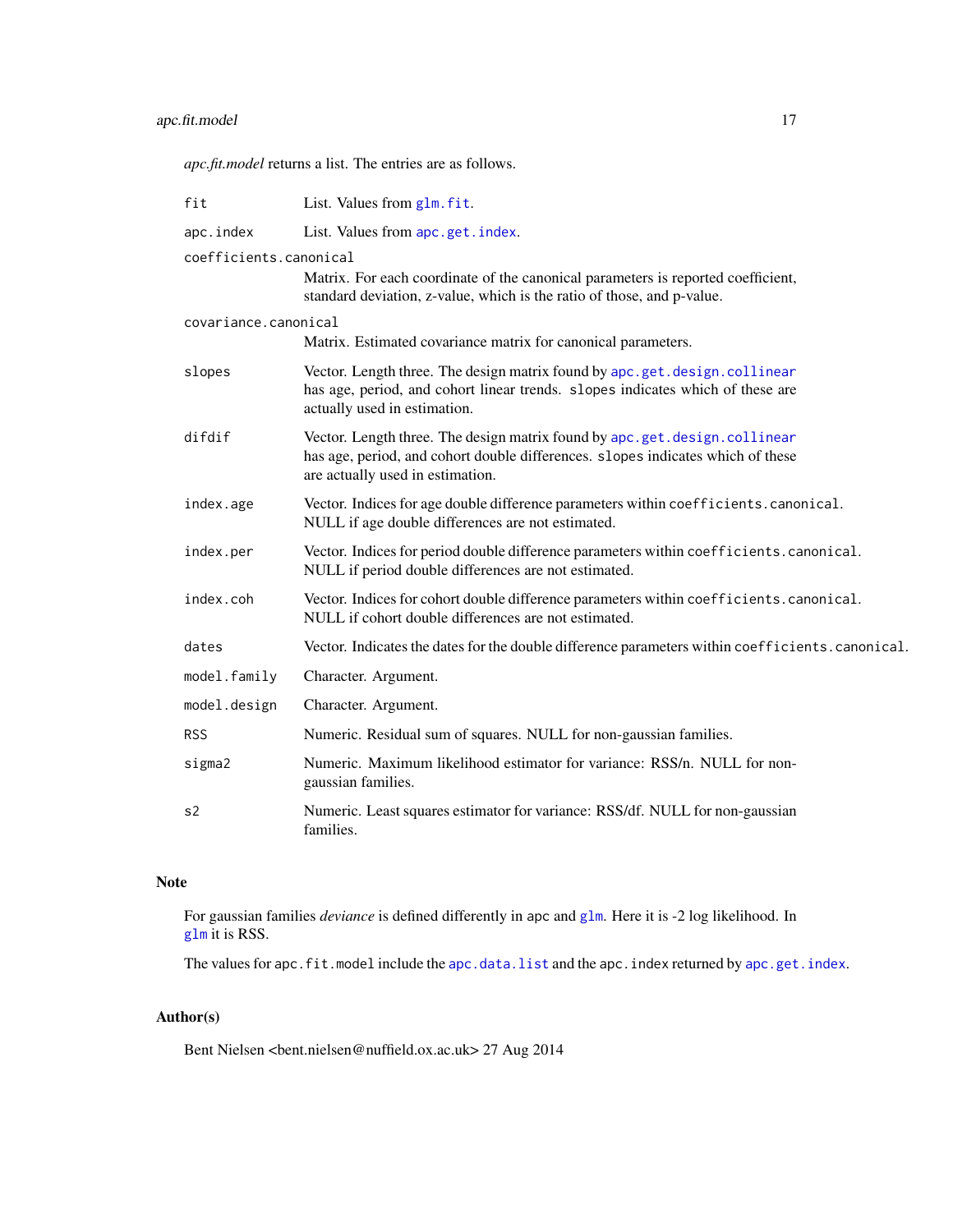*apc.fit.model* returns a list. The entries are as follows.

- `fit` — List. Values from `glm.fit`.
- `apc.index` — List. Values from `apc.get.index`.
- `coefficients.canonical` — Matrix. For each coordinate of the canonical parameters is reported coefficient, standard deviation, z-value, which is the ratio of those, and p-value.
- `covariance.canonical` — Matrix. Estimated covariance matrix for canonical parameters.
- `slopes` — Vector. Length three. The design matrix found by `apc.get.design.collinear` has age, period, and cohort linear trends. `slopes` indicates which of these are actually used in estimation.
- `difdif` — Vector. Length three. The design matrix found by `apc.get.design.collinear` has age, period, and cohort double differences. `slopes` indicates which of these are actually used in estimation.
- `index.age` — Vector. Indices for age double difference parameters within `coefficients.canonical`. NULL if age double differences are not estimated.
- `index.per` — Vector. Indices for period double difference parameters within `coefficients.canonical`. NULL if period double differences are not estimated.
- `index.coh` — Vector. Indices for cohort double difference parameters within `coefficients.canonical`. NULL if cohort double differences are not estimated.
- `dates` — Vector. Indicates the dates for the double difference parameters within `coefficients.canonical`.
- `model.family` — Character. Argument.
- `model.design` — Character. Argument.
- `RSS` — Numeric. Residual sum of squares. NULL for non-gaussian families.
- `sigma2` — Numeric. Maximum likelihood estimator for variance: RSS/n. NULL for non-gaussian families.
- `s2` — Numeric. Least squares estimator for variance: RSS/df. NULL for non-gaussian families.

## Note

For gaussian families *deviance* is defined differently in apc and `glm`. Here it is -2 log likelihood. In `glm` it is RSS.

The values for `apc.fit.model` include the `apc.data.list` and the `apc.index` returned by `apc.get.index`.

## Author(s)

Bent Nielsen <bent.nielsen@nuffield.ox.ac.uk> 27 Aug 2014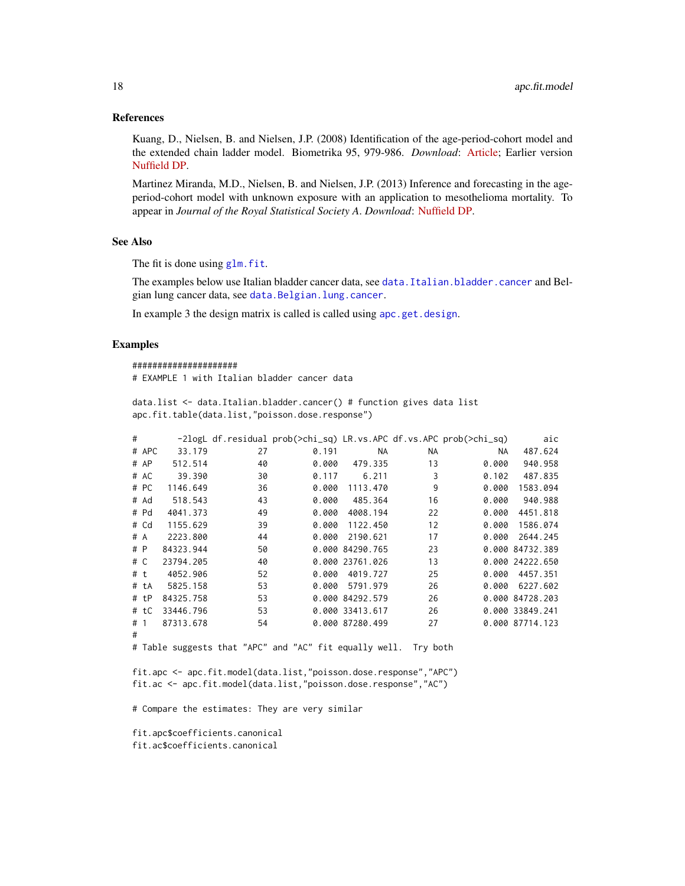### References

Kuang, D., Nielsen, B. and Nielsen, J.P. (2008) Identification of the age-period-cohort model and the extended chain ladder model. Biometrika 95, 979-986. *Download*: Article; Earlier version Nuffield DP.

Martinez Miranda, M.D., Nielsen, B. and Nielsen, J.P. (2013) Inference and forecasting in the age-period-cohort model with unknown exposure with an application to mesothelioma mortality. To appear in *Journal of the Royal Statistical Society A*. *Download*: Nuffield DP.

### See Also

The fit is done using `glm.fit`.

The examples below use Italian bladder cancer data, see `data.Italian.bladder.cancer` and Belgian lung cancer data, see `data.Belgian.lung.cancer`.

In example 3 the design matrix is called is called using `apc.get.design`.

### Examples

```
#####################
# EXAMPLE 1 with Italian bladder cancer data

data.list <- data.Italian.bladder.cancer() # function gives data list
apc.fit.table(data.list,"poisson.dose.response")

#        -2logL df.residual prob(>chi_sq) LR.vs.APC df.vs.APC prob(>chi_sq)       aic
# APC    33.179          27         0.191        NA        NA            NA   487.624
# AP    512.514          40         0.000   479.335        13         0.000   940.958
# AC     39.390          30         0.117     6.211         3         0.102   487.835
# PC   1146.649          36         0.000  1113.470         9         0.000  1583.094
# Ad    518.543          43         0.000   485.364        16         0.000   940.988
# Pd   4041.373          49         0.000  4008.194        22         0.000  4451.818
# Cd   1155.629          39         0.000  1122.450        12         0.000  1586.074
# A    2223.800          44         0.000  2190.621        17         0.000  2644.245
# P   84323.944          50         0.000 84290.765        23         0.000 84732.389
# C   23794.205          40         0.000 23761.026        13         0.000 24222.650
# t    4052.906          52         0.000  4019.727        25         0.000  4457.351
# tA   5825.158          53         0.000  5791.979        26         0.000  6227.602
# tP  84325.758          53         0.000 84292.579        26         0.000 84728.203
# tC  33446.796          53         0.000 33413.617        26         0.000 33849.241
# 1   87313.678          54         0.000 87280.499        27         0.000 87714.123
#
# Table suggests that "APC" and "AC" fit equally well.  Try both

fit.apc <- apc.fit.model(data.list,"poisson.dose.response","APC")
fit.ac <- apc.fit.model(data.list,"poisson.dose.response","AC")

# Compare the estimates: They are very similar

fit.apc$coefficients.canonical
fit.ac$coefficients.canonical
```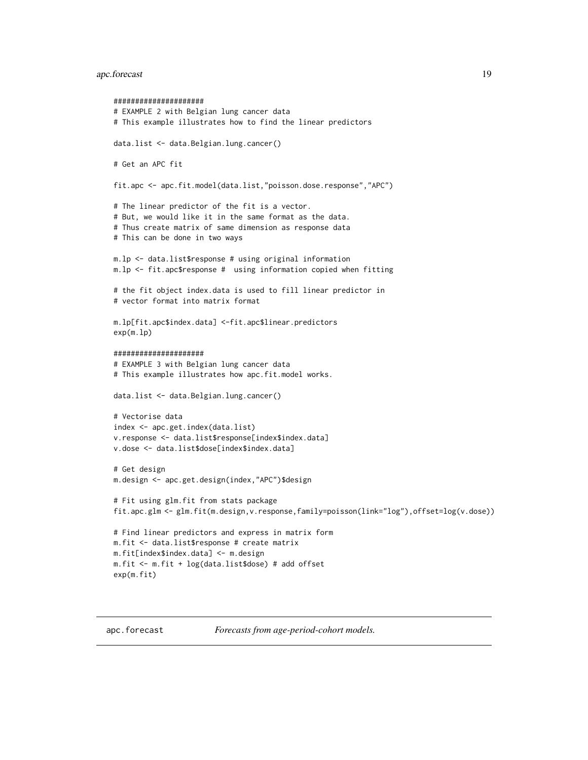```
####################
# EXAMPLE 2 with Belgian lung cancer data
# This example illustrates how to find the linear predictors

data.list <- data.Belgian.lung.cancer()

# Get an APC fit

fit.apc <- apc.fit.model(data.list,"poisson.dose.response","APC")

# The linear predictor of the fit is a vector.
# But, we would like it in the same format as the data.
# Thus create matrix of same dimension as response data
# This can be done in two ways

m.lp <- data.list$response # using original information
m.lp <- fit.apc$response #  using information copied when fitting

# the fit object index.data is used to fill linear predictor in
# vector format into matrix format

m.lp[fit.apc$index.data] <-fit.apc$linear.predictors
exp(m.lp)

####################
# EXAMPLE 3 with Belgian lung cancer data
# This example illustrates how apc.fit.model works.

data.list <- data.Belgian.lung.cancer()

# Vectorise data
index <- apc.get.index(data.list)
v.response <- data.list$response[index$index.data]
v.dose <- data.list$dose[index$index.data]

# Get design
m.design <- apc.get.design(index,"APC")$design

# Fit using glm.fit from stats package
fit.apc.glm <- glm.fit(m.design,v.response,family=poisson(link="log"),offset=log(v.dose))

# Find linear predictors and express in matrix form
m.fit <- data.list$response # create matrix
m.fit[index$index.data] <- m.design
m.fit <- m.fit + log(data.list$dose) # add offset
exp(m.fit)
```

## apc.forecast *Forecasts from age-period-cohort models.*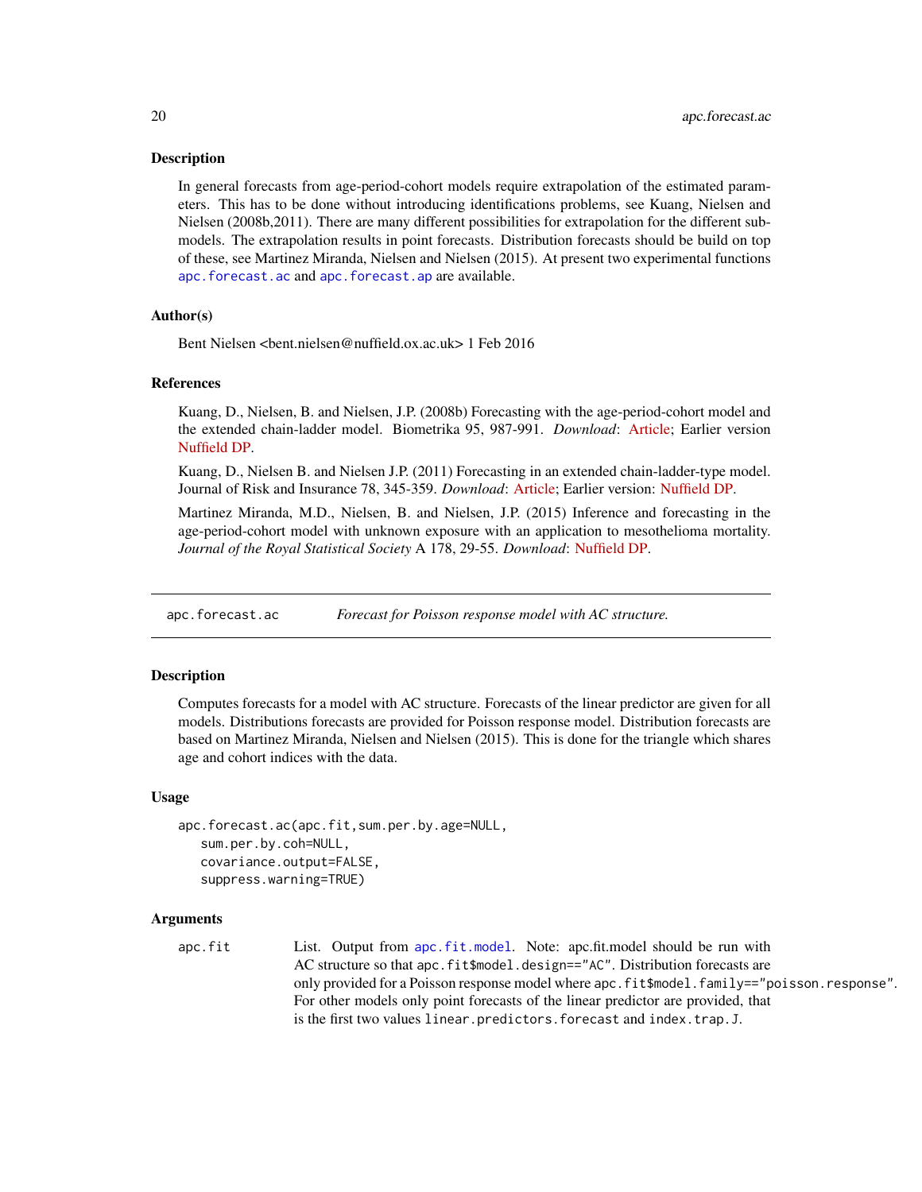### Description

In general forecasts from age-period-cohort models require extrapolation of the estimated parameters. This has to be done without introducing identifications problems, see Kuang, Nielsen and Nielsen (2008b,2011). There are many different possibilities for extrapolation for the different submodels. The extrapolation results in point forecasts. Distribution forecasts should be build on top of these, see Martinez Miranda, Nielsen and Nielsen (2015). At present two experimental functions `apc.forecast.ac` and `apc.forecast.ap` are available.

### Author(s)

Bent Nielsen <bent.nielsen@nuffield.ox.ac.uk> 1 Feb 2016

### References

Kuang, D., Nielsen, B. and Nielsen, J.P. (2008b) Forecasting with the age-period-cohort model and the extended chain-ladder model. Biometrika 95, 987-991. *Download*: Article; Earlier version Nuffield DP.

Kuang, D., Nielsen B. and Nielsen J.P. (2011) Forecasting in an extended chain-ladder-type model. Journal of Risk and Insurance 78, 345-359. *Download*: Article; Earlier version: Nuffield DP.

Martinez Miranda, M.D., Nielsen, B. and Nielsen, J.P. (2015) Inference and forecasting in the age-period-cohort model with unknown exposure with an application to mesothelioma mortality. *Journal of the Royal Statistical Society* A 178, 29-55. *Download*: Nuffield DP.

---

## apc.forecast.ac — *Forecast for Poisson response model with AC structure.*

---

### Description

Computes forecasts for a model with AC structure. Forecasts of the linear predictor are given for all models. Distributions forecasts are provided for Poisson response model. Distribution forecasts are based on Martinez Miranda, Nielsen and Nielsen (2015). This is done for the triangle which shares age and cohort indices with the data.

### Usage

```
apc.forecast.ac(apc.fit,sum.per.by.age=NULL,
   sum.per.by.coh=NULL,
   covariance.output=FALSE,
   suppress.warning=TRUE)
```

### Arguments

`apc.fit` List. Output from `apc.fit.model`. Note: apc.fit.model should be run with AC structure so that `apc.fit$model.design=="AC"`. Distribution forecasts are only provided for a Poisson response model where `apc.fit$model.family=="poisson.response"`. For other models only point forecasts of the linear predictor are provided, that is the first two values `linear.predictors.forecast` and `index.trap.J`.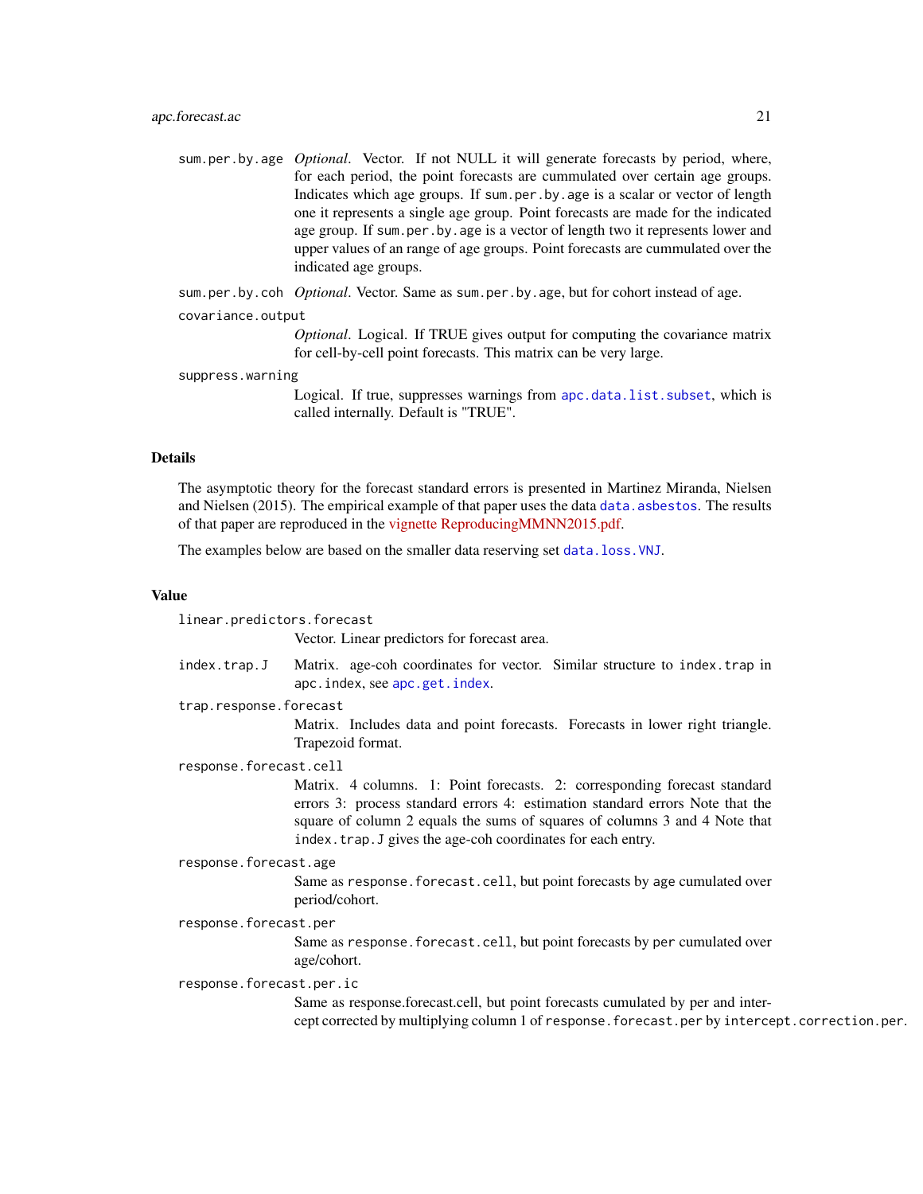`sum.per.by.age`
: *Optional*. Vector. If not NULL it will generate forecasts by period, where, for each period, the point forecasts are cummulated over certain age groups. Indicates which age groups. If `sum.per.by.age` is a scalar or vector of length one it represents a single age group. Point forecasts are made for the indicated age group. If `sum.per.by.age` is a vector of length two it represents lower and upper values of an range of age groups. Point forecasts are cummulated over the indicated age groups.

`sum.per.by.coh`
: *Optional*. Vector. Same as `sum.per.by.age`, but for cohort instead of age.

`covariance.output`
: *Optional*. Logical. If TRUE gives output for computing the covariance matrix for cell-by-cell point forecasts. This matrix can be very large.

`suppress.warning`
: Logical. If true, suppresses warnings from `apc.data.list.subset`, which is called internally. Default is "TRUE".

## Details

The asymptotic theory for the forecast standard errors is presented in Martinez Miranda, Nielsen and Nielsen (2015). The empirical example of that paper uses the data `data.asbestos`. The results of that paper are reproduced in the vignette ReproducingMMNN2015.pdf.

The examples below are based on the smaller data reserving set `data.loss.VNJ`.

## Value

`linear.predictors.forecast`
: Vector. Linear predictors for forecast area.

`index.trap.J`
: Matrix. age-coh coordinates for vector. Similar structure to `index.trap` in `apc.index`, see `apc.get.index`.

`trap.response.forecast`
: Matrix. Includes data and point forecasts. Forecasts in lower right triangle. Trapezoid format.

`response.forecast.cell`
: Matrix. 4 columns. 1: Point forecasts. 2: corresponding forecast standard errors 3: process standard errors 4: estimation standard errors Note that the square of column 2 equals the sums of squares of columns 3 and 4 Note that `index.trap.J` gives the age-coh coordinates for each entry.

`response.forecast.age`
: Same as `response.forecast.cell`, but point forecasts by age cumulated over period/cohort.

`response.forecast.per`
: Same as `response.forecast.cell`, but point forecasts by per cumulated over age/cohort.

`response.forecast.per.ic`
: Same as response.forecast.cell, but point forecasts cumulated by per and intercept corrected by multiplying column 1 of `response.forecast.per` by `intercept.correction.per`.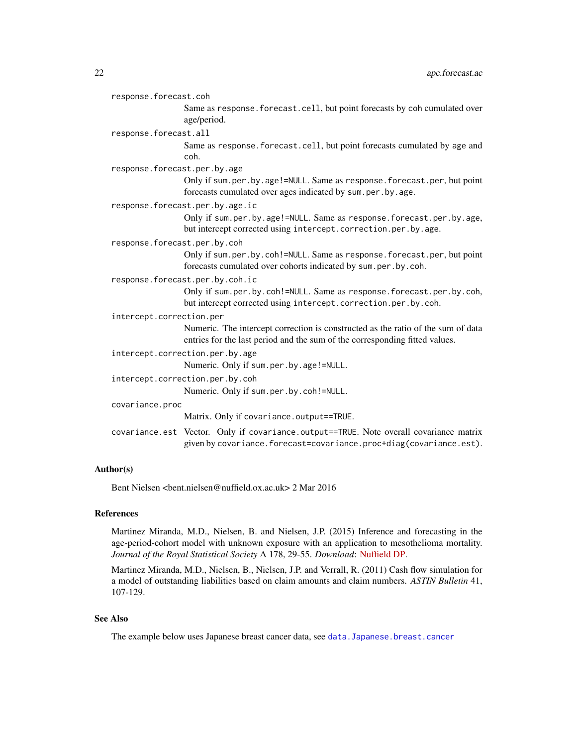response.forecast.coh
: Same as `response.forecast.cell`, but point forecasts by `coh` cumulated over age/period.

response.forecast.all
: Same as `response.forecast.cell`, but point forecasts cumulated by age and `coh`.

response.forecast.per.by.age
: Only if `sum.per.by.age!=NULL`. Same as `response.forecast.per`, but point forecasts cumulated over ages indicated by `sum.per.by.age`.

response.forecast.per.by.age.ic
: Only if `sum.per.by.age!=NULL`. Same as `response.forecast.per.by.age`, but intercept corrected using `intercept.correction.per.by.age`.

response.forecast.per.by.coh
: Only if `sum.per.by.coh!=NULL`. Same as `response.forecast.per`, but point forecasts cumulated over cohorts indicated by `sum.per.by.coh`.

response.forecast.per.by.coh.ic
: Only if `sum.per.by.coh!=NULL`. Same as `response.forecast.per.by.coh`, but intercept corrected using `intercept.correction.per.by.coh`.

intercept.correction.per
: Numeric. The intercept correction is constructed as the ratio of the sum of data entries for the last period and the sum of the corresponding fitted values.

intercept.correction.per.by.age
: Numeric. Only if `sum.per.by.age!=NULL`.

intercept.correction.per.by.coh
: Numeric. Only if `sum.per.by.coh!=NULL`.

covariance.proc
: Matrix. Only if `covariance.output==TRUE`.

covariance.est
: Vector. Only if `covariance.output==TRUE`. Note overall covariance matrix given by `covariance.forecast=covariance.proc+diag(covariance.est)`.

## Author(s)

Bent Nielsen <bent.nielsen@nuffield.ox.ac.uk> 2 Mar 2016

## References

Martinez Miranda, M.D., Nielsen, B. and Nielsen, J.P. (2015) Inference and forecasting in the age-period-cohort model with unknown exposure with an application to mesothelioma mortality. *Journal of the Royal Statistical Society* A 178, 29-55. *Download*: Nuffield DP.

Martinez Miranda, M.D., Nielsen, B., Nielsen, J.P. and Verrall, R. (2011) Cash flow simulation for a model of outstanding liabilities based on claim amounts and claim numbers. *ASTIN Bulletin* 41, 107-129.

## See Also

The example below uses Japanese breast cancer data, see `data.Japanese.breast.cancer`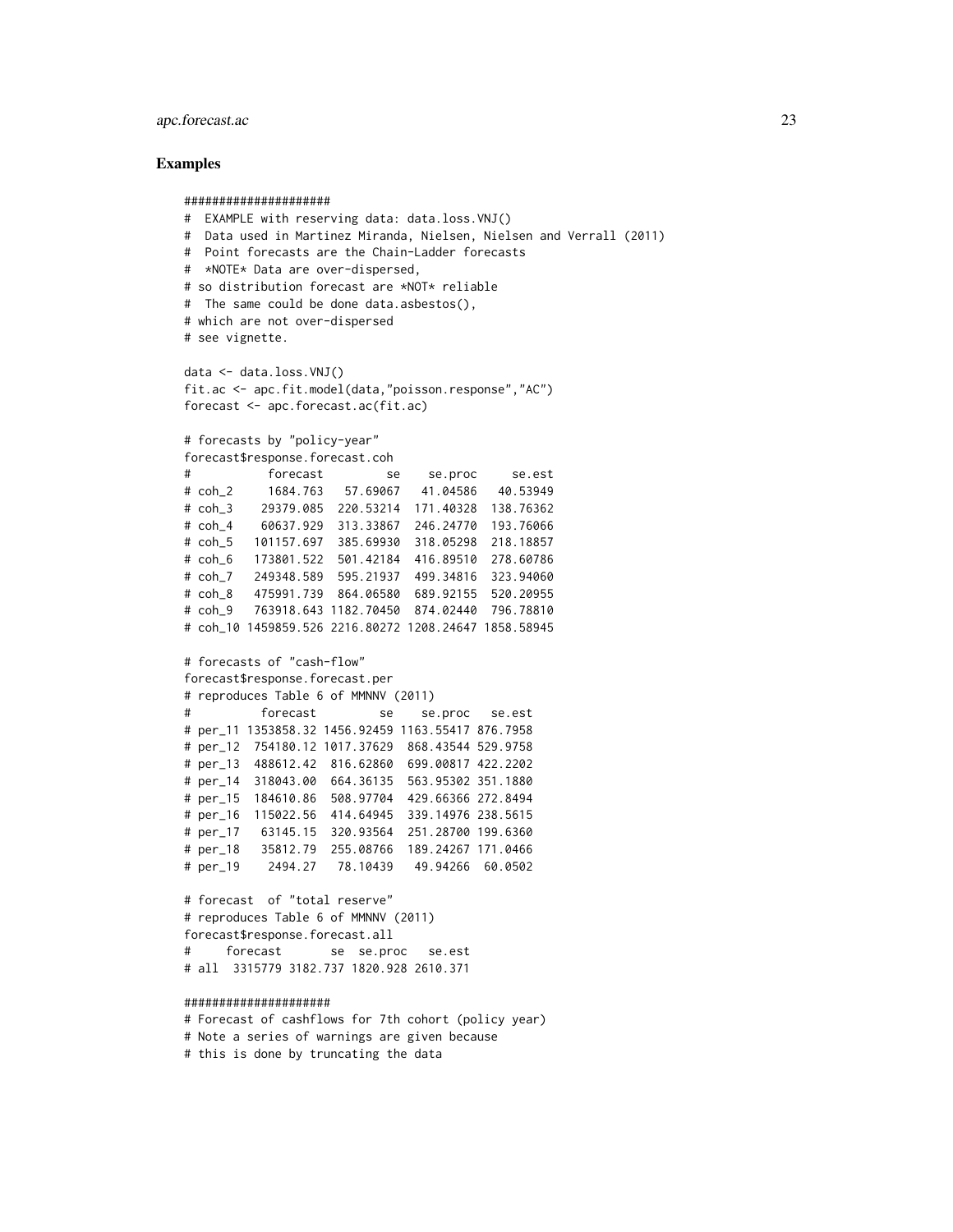## Examples

```
####################
#  EXAMPLE with reserving data: data.loss.VNJ()
#  Data used in Martinez Miranda, Nielsen, Nielsen and Verrall (2011)
#  Point forecasts are the Chain-Ladder forecasts
#  *NOTE* Data are over-dispersed,
# so distribution forecast are *NOT* reliable
#  The same could be done data.asbestos(),
# which are not over-dispersed
# see vignette.

data <- data.loss.VNJ()
fit.ac <- apc.fit.model(data,"poisson.response","AC")
forecast <- apc.forecast.ac(fit.ac)

# forecasts by "policy-year"
forecast$response.forecast.coh
#           forecast         se    se.proc     se.est
# coh_2     1684.763   57.69067   41.04586   40.53949
# coh_3    29379.085  220.53214  171.40328  138.76362
# coh_4    60637.929  313.33867  246.24770  193.76066
# coh_5   101157.697  385.69930  318.05298  218.18857
# coh_6   173801.522  501.42184  416.89510  278.60786
# coh_7   249348.589  595.21937  499.34816  323.94060
# coh_8   475991.739  864.06580  689.92155  520.20955
# coh_9   763918.643 1182.70450  874.02440  796.78810
# coh_10 1459859.526 2216.80272 1208.24647 1858.58945

# forecasts of "cash-flow"
forecast$response.forecast.per
# reproduces Table 6 of MMNNV (2011)
#          forecast         se    se.proc   se.est
# per_11 1353858.32 1456.92459 1163.55417 876.7958
# per_12  754180.12 1017.37629  868.43544 529.9758
# per_13  488612.42  816.62860  699.00817 422.2202
# per_14  318043.00  664.36135  563.95302 351.1880
# per_15  184610.86  508.97704  429.66366 272.8494
# per_16  115022.56  414.64945  339.14976 238.5615
# per_17   63145.15  320.93564  251.28700 199.6360
# per_18   35812.79  255.08766  189.24267 171.0466
# per_19    2494.27   78.10439   49.94266  60.0502

# forecast  of "total reserve"
# reproduces Table 6 of MMNNV (2011)
forecast$response.forecast.all
#     forecast       se  se.proc   se.est
# all  3315779 3182.737 1820.928 2610.371

####################
# Forecast of cashflows for 7th cohort (policy year)
# Note a series of warnings are given because
# this is done by truncating the data
```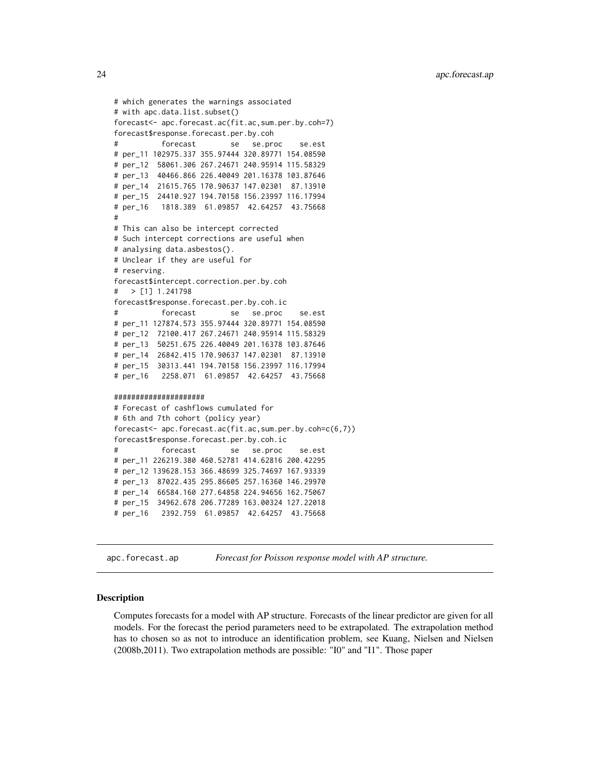```
# which generates the warnings associated
# with apc.data.list.subset()
forecast<- apc.forecast.ac(fit.ac,sum.per.by.coh=7)
forecast$response.forecast.per.by.coh
#          forecast        se   se.proc    se.est
# per_11 102975.337 355.97444 320.89771 154.08590
# per_12  58061.306 267.24671 240.95914 115.58329
# per_13  40466.866 226.40049 201.16378 103.87646
# per_14  21615.765 170.90637 147.02301  87.13910
# per_15  24410.927 194.70158 156.23997 116.17994
# per_16   1818.389  61.09857  42.64257  43.75668
#
# This can also be intercept corrected
# Such intercept corrections are useful when
# analysing data.asbestos().
# Unclear if they are useful for
# reserving.
forecast$intercept.correction.per.by.coh
#   > [1] 1.241798
forecast$response.forecast.per.by.coh.ic
#          forecast        se   se.proc    se.est
# per_11 127874.573 355.97444 320.89771 154.08590
# per_12  72100.417 267.24671 240.95914 115.58329
# per_13  50251.675 226.40049 201.16378 103.87646
# per_14  26842.415 170.90637 147.02301  87.13910
# per_15  30313.441 194.70158 156.23997 116.17994
# per_16   2258.071  61.09857  42.64257  43.75668

####################
# Forecast of cashflows cumulated for
# 6th and 7th cohort (policy year)
forecast<- apc.forecast.ac(fit.ac,sum.per.by.coh=c(6,7))
forecast$response.forecast.per.by.coh.ic
#          forecast        se   se.proc    se.est
# per_11 226219.380 460.52781 414.62816 200.42295
# per_12 139628.153 366.48699 325.74697 167.93339
# per_13  87022.435 295.86605 257.16360 146.29970
# per_14  66584.160 277.64858 224.94656 162.75067
# per_15  34962.678 206.77289 163.00324 127.22018
# per_16   2392.759  61.09857  42.64257  43.75668
```

## apc.forecast.ap — *Forecast for Poisson response model with AP structure.*

### Description

Computes forecasts for a model with AP structure. Forecasts of the linear predictor are given for all models. For the forecast the period parameters need to be extrapolated. The extrapolation method has to chosen so as not to introduce an identification problem, see Kuang, Nielsen and Nielsen (2008b,2011). Two extrapolation methods are possible: "I0" and "I1". Those paper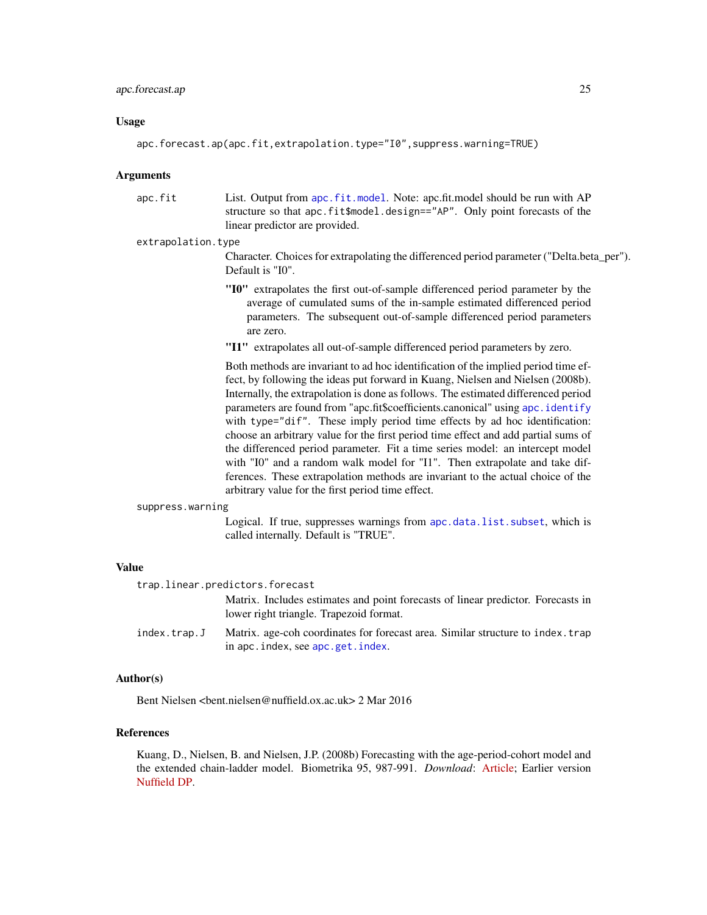## Usage

```
apc.forecast.ap(apc.fit,extrapolation.type="I0",suppress.warning=TRUE)
```

## Arguments

`apc.fit`
: List. Output from `apc.fit.model`. Note: apc.fit.model should be run with AP structure so that `apc.fit$model.design=="AP"`. Only point forecasts of the linear predictor are provided.

`extrapolation.type`
: Character. Choices for extrapolating the differenced period parameter ("Delta.beta_per"). Default is "I0".

  **"I0"** extrapolates the first out-of-sample differenced period parameter by the average of cumulated sums of the in-sample estimated differenced period parameters. The subsequent out-of-sample differenced period parameters are zero.

  **"I1"** extrapolates all out-of-sample differenced period parameters by zero.

  Both methods are invariant to ad hoc identification of the implied period time effect, by following the ideas put forward in Kuang, Nielsen and Nielsen (2008b). Internally, the extrapolation is done as follows. The estimated differenced period parameters are found from "apc.fit$coefficients.canonical" using `apc.identify` with `type="dif"`. These imply period time effects by ad hoc identification: choose an arbitrary value for the first period time effect and add partial sums of the differenced period parameter. Fit a time series model: an intercept model with "I0" and a random walk model for "I1". Then extrapolate and take differences. These extrapolation methods are invariant to the actual choice of the arbitrary value for the first period time effect.

`suppress.warning`
: Logical. If true, suppresses warnings from `apc.data.list.subset`, which is called internally. Default is "TRUE".

## Value

`trap.linear.predictors.forecast`
: Matrix. Includes estimates and point forecasts of linear predictor. Forecasts in lower right triangle. Trapezoid format.

`index.trap.J`
: Matrix. age-coh coordinates for forecast area. Similar structure to `index.trap` in `apc.index`, see `apc.get.index`.

## Author(s)

Bent Nielsen <bent.nielsen@nuffield.ox.ac.uk> 2 Mar 2016

## References

Kuang, D., Nielsen, B. and Nielsen, J.P. (2008b) Forecasting with the age-period-cohort model and the extended chain-ladder model. Biometrika 95, 987-991. *Download*: Article; Earlier version Nuffield DP.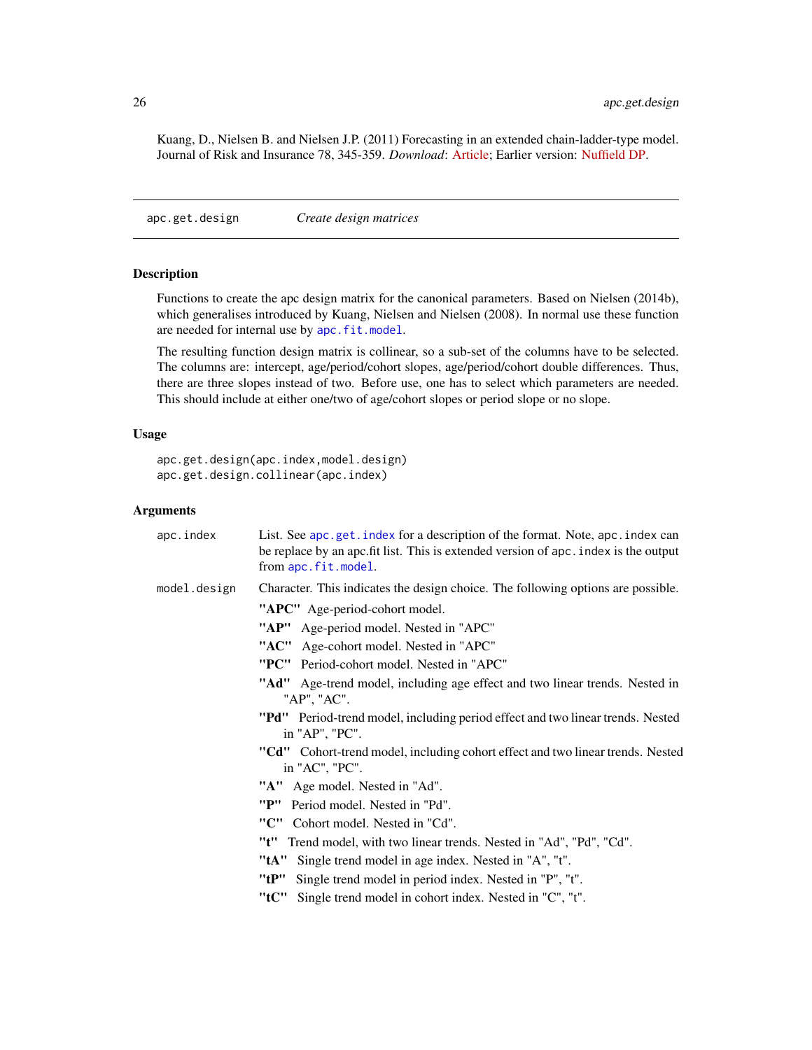Kuang, D., Nielsen B. and Nielsen J.P. (2011) Forecasting in an extended chain-ladder-type model. Journal of Risk and Insurance 78, 345-359. *Download*: Article; Earlier version: Nuffield DP.

---

## apc.get.design — *Create design matrices*

### Description

Functions to create the apc design matrix for the canonical parameters. Based on Nielsen (2014b), which generalises introduced by Kuang, Nielsen and Nielsen (2008). In normal use these function are needed for internal use by `apc.fit.model`.

The resulting function design matrix is collinear, so a sub-set of the columns have to be selected. The columns are: intercept, age/period/cohort slopes, age/period/cohort double differences. Thus, there are three slopes instead of two. Before use, one has to select which parameters are needed. This should include at either one/two of age/cohort slopes or period slope or no slope.

### Usage

```
apc.get.design(apc.index,model.design)
apc.get.design.collinear(apc.index)
```

### Arguments

`apc.index` — List. See `apc.get.index` for a description of the format. Note, `apc.index` can be replace by an apc.fit list. This is extended version of `apc.index` is the output from `apc.fit.model`.

`model.design` — Character. This indicates the design choice. The following options are possible.

- **"APC"** Age-period-cohort model.
- **"AP"** Age-period model. Nested in "APC"
- **"AC"** Age-cohort model. Nested in "APC"
- **"PC"** Period-cohort model. Nested in "APC"
- **"Ad"** Age-trend model, including age effect and two linear trends. Nested in "AP", "AC".
- **"Pd"** Period-trend model, including period effect and two linear trends. Nested in "AP", "PC".
- **"Cd"** Cohort-trend model, including cohort effect and two linear trends. Nested in "AC", "PC".
- **"A"** Age model. Nested in "Ad".
- **"P"** Period model. Nested in "Pd".
- **"C"** Cohort model. Nested in "Cd".
- **"t"** Trend model, with two linear trends. Nested in "Ad", "Pd", "Cd".
- **"tA"** Single trend model in age index. Nested in "A", "t".
- **"tP"** Single trend model in period index. Nested in "P", "t".
- **"tC"** Single trend model in cohort index. Nested in "C", "t".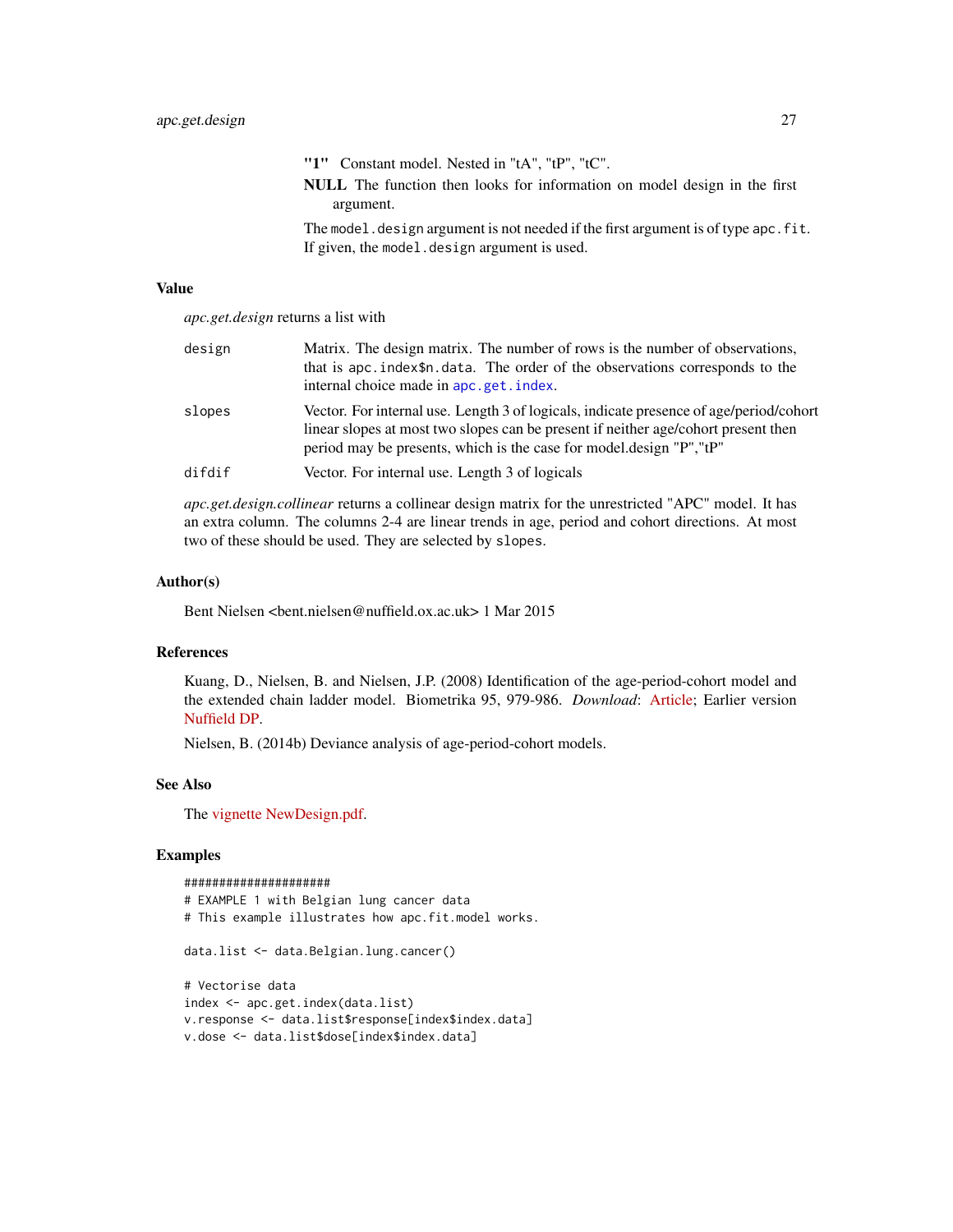**"1"** Constant model. Nested in "tA", "tP", "tC".

**NULL** The function then looks for information on model design in the first argument.

The `model.design` argument is not needed if the first argument is of type `apc.fit`. If given, the `model.design` argument is used.

### Value

*apc.get.design* returns a list with

| | |
|---|---|
| `design` | Matrix. The design matrix. The number of rows is the number of observations, that is `apc.index$n.data`. The order of the observations corresponds to the internal choice made in `apc.get.index`. |
| `slopes` | Vector. For internal use. Length 3 of logicals, indicate presence of age/period/cohort linear slopes at most two slopes can be present if neither age/cohort present then period may be presents, which is the case for model.design "P","tP" |
| `difdif` | Vector. For internal use. Length 3 of logicals |

*apc.get.design.collinear* returns a collinear design matrix for the unrestricted "APC" model. It has an extra column. The columns 2-4 are linear trends in age, period and cohort directions. At most two of these should be used. They are selected by `slopes`.

### Author(s)

Bent Nielsen <bent.nielsen@nuffield.ox.ac.uk> 1 Mar 2015

### References

Kuang, D., Nielsen, B. and Nielsen, J.P. (2008) Identification of the age-period-cohort model and the extended chain ladder model. Biometrika 95, 979-986. *Download*: Article; Earlier version Nuffield DP.

Nielsen, B. (2014b) Deviance analysis of age-period-cohort models.

### See Also

The vignette NewDesign.pdf.

### Examples

```
#####################
# EXAMPLE 1 with Belgian lung cancer data
# This example illustrates how apc.fit.model works.

data.list <- data.Belgian.lung.cancer()

# Vectorise data
index <- apc.get.index(data.list)
v.response <- data.list$response[index$index.data]
v.dose <- data.list$dose[index$index.data]
```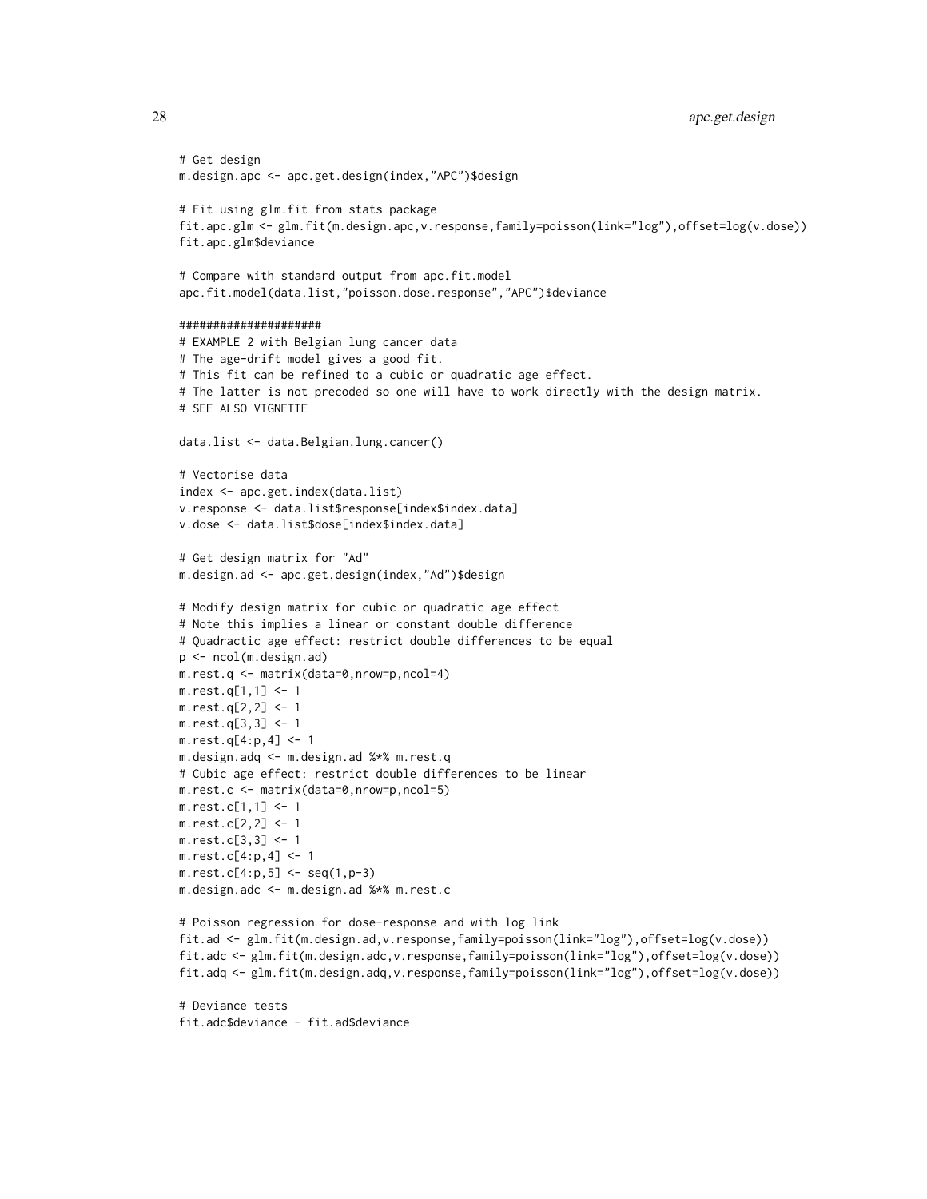```
# Get design
m.design.apc <- apc.get.design(index,"APC")$design

# Fit using glm.fit from stats package
fit.apc.glm <- glm.fit(m.design.apc,v.response,family=poisson(link="log"),offset=log(v.dose))
fit.apc.glm$deviance

# Compare with standard output from apc.fit.model
apc.fit.model(data.list,"poisson.dose.response","APC")$deviance

####################
# EXAMPLE 2 with Belgian lung cancer data
# The age-drift model gives a good fit.
# This fit can be refined to a cubic or quadratic age effect.
# The latter is not precoded so one will have to work directly with the design matrix.
# SEE ALSO VIGNETTE

data.list <- data.Belgian.lung.cancer()

# Vectorise data
index <- apc.get.index(data.list)
v.response <- data.list$response[index$index.data]
v.dose <- data.list$dose[index$index.data]

# Get design matrix for "Ad"
m.design.ad <- apc.get.design(index,"Ad")$design

# Modify design matrix for cubic or quadratic age effect
# Note this implies a linear or constant double difference
# Quadractic age effect: restrict double differences to be equal
p <- ncol(m.design.ad)
m.rest.q <- matrix(data=0,nrow=p,ncol=4)
m.rest.q[1,1] <- 1
m.rest.q[2,2] <- 1
m.rest.q[3,3] <- 1
m.rest.q[4:p,4] <- 1
m.design.adq <- m.design.ad %*% m.rest.q
# Cubic age effect: restrict double differences to be linear
m.rest.c <- matrix(data=0,nrow=p,ncol=5)
m.rest.c[1,1] <- 1
m.rest.c[2,2] <- 1
m.rest.c[3,3] <- 1
m.rest.c[4:p,4] <- 1
m.rest.c[4:p,5] <- seq(1,p-3)
m.design.adc <- m.design.ad %*% m.rest.c

# Poisson regression for dose-response and with log link
fit.ad <- glm.fit(m.design.ad,v.response,family=poisson(link="log"),offset=log(v.dose))
fit.adc <- glm.fit(m.design.adc,v.response,family=poisson(link="log"),offset=log(v.dose))
fit.adq <- glm.fit(m.design.adq,v.response,family=poisson(link="log"),offset=log(v.dose))

# Deviance tests
fit.adc$deviance - fit.ad$deviance
```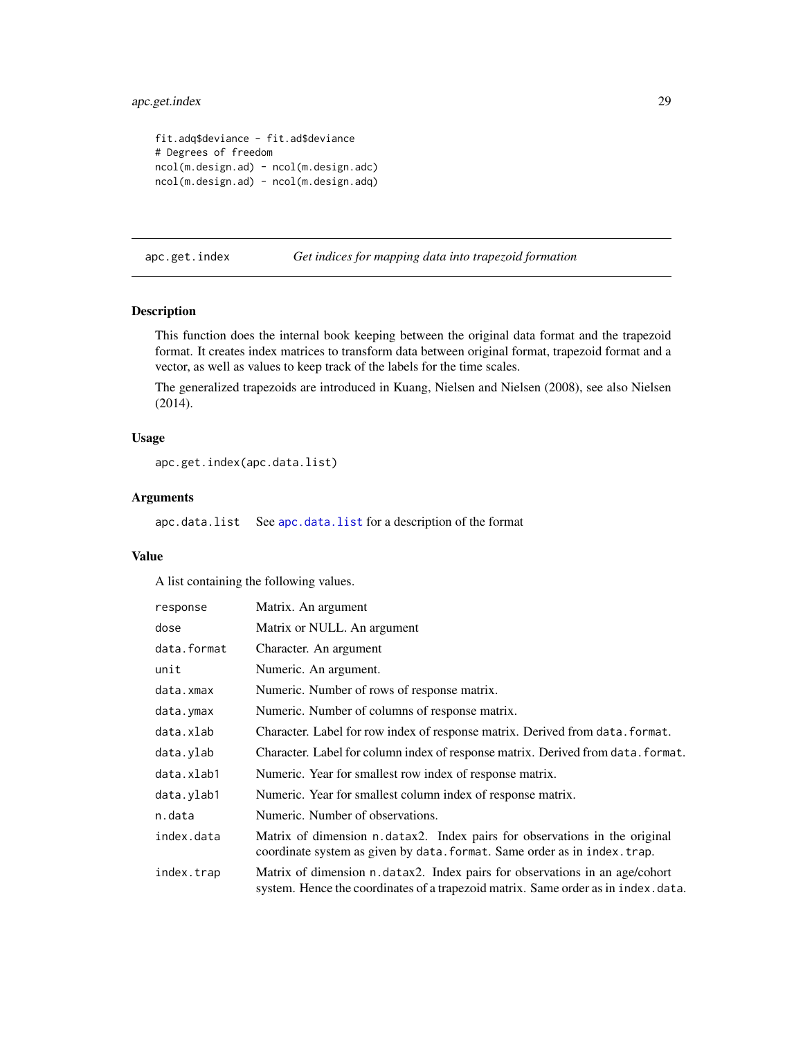```
fit.adq$deviance - fit.ad$deviance
# Degrees of freedom
ncol(m.design.ad) - ncol(m.design.adc)
ncol(m.design.ad) - ncol(m.design.adq)
```

## apc.get.index — *Get indices for mapping data into trapezoid formation*

### Description

This function does the internal book keeping between the original data format and the trapezoid format. It creates index matrices to transform data between original format, trapezoid format and a vector, as well as values to keep track of the labels for the time scales.

The generalized trapezoids are introduced in Kuang, Nielsen and Nielsen (2008), see also Nielsen (2014).

### Usage

```
apc.get.index(apc.data.list)
```

### Arguments

| | |
|---|---|
| `apc.data.list` | See `apc.data.list` for a description of the format |

### Value

A list containing the following values.

| | |
|---|---|
| `response` | Matrix. An argument |
| `dose` | Matrix or NULL. An argument |
| `data.format` | Character. An argument |
| `unit` | Numeric. An argument. |
| `data.xmax` | Numeric. Number of rows of response matrix. |
| `data.ymax` | Numeric. Number of columns of response matrix. |
| `data.xlab` | Character. Label for row index of response matrix. Derived from `data.format`. |
| `data.ylab` | Character. Label for column index of response matrix. Derived from `data.format`. |
| `data.xlab1` | Numeric. Year for smallest row index of response matrix. |
| `data.ylab1` | Numeric. Year for smallest column index of response matrix. |
| `n.data` | Numeric. Number of observations. |
| `index.data` | Matrix of dimension `n.data`x2. Index pairs for observations in the original coordinate system as given by `data.format`. Same order as in `index.trap`. |
| `index.trap` | Matrix of dimension `n.data`x2. Index pairs for observations in an age/cohort system. Hence the coordinates of a trapezoid matrix. Same order as in `index.data`. |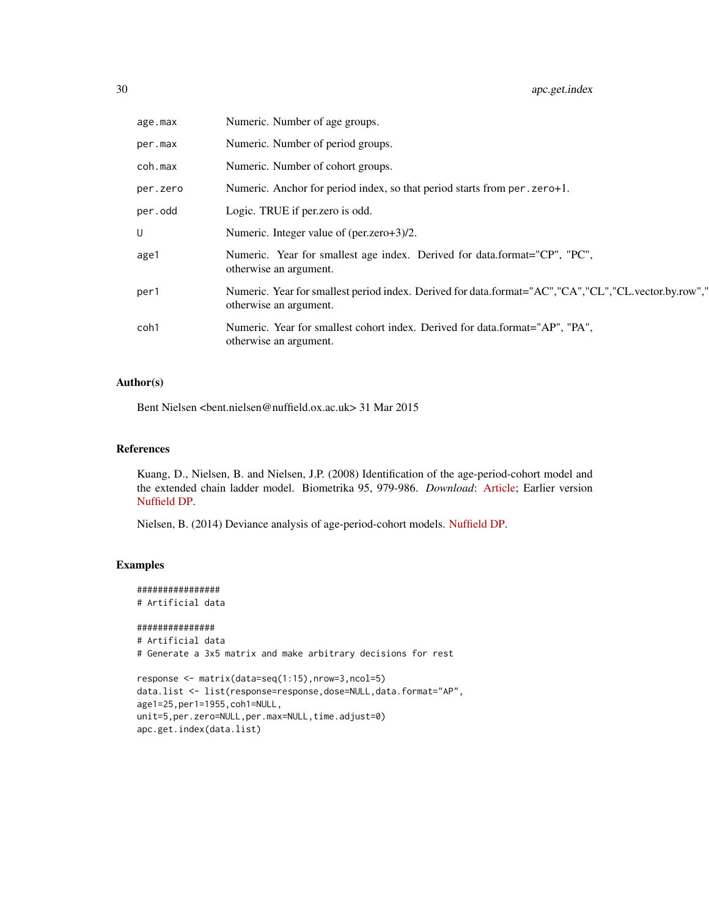| | |
|---|---|
| `age.max` | Numeric. Number of age groups. |
| `per.max` | Numeric. Number of period groups. |
| `coh.max` | Numeric. Number of cohort groups. |
| `per.zero` | Numeric. Anchor for period index, so that period starts from `per.zero+1`. |
| `per.odd` | Logic. TRUE if per.zero is odd. |
| `U` | Numeric. Integer value of (per.zero+3)/2. |
| `age1` | Numeric. Year for smallest age index. Derived for data.format="CP", "PC", otherwise an argument. |
| `per1` | Numeric. Year for smallest period index. Derived for data.format="AC","CA","CL","CL.vector.by.row"," otherwise an argument. |
| `coh1` | Numeric. Year for smallest cohort index. Derived for data.format="AP", "PA", otherwise an argument. |

## Author(s)

Bent Nielsen <bent.nielsen@nuffield.ox.ac.uk> 31 Mar 2015

## References

Kuang, D., Nielsen, B. and Nielsen, J.P. (2008) Identification of the age-period-cohort model and the extended chain ladder model. Biometrika 95, 979-986. *Download*: Article; Earlier version Nuffield DP.

Nielsen, B. (2014) Deviance analysis of age-period-cohort models. Nuffield DP.

## Examples

```
################
# Artificial data

###############
# Artificial data
# Generate a 3x5 matrix and make arbitrary decisions for rest

response <- matrix(data=seq(1:15),nrow=3,ncol=5)
data.list <- list(response=response,dose=NULL,data.format="AP",
age1=25,per1=1955,coh1=NULL,
unit=5,per.zero=NULL,per.max=NULL,time.adjust=0)
apc.get.index(data.list)
```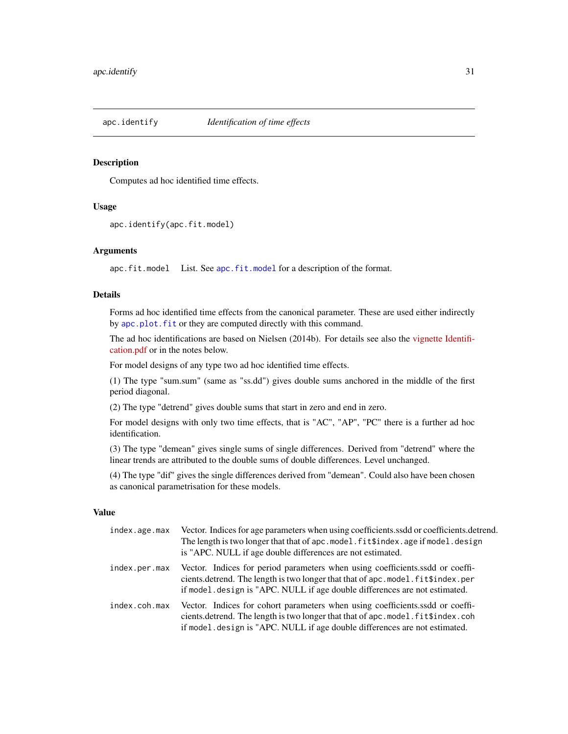## apc.identify — *Identification of time effects*

### Description

Computes ad hoc identified time effects.

### Usage

```
apc.identify(apc.fit.model)
```

### Arguments

| | |
|---|---|
| apc.fit.model | List. See apc.fit.model for a description of the format. |

### Details

Forms ad hoc identified time effects from the canonical parameter. These are used either indirectly by apc.plot.fit or they are computed directly with this command.

The ad hoc identifications are based on Nielsen (2014b). For details see also the vignette Identification.pdf or in the notes below.

For model designs of any type two ad hoc identified time effects.

(1) The type "sum.sum" (same as "ss.dd") gives double sums anchored in the middle of the first period diagonal.

(2) The type "detrend" gives double sums that start in zero and end in zero.

For model designs with only two time effects, that is "AC", "AP", "PC" there is a further ad hoc identification.

(3) The type "demean" gives single sums of single differences. Derived from "detrend" where the linear trends are attributed to the double sums of double differences. Level unchanged.

(4) The type "dif" gives the single differences derived from "demean". Could also have been chosen as canonical parametrisation for these models.

### Value

| | |
|---|---|
| index.age.max | Vector. Indices for age parameters when using coefficients.ssdd or coefficients.detrend. The length is two longer that that of `apc.model.fit$index.age` if `model.design` is "APC. NULL if age double differences are not estimated. |
| index.per.max | Vector. Indices for period parameters when using coefficients.ssdd or coefficients.detrend. The length is two longer that that of `apc.model.fit$index.per` if `model.design` is "APC. NULL if age double differences are not estimated. |
| index.coh.max | Vector. Indices for cohort parameters when using coefficients.ssdd or coefficients.detrend. The length is two longer that that of `apc.model.fit$index.coh` if `model.design` is "APC. NULL if age double differences are not estimated. |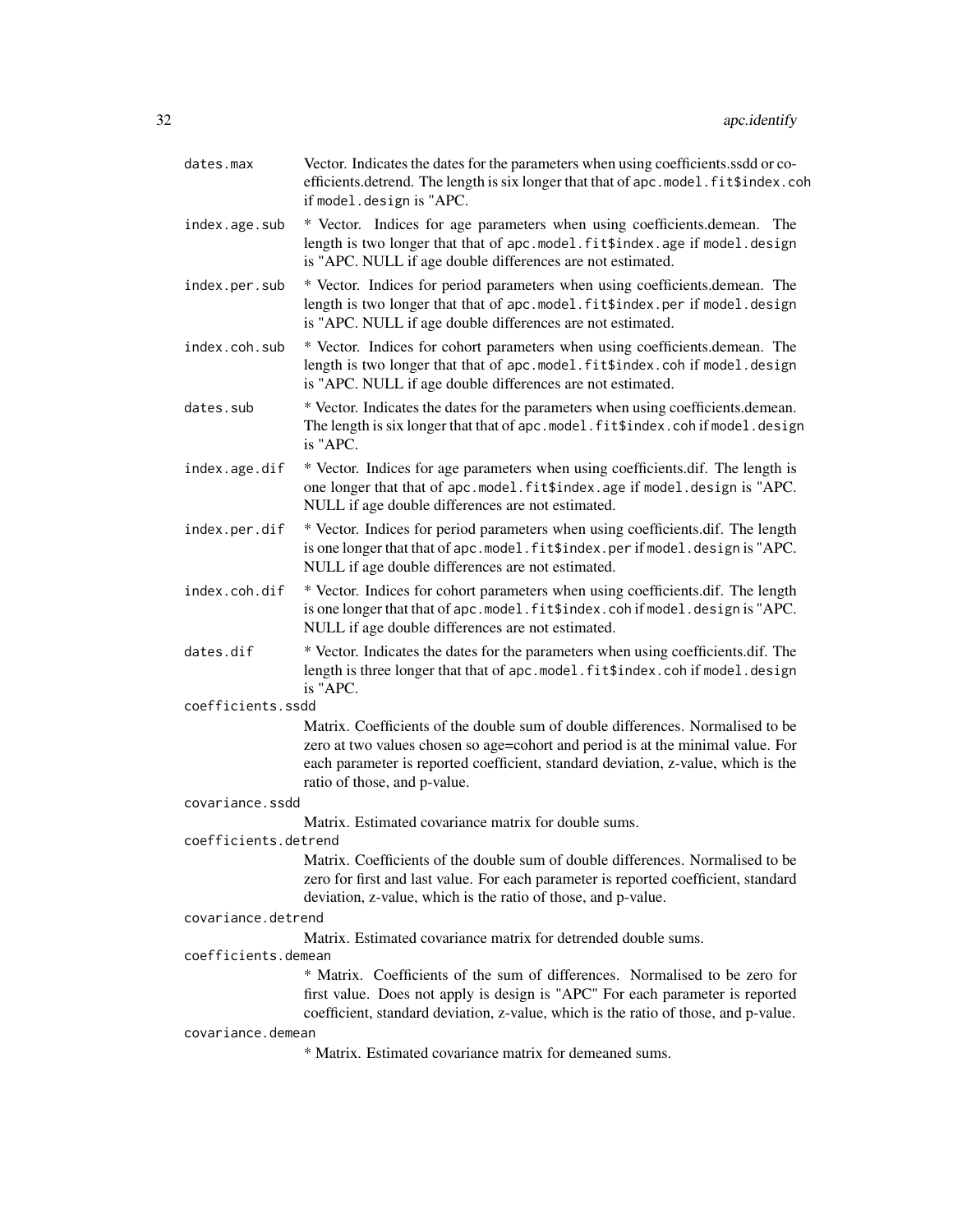`dates.max`
: Vector. Indicates the dates for the parameters when using coefficients.ssdd or coefficients.detrend. The length is six longer that that of `apc.model.fit$index.coh` if `model.design` is "APC.

`index.age.sub`
: * Vector. Indices for age parameters when using coefficients.demean. The length is two longer that that of `apc.model.fit$index.age` if `model.design` is "APC. NULL if age double differences are not estimated.

`index.per.sub`
: * Vector. Indices for period parameters when using coefficients.demean. The length is two longer that that of `apc.model.fit$index.per` if `model.design` is "APC. NULL if age double differences are not estimated.

`index.coh.sub`
: * Vector. Indices for cohort parameters when using coefficients.demean. The length is two longer that that of `apc.model.fit$index.coh` if `model.design` is "APC. NULL if age double differences are not estimated.

`dates.sub`
: * Vector. Indicates the dates for the parameters when using coefficients.demean. The length is six longer that that of `apc.model.fit$index.coh` if `model.design` is "APC.

`index.age.dif`
: * Vector. Indices for age parameters when using coefficients.dif. The length is one longer that that of `apc.model.fit$index.age` if `model.design` is "APC. NULL if age double differences are not estimated.

`index.per.dif`
: * Vector. Indices for period parameters when using coefficients.dif. The length is one longer that that of `apc.model.fit$index.per` if `model.design` is "APC. NULL if age double differences are not estimated.

`index.coh.dif`
: * Vector. Indices for cohort parameters when using coefficients.dif. The length is one longer that that of `apc.model.fit$index.coh` if `model.design` is "APC. NULL if age double differences are not estimated.

`dates.dif`
: * Vector. Indicates the dates for the parameters when using coefficients.dif. The length is three longer that that of `apc.model.fit$index.coh` if `model.design` is "APC.

`coefficients.ssdd`
: Matrix. Coefficients of the double sum of double differences. Normalised to be zero at two values chosen so age=cohort and period is at the minimal value. For each parameter is reported coefficient, standard deviation, z-value, which is the ratio of those, and p-value.

`covariance.ssdd`
: Matrix. Estimated covariance matrix for double sums.

`coefficients.detrend`
: Matrix. Coefficients of the double sum of double differences. Normalised to be zero for first and last value. For each parameter is reported coefficient, standard deviation, z-value, which is the ratio of those, and p-value.

`covariance.detrend`
: Matrix. Estimated covariance matrix for detrended double sums.

`coefficients.demean`
: * Matrix. Coefficients of the sum of differences. Normalised to be zero for first value. Does not apply is design is "APC" For each parameter is reported coefficient, standard deviation, z-value, which is the ratio of those, and p-value.

`covariance.demean`
: * Matrix. Estimated covariance matrix for demeaned sums.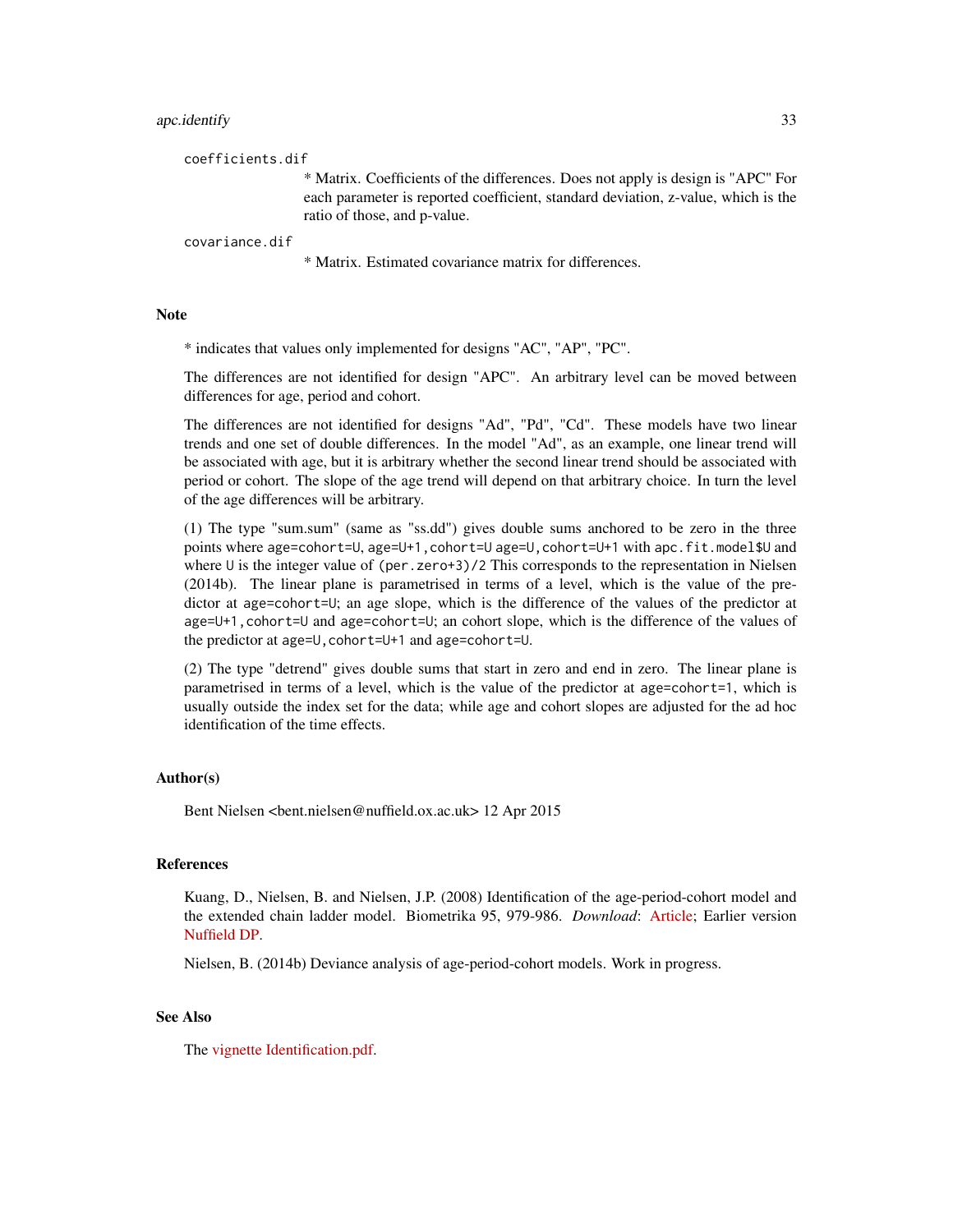`coefficients.dif`
: * Matrix. Coefficients of the differences. Does not apply is design is "APC" For each parameter is reported coefficient, standard deviation, z-value, which is the ratio of those, and p-value.

`covariance.dif`
: * Matrix. Estimated covariance matrix for differences.

## Note

* indicates that values only implemented for designs "AC", "AP", "PC".

The differences are not identified for design "APC". An arbitrary level can be moved between differences for age, period and cohort.

The differences are not identified for designs "Ad", "Pd", "Cd". These models have two linear trends and one set of double differences. In the model "Ad", as an example, one linear trend will be associated with age, but it is arbitrary whether the second linear trend should be associated with period or cohort. The slope of the age trend will depend on that arbitrary choice. In turn the level of the age differences will be arbitrary.

(1) The type "sum.sum" (same as "ss.dd") gives double sums anchored to be zero in the three points where `age=cohort=U`, `age=U+1,cohort=U` `age=U,cohort=U+1` with `apc.fit.model$U` and where `U` is the integer value of `(per.zero+3)/2` This corresponds to the representation in Nielsen (2014b). The linear plane is parametrised in terms of a level, which is the value of the predictor at `age=cohort=U`; an age slope, which is the difference of the values of the predictor at `age=U+1,cohort=U` and `age=cohort=U`; an cohort slope, which is the difference of the values of the predictor at `age=U,cohort=U+1` and `age=cohort=U`.

(2) The type "detrend" gives double sums that start in zero and end in zero. The linear plane is parametrised in terms of a level, which is the value of the predictor at `age=cohort=1`, which is usually outside the index set for the data; while age and cohort slopes are adjusted for the ad hoc identification of the time effects.

## Author(s)

Bent Nielsen <bent.nielsen@nuffield.ox.ac.uk> 12 Apr 2015

## References

Kuang, D., Nielsen, B. and Nielsen, J.P. (2008) Identification of the age-period-cohort model and the extended chain ladder model. Biometrika 95, 979-986. *Download*: Article; Earlier version Nuffield DP.

Nielsen, B. (2014b) Deviance analysis of age-period-cohort models. Work in progress.

## See Also

The vignette Identification.pdf.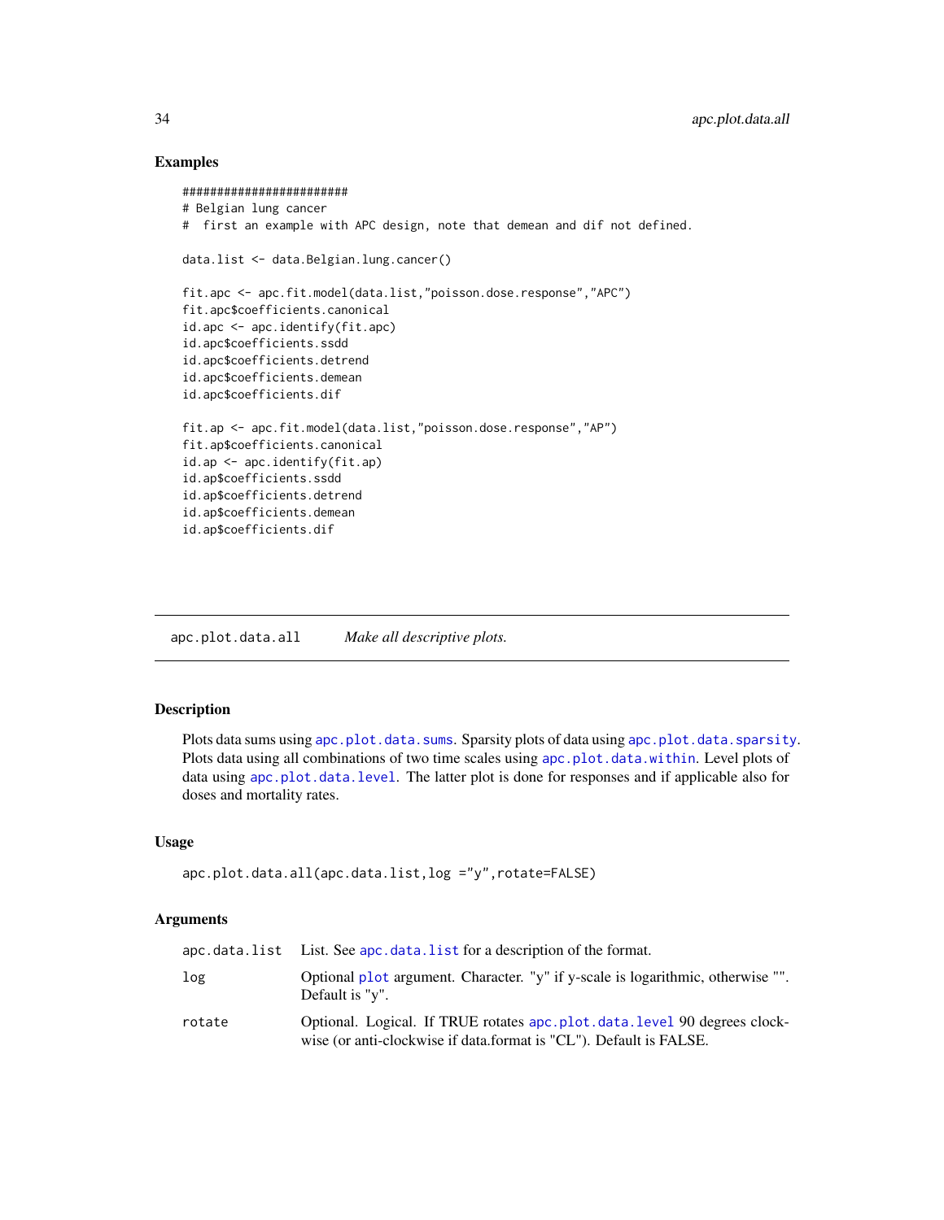## Examples

```
########################
# Belgian lung cancer
#  first an example with APC design, note that demean and dif not defined.

data.list <- data.Belgian.lung.cancer()

fit.apc <- apc.fit.model(data.list,"poisson.dose.response","APC")
fit.apc$coefficients.canonical
id.apc <- apc.identify(fit.apc)
id.apc$coefficients.ssdd
id.apc$coefficients.detrend
id.apc$coefficients.demean
id.apc$coefficients.dif

fit.ap <- apc.fit.model(data.list,"poisson.dose.response","AP")
fit.ap$coefficients.canonical
id.ap <- apc.identify(fit.ap)
id.ap$coefficients.ssdd
id.ap$coefficients.detrend
id.ap$coefficients.demean
id.ap$coefficients.dif
```

---

# apc.plot.data.all *Make all descriptive plots.*

---

## Description

Plots data sums using apc.plot.data.sums. Sparsity plots of data using apc.plot.data.sparsity. Plots data using all combinations of two time scales using apc.plot.data.within. Level plots of data using apc.plot.data.level. The latter plot is done for responses and if applicable also for doses and mortality rates.

## Usage

```
apc.plot.data.all(apc.data.list,log ="y",rotate=FALSE)
```

## Arguments

| | |
|---|---|
| apc.data.list | List. See apc.data.list for a description of the format. |
| log | Optional plot argument. Character. "y" if y-scale is logarithmic, otherwise "". Default is "y". |
| rotate | Optional. Logical. If TRUE rotates apc.plot.data.level 90 degrees clockwise (or anti-clockwise if data.format is "CL"). Default is FALSE. |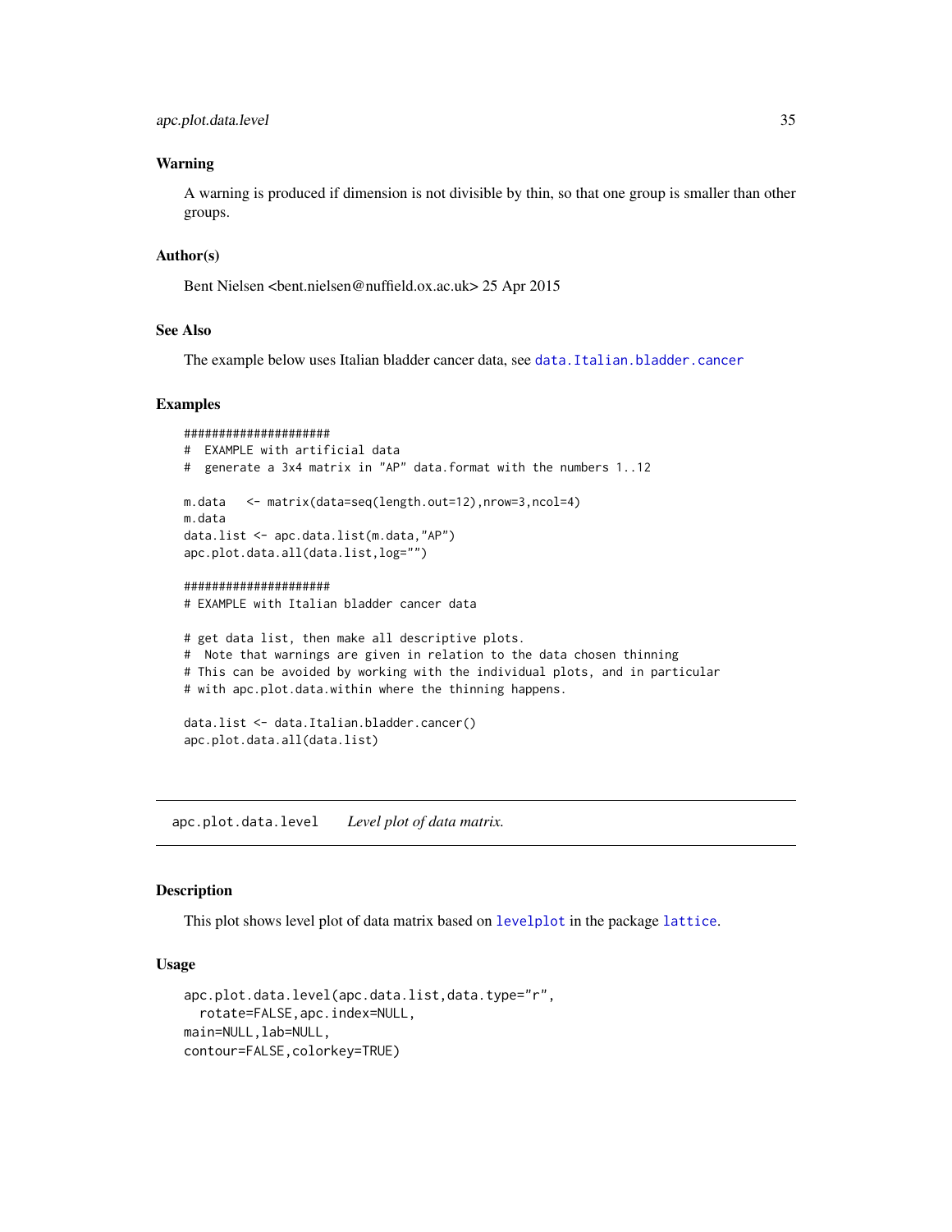### Warning

A warning is produced if dimension is not divisible by thin, so that one group is smaller than other groups.

### Author(s)

Bent Nielsen <bent.nielsen@nuffield.ox.ac.uk> 25 Apr 2015

### See Also

The example below uses Italian bladder cancer data, see `data.Italian.bladder.cancer`

### Examples

```
#####################
#  EXAMPLE with artificial data
#  generate a 3x4 matrix in "AP" data.format with the numbers 1..12

m.data   <- matrix(data=seq(length.out=12),nrow=3,ncol=4)
m.data
data.list <- apc.data.list(m.data,"AP")
apc.plot.data.all(data.list,log="")

#####################
# EXAMPLE with Italian bladder cancer data

# get data list, then make all descriptive plots.
#  Note that warnings are given in relation to the data chosen thinning
# This can be avoided by working with the individual plots, and in particular
# with apc.plot.data.within where the thinning happens.

data.list <- data.Italian.bladder.cancer()
apc.plot.data.all(data.list)
```

---

## apc.plot.data.level    *Level plot of data matrix.*

### Description

This plot shows level plot of data matrix based on `levelplot` in the package `lattice`.

### Usage

```
apc.plot.data.level(apc.data.list,data.type="r",
  rotate=FALSE,apc.index=NULL,
main=NULL,lab=NULL,
contour=FALSE,colorkey=TRUE)
```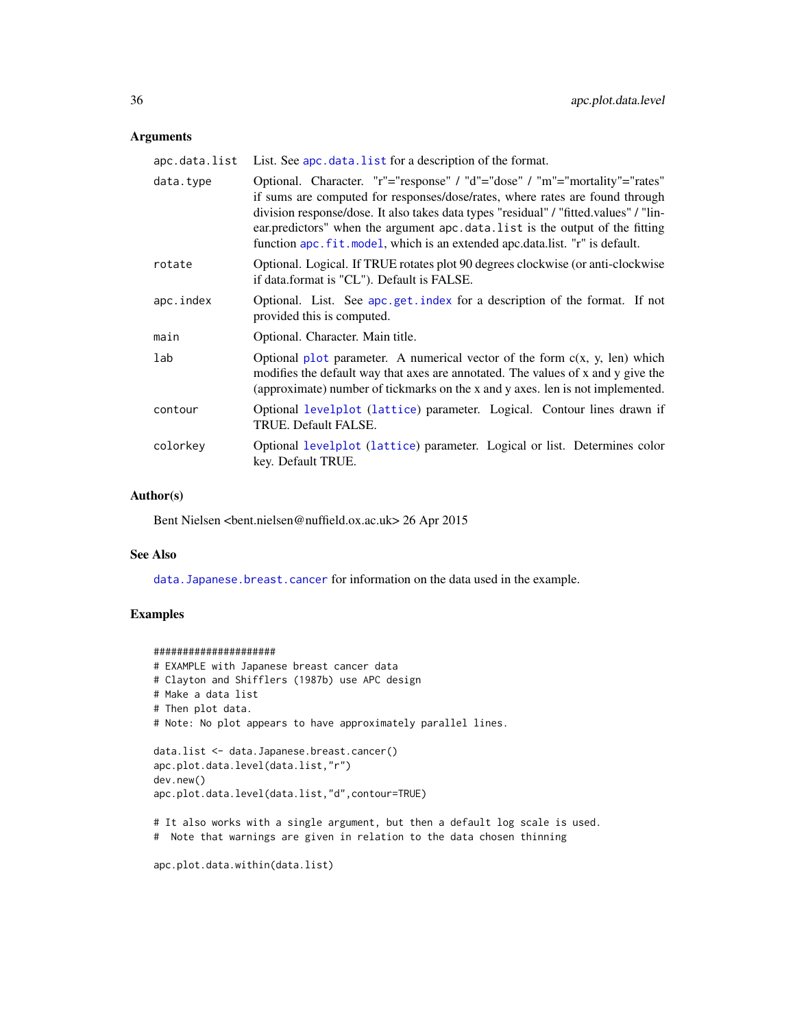### Arguments

| | |
|---|---|
| apc.data.list | List. See apc.data.list for a description of the format. |
| data.type | Optional. Character. "r"="response" / "d"="dose" / "m"="mortality"="rates" if sums are computed for responses/dose/rates, where rates are found through division response/dose. It also takes data types "residual" / "fitted.values" / "linear.predictors" when the argument apc.data.list is the output of the fitting function apc.fit.model, which is an extended apc.data.list. "r" is default. |
| rotate | Optional. Logical. If TRUE rotates plot 90 degrees clockwise (or anti-clockwise if data.format is "CL"). Default is FALSE. |
| apc.index | Optional. List. See apc.get.index for a description of the format. If not provided this is computed. |
| main | Optional. Character. Main title. |
| lab | Optional plot parameter. A numerical vector of the form c(x, y, len) which modifies the default way that axes are annotated. The values of x and y give the (approximate) number of tickmarks on the x and y axes. len is not implemented. |
| contour | Optional levelplot (lattice) parameter. Logical. Contour lines drawn if TRUE. Default FALSE. |
| colorkey | Optional levelplot (lattice) parameter. Logical or list. Determines color key. Default TRUE. |

### Author(s)

Bent Nielsen <bent.nielsen@nuffield.ox.ac.uk> 26 Apr 2015

### See Also

data.Japanese.breast.cancer for information on the data used in the example.

### Examples

```
#####################
# EXAMPLE with Japanese breast cancer data
# Clayton and Shifflers (1987b) use APC design
# Make a data list
# Then plot data.
# Note: No plot appears to have approximately parallel lines.

data.list <- data.Japanese.breast.cancer()
apc.plot.data.level(data.list,"r")
dev.new()
apc.plot.data.level(data.list,"d",contour=TRUE)

# It also works with a single argument, but then a default log scale is used.
#  Note that warnings are given in relation to the data chosen thinning

apc.plot.data.within(data.list)
```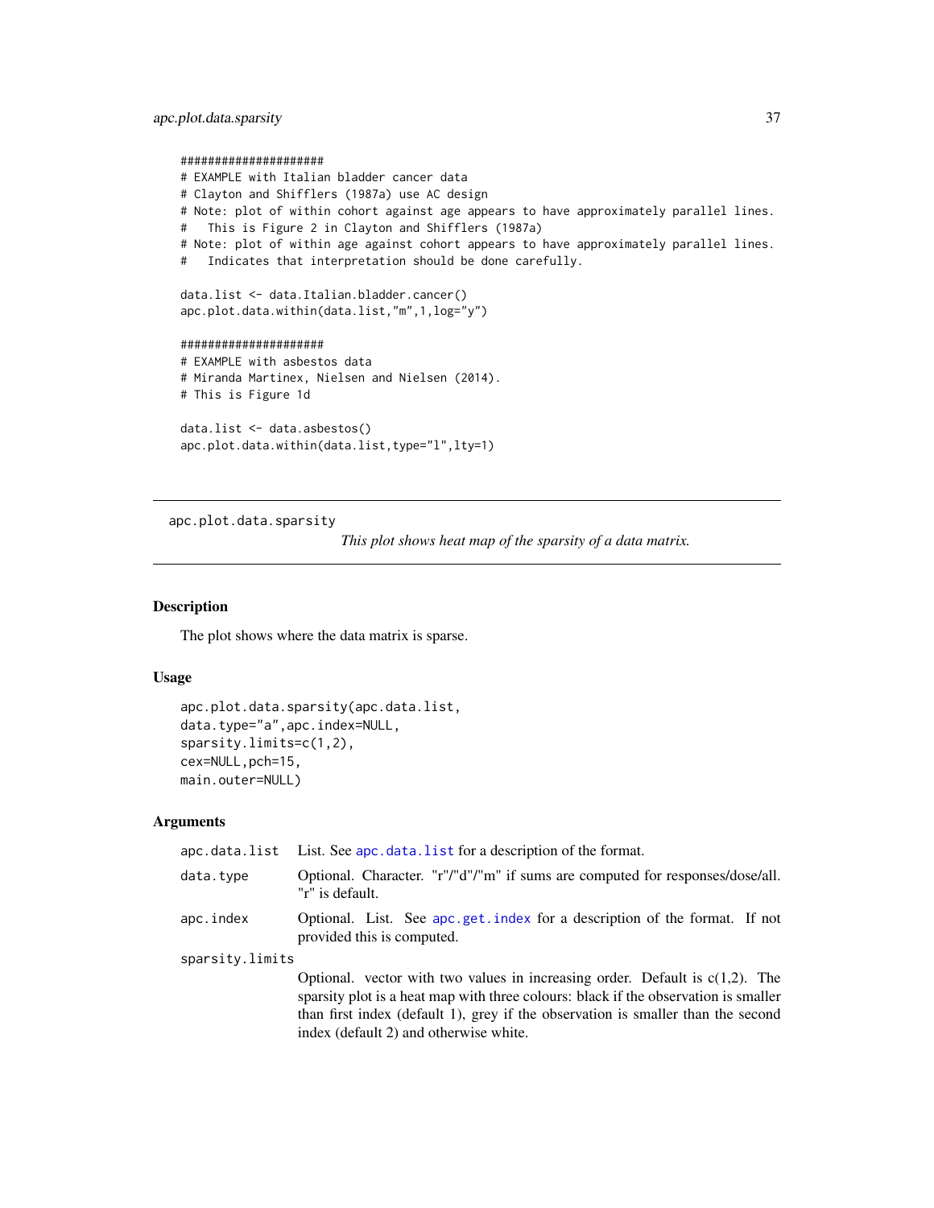```
####################
# EXAMPLE with Italian bladder cancer data
# Clayton and Shifflers (1987a) use AC design
# Note: plot of within cohort against age appears to have approximately parallel lines.
#   This is Figure 2 in Clayton and Shifflers (1987a)
# Note: plot of within age against cohort appears to have approximately parallel lines.
#   Indicates that interpretation should be done carefully.

data.list <- data.Italian.bladder.cancer()
apc.plot.data.within(data.list,"m",1,log="y")

####################
# EXAMPLE with asbestos data
# Miranda Martinex, Nielsen and Nielsen (2014).
# This is Figure 1d

data.list <- data.asbestos()
apc.plot.data.within(data.list,type="l",lty=1)
```

---

## apc.plot.data.sparsity

*This plot shows heat map of the sparsity of a data matrix.*

---

### Description

The plot shows where the data matrix is sparse.

### Usage

```
apc.plot.data.sparsity(apc.data.list,
data.type="a",apc.index=NULL,
sparsity.limits=c(1,2),
cex=NULL,pch=15,
main.outer=NULL)
```

### Arguments

| | |
|---|---|
| `apc.data.list` | List. See apc.data.list for a description of the format. |
| `data.type` | Optional. Character. "r"/"d"/"m" if sums are computed for responses/dose/all. "r" is default. |
| `apc.index` | Optional. List. See apc.get.index for a description of the format. If not provided this is computed. |
| `sparsity.limits` | Optional. vector with two values in increasing order. Default is c(1,2). The sparsity plot is a heat map with three colours: black if the observation is smaller than first index (default 1), grey if the observation is smaller than the second index (default 2) and otherwise white. |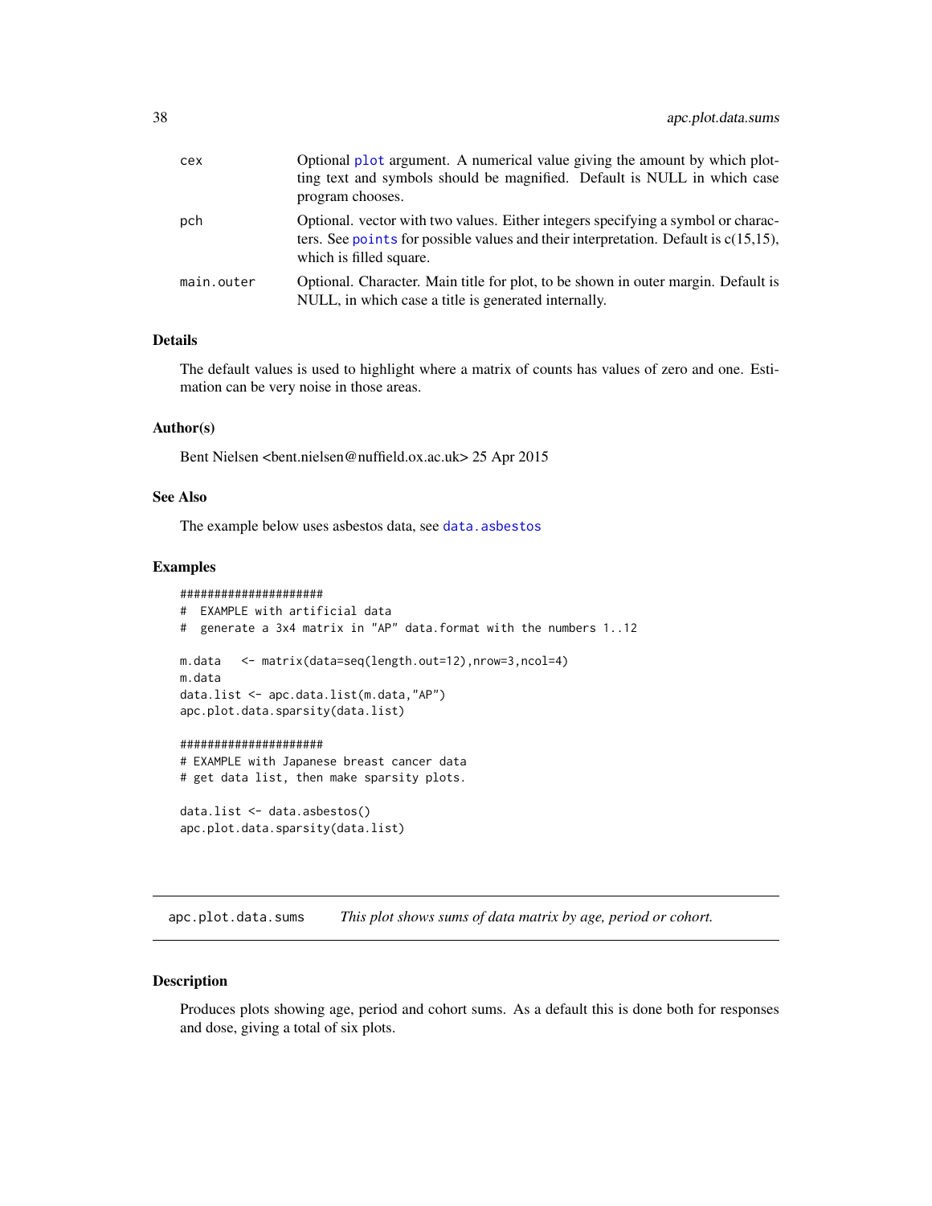| | |
|---|---|
| cex | Optional plot argument. A numerical value giving the amount by which plotting text and symbols should be magnified. Default is NULL in which case program chooses. |
| pch | Optional. vector with two values. Either integers specifying a symbol or characters. See points for possible values and their interpretation. Default is c(15,15), which is filled square. |
| main.outer | Optional. Character. Main title for plot, to be shown in outer margin. Default is NULL, in which case a title is generated internally. |

## Details

The default values is used to highlight where a matrix of counts has values of zero and one. Estimation can be very noise in those areas.

## Author(s)

Bent Nielsen <bent.nielsen@nuffield.ox.ac.uk> 25 Apr 2015

## See Also

The example below uses asbestos data, see data.asbestos

## Examples

```
#####################
#  EXAMPLE with artificial data
#  generate a 3x4 matrix in "AP" data.format with the numbers 1..12

m.data   <- matrix(data=seq(length.out=12),nrow=3,ncol=4)
m.data
data.list <- apc.data.list(m.data,"AP")
apc.plot.data.sparsity(data.list)

#####################
# EXAMPLE with Japanese breast cancer data
# get data list, then make sparsity plots.

data.list <- data.asbestos()
apc.plot.data.sparsity(data.list)
```

---

# apc.plot.data.sums &nbsp;&nbsp;&nbsp; *This plot shows sums of data matrix by age, period or cohort.*

---

## Description

Produces plots showing age, period and cohort sums. As a default this is done both for responses and dose, giving a total of six plots.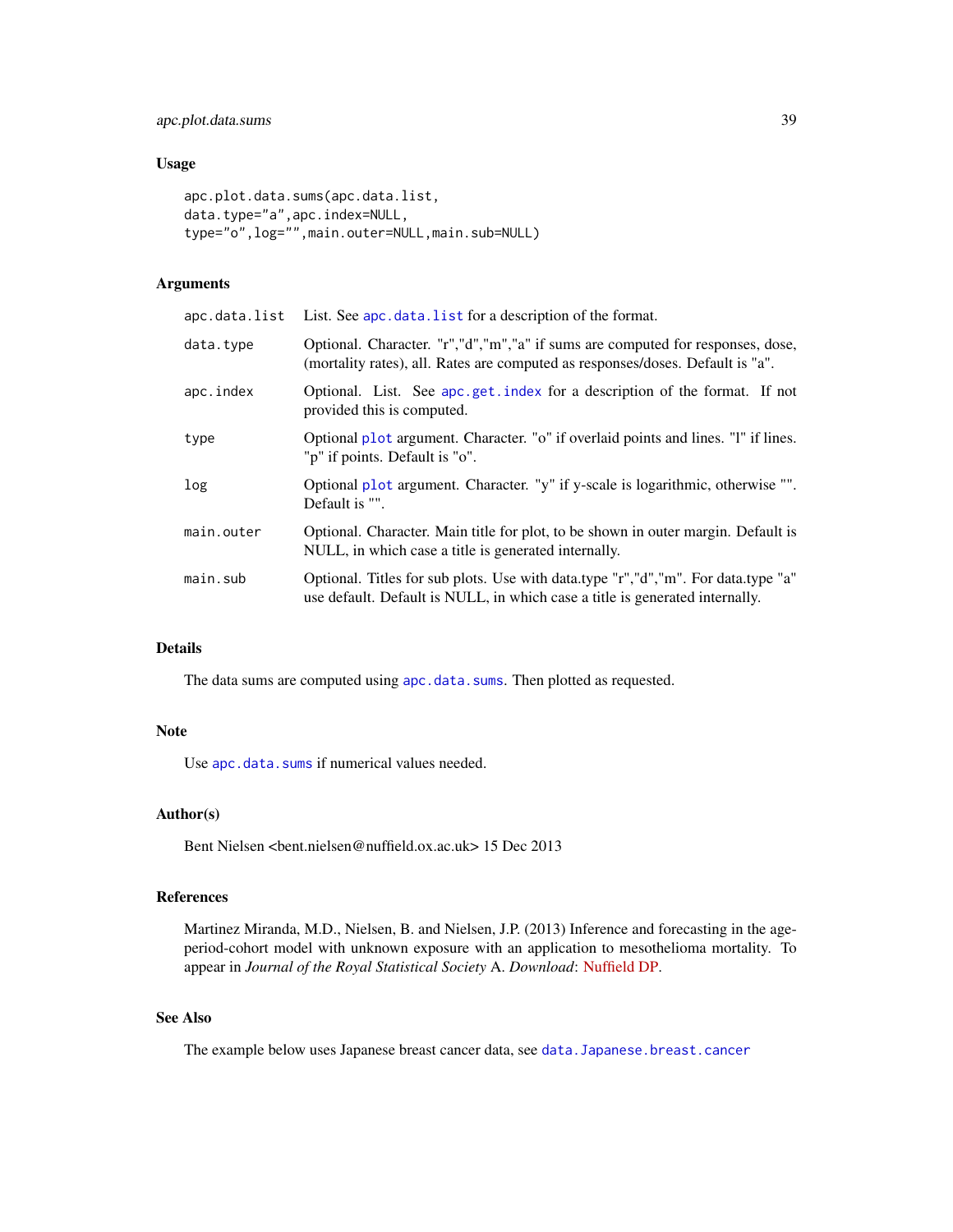## Usage

```
apc.plot.data.sums(apc.data.list,
data.type="a",apc.index=NULL,
type="o",log="",main.outer=NULL,main.sub=NULL)
```

## Arguments

| | |
|---|---|
| `apc.data.list` | List. See `apc.data.list` for a description of the format. |
| `data.type` | Optional. Character. "r","d","m","a" if sums are computed for responses, dose, (mortality rates), all. Rates are computed as responses/doses. Default is "a". |
| `apc.index` | Optional. List. See `apc.get.index` for a description of the format. If not provided this is computed. |
| `type` | Optional `plot` argument. Character. "o" if overlaid points and lines. "l" if lines. "p" if points. Default is "o". |
| `log` | Optional `plot` argument. Character. "y" if y-scale is logarithmic, otherwise "". Default is "". |
| `main.outer` | Optional. Character. Main title for plot, to be shown in outer margin. Default is NULL, in which case a title is generated internally. |
| `main.sub` | Optional. Titles for sub plots. Use with data.type "r","d","m". For data.type "a" use default. Default is NULL, in which case a title is generated internally. |

## Details

The data sums are computed using `apc.data.sums`. Then plotted as requested.

## Note

Use `apc.data.sums` if numerical values needed.

## Author(s)

Bent Nielsen <bent.nielsen@nuffield.ox.ac.uk> 15 Dec 2013

## References

Martinez Miranda, M.D., Nielsen, B. and Nielsen, J.P. (2013) Inference and forecasting in the age-period-cohort model with unknown exposure with an application to mesothelioma mortality. To appear in *Journal of the Royal Statistical Society* A. *Download*: Nuffield DP.

## See Also

The example below uses Japanese breast cancer data, see `data.Japanese.breast.cancer`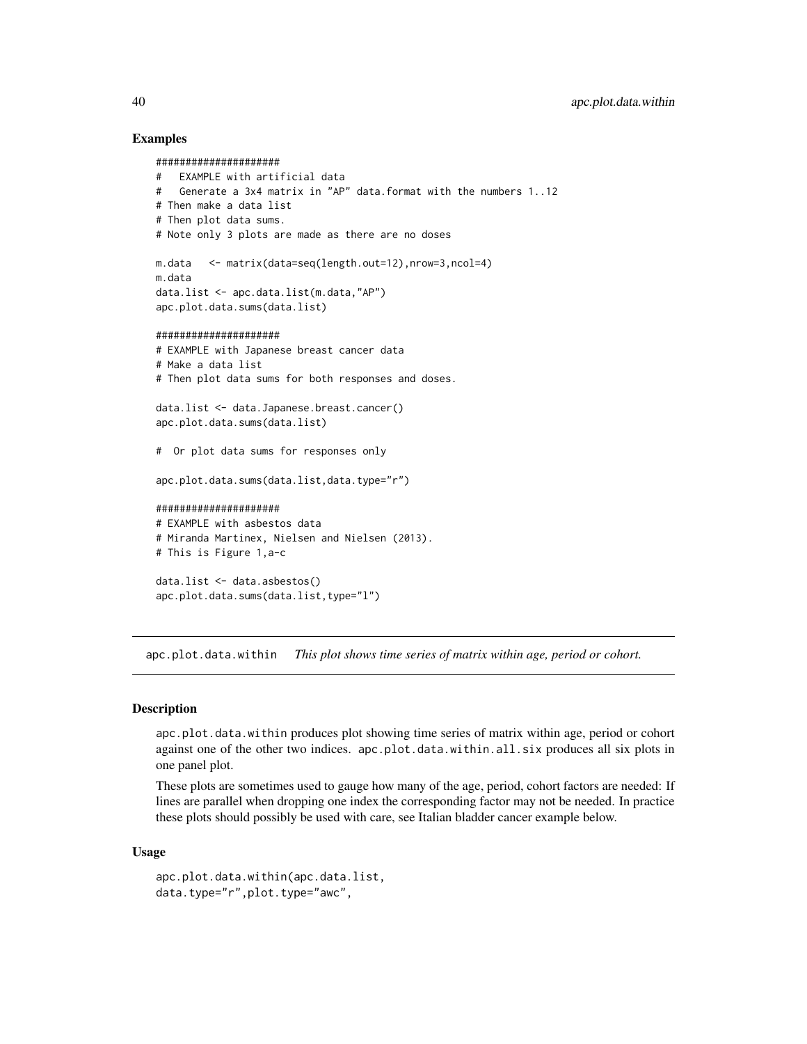## Examples

```
#####################
#   EXAMPLE with artificial data
#   Generate a 3x4 matrix in "AP" data.format with the numbers 1..12
# Then make a data list
# Then plot data sums.
# Note only 3 plots are made as there are no doses

m.data   <- matrix(data=seq(length.out=12),nrow=3,ncol=4)
m.data
data.list <- apc.data.list(m.data,"AP")
apc.plot.data.sums(data.list)

#####################
# EXAMPLE with Japanese breast cancer data
# Make a data list
# Then plot data sums for both responses and doses.

data.list <- data.Japanese.breast.cancer()
apc.plot.data.sums(data.list)

#  Or plot data sums for responses only

apc.plot.data.sums(data.list,data.type="r")

#####################
# EXAMPLE with asbestos data
# Miranda Martinex, Nielsen and Nielsen (2013).
# This is Figure 1,a-c

data.list <- data.asbestos()
apc.plot.data.sums(data.list,type="l")
```

---

`apc.plot.data.within` *This plot shows time series of matrix within age, period or cohort.*

---

## Description

`apc.plot.data.within` produces plot showing time series of matrix within age, period or cohort against one of the other two indices. `apc.plot.data.within.all.six` produces all six plots in one panel plot.

These plots are sometimes used to gauge how many of the age, period, cohort factors are needed: If lines are parallel when dropping one index the corresponding factor may not be needed. In practice these plots should possibly be used with care, see Italian bladder cancer example below.

## Usage

```
apc.plot.data.within(apc.data.list,
data.type="r",plot.type="awc",
```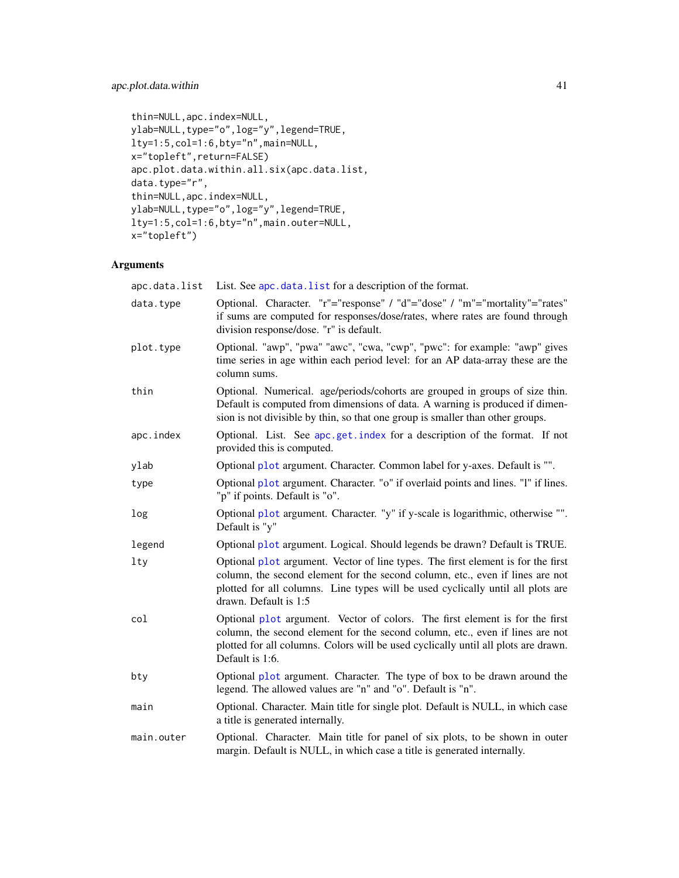```
thin=NULL,apc.index=NULL,
ylab=NULL,type="o",log="y",legend=TRUE,
lty=1:5,col=1:6,bty="n",main=NULL,
x="topleft",return=FALSE)
apc.plot.data.within.all.six(apc.data.list,
data.type="r",
thin=NULL,apc.index=NULL,
ylab=NULL,type="o",log="y",legend=TRUE,
lty=1:5,col=1:6,bty="n",main.outer=NULL,
x="topleft")
```

## Arguments

| | |
|---|---|
| `apc.data.list` | List. See `apc.data.list` for a description of the format. |
| `data.type` | Optional. Character. "r"="response" / "d"="dose" / "m"="mortality"="rates" if sums are computed for responses/dose/rates, where rates are found through division response/dose. "r" is default. |
| `plot.type` | Optional. "awp", "pwa" "awc", "cwa, "cwp", "pwc": for example: "awp" gives time series in age within each period level: for an AP data-array these are the column sums. |
| `thin` | Optional. Numerical. age/periods/cohorts are grouped in groups of size thin. Default is computed from dimensions of data. A warning is produced if dimension is not divisible by thin, so that one group is smaller than other groups. |
| `apc.index` | Optional. List. See `apc.get.index` for a description of the format. If not provided this is computed. |
| `ylab` | Optional `plot` argument. Character. Common label for y-axes. Default is "". |
| `type` | Optional `plot` argument. Character. "o" if overlaid points and lines. "l" if lines. "p" if points. Default is "o". |
| `log` | Optional `plot` argument. Character. "y" if y-scale is logarithmic, otherwise "". Default is "y" |
| `legend` | Optional `plot` argument. Logical. Should legends be drawn? Default is TRUE. |
| `lty` | Optional `plot` argument. Vector of line types. The first element is for the first column, the second element for the second column, etc., even if lines are not plotted for all columns. Line types will be used cyclically until all plots are drawn. Default is 1:5 |
| `col` | Optional `plot` argument. Vector of colors. The first element is for the first column, the second element for the second column, etc., even if lines are not plotted for all columns. Colors will be used cyclically until all plots are drawn. Default is 1:6. |
| `bty` | Optional `plot` argument. Character. The type of box to be drawn around the legend. The allowed values are "n" and "o". Default is "n". |
| `main` | Optional. Character. Main title for single plot. Default is NULL, in which case a title is generated internally. |
| `main.outer` | Optional. Character. Main title for panel of six plots, to be shown in outer margin. Default is NULL, in which case a title is generated internally. |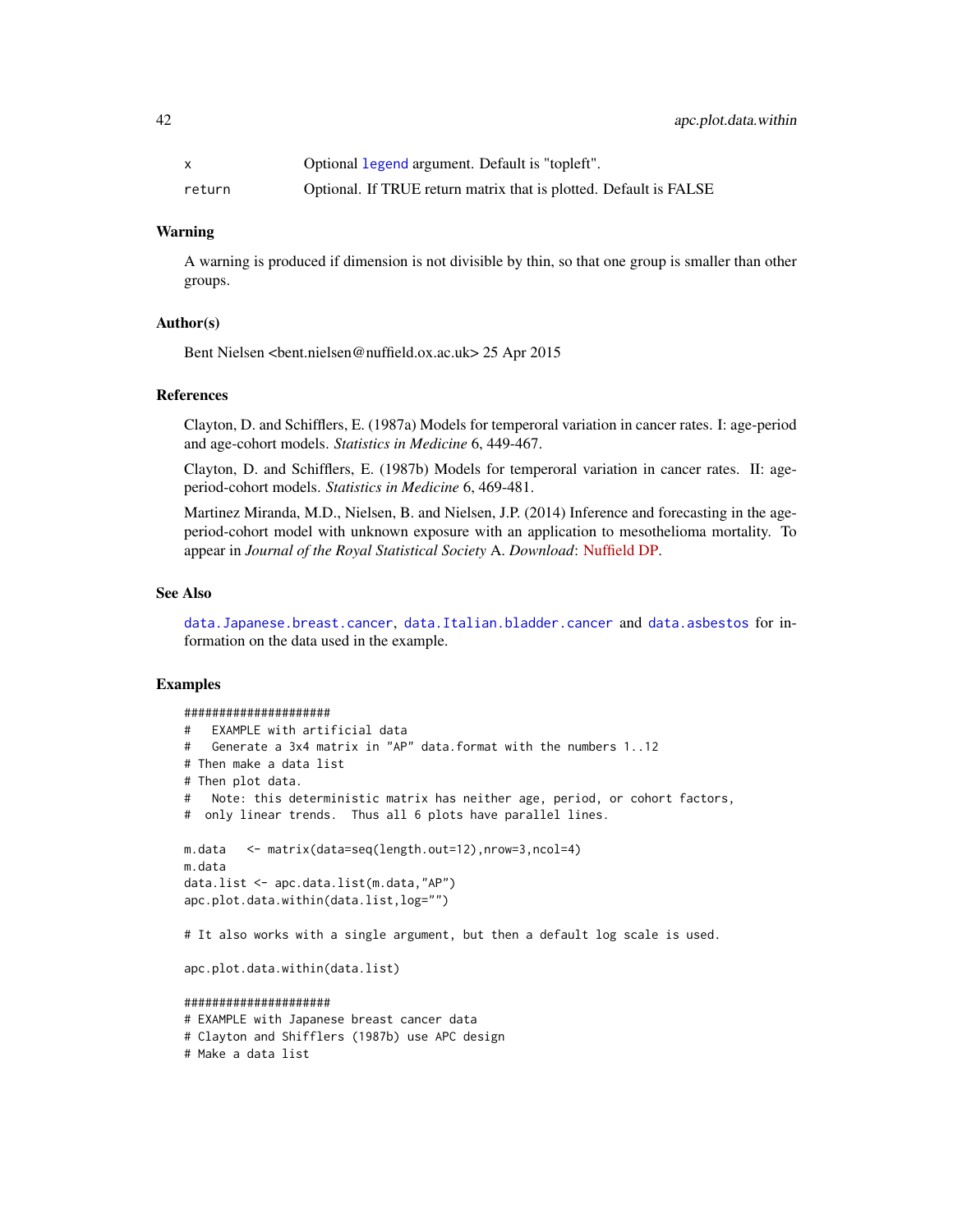| | |
|---|---|
| x | Optional legend argument. Default is "topleft". |
| return | Optional. If TRUE return matrix that is plotted. Default is FALSE |

### Warning

A warning is produced if dimension is not divisible by thin, so that one group is smaller than other groups.

### Author(s)

Bent Nielsen <bent.nielsen@nuffield.ox.ac.uk> 25 Apr 2015

### References

Clayton, D. and Schifflers, E. (1987a) Models for temperoral variation in cancer rates. I: age-period and age-cohort models. *Statistics in Medicine* 6, 449-467.

Clayton, D. and Schifflers, E. (1987b) Models for temperoral variation in cancer rates. II: age-period-cohort models. *Statistics in Medicine* 6, 469-481.

Martinez Miranda, M.D., Nielsen, B. and Nielsen, J.P. (2014) Inference and forecasting in the age-period-cohort model with unknown exposure with an application to mesothelioma mortality. To appear in *Journal of the Royal Statistical Society* A. *Download*: Nuffield DP.

### See Also

data.Japanese.breast.cancer, data.Italian.bladder.cancer and data.asbestos for information on the data used in the example.

### Examples

```
#####################
#   EXAMPLE with artificial data
#   Generate a 3x4 matrix in "AP" data.format with the numbers 1..12
# Then make a data list
# Then plot data.
#   Note: this deterministic matrix has neither age, period, or cohort factors,
#  only linear trends.  Thus all 6 plots have parallel lines.

m.data   <- matrix(data=seq(length.out=12),nrow=3,ncol=4)
m.data
data.list <- apc.data.list(m.data,"AP")
apc.plot.data.within(data.list,log="")

# It also works with a single argument, but then a default log scale is used.

apc.plot.data.within(data.list)

#####################
# EXAMPLE with Japanese breast cancer data
# Clayton and Shifflers (1987b) use APC design
# Make a data list
```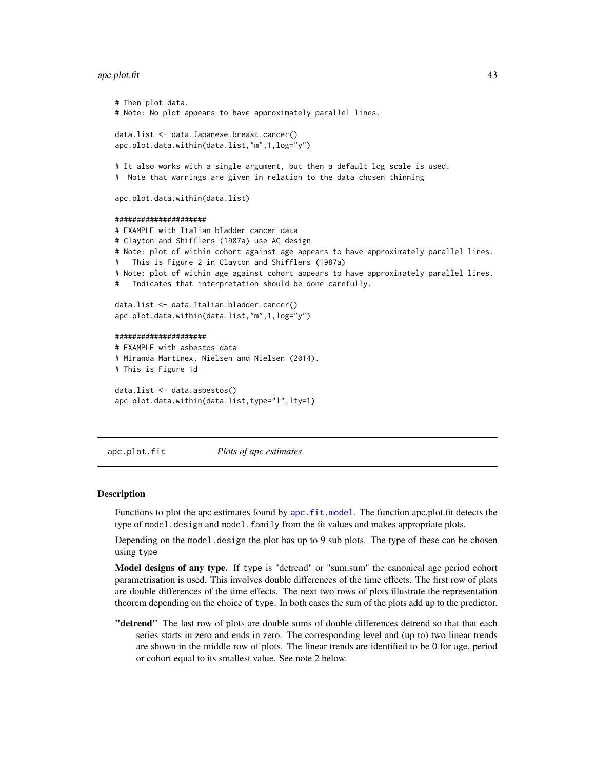```
# Then plot data.
# Note: No plot appears to have approximately parallel lines.

data.list <- data.Japanese.breast.cancer()
apc.plot.data.within(data.list,"m",1,log="y")

# It also works with a single argument, but then a default log scale is used.
#  Note that warnings are given in relation to the data chosen thinning

apc.plot.data.within(data.list)

#####################
# EXAMPLE with Italian bladder cancer data
# Clayton and Shifflers (1987a) use AC design
# Note: plot of within cohort against age appears to have approximately parallel lines.
#   This is Figure 2 in Clayton and Shifflers (1987a)
# Note: plot of within age against cohort appears to have approximately parallel lines.
#   Indicates that interpretation should be done carefully.

data.list <- data.Italian.bladder.cancer()
apc.plot.data.within(data.list,"m",1,log="y")

#####################
# EXAMPLE with asbestos data
# Miranda Martinex, Nielsen and Nielsen (2014).
# This is Figure 1d

data.list <- data.asbestos()
apc.plot.data.within(data.list,type="l",lty=1)
```

## apc.plot.fit    *Plots of apc estimates*

### Description

Functions to plot the apc estimates found by apc.fit.model. The function apc.plot.fit detects the type of model.design and model.family from the fit values and makes appropriate plots.

Depending on the model.design the plot has up to 9 sub plots. The type of these can be chosen using type

**Model designs of any type.** If type is "detrend" or "sum.sum" the canonical age period cohort parametrisation is used. This involves double differences of the time effects. The first row of plots are double differences of the time effects. The next two rows of plots illustrate the representation theorem depending on the choice of type. In both cases the sum of the plots add up to the predictor.

**"detrend"** The last row of plots are double sums of double differences detrend so that that each series starts in zero and ends in zero. The corresponding level and (up to) two linear trends are shown in the middle row of plots. The linear trends are identified to be 0 for age, period or cohort equal to its smallest value. See note 2 below.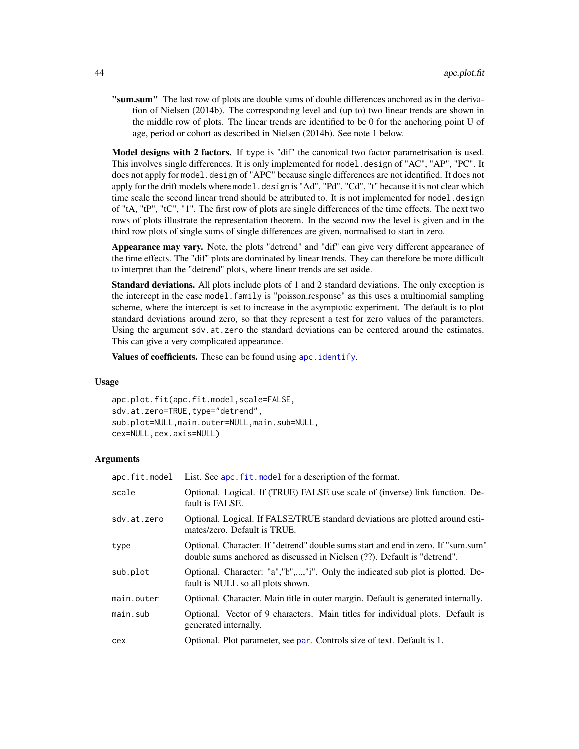**"sum.sum"** The last row of plots are double sums of double differences anchored as in the derivation of Nielsen (2014b). The corresponding level and (up to) two linear trends are shown in the middle row of plots. The linear trends are identified to be 0 for the anchoring point U of age, period or cohort as described in Nielsen (2014b). See note 1 below.

**Model designs with 2 factors.** If `type` is "dif" the canonical two factor parametrisation is used. This involves single differences. It is only implemented for `model.design` of "AC", "AP", "PC". It does not apply for `model.design` of "APC" because single differences are not identified. It does not apply for the drift models where `model.design` is "Ad", "Pd", "Cd", "t" because it is not clear which time scale the second linear trend should be attributed to. It is not implemented for `model.design` of "tA, "tP", "tC", "1". The first row of plots are single differences of the time effects. The next two rows of plots illustrate the representation theorem. In the second row the level is given and in the third row plots of single sums of single differences are given, normalised to start in zero.

**Appearance may vary.** Note, the plots "detrend" and "dif" can give very different appearance of the time effects. The "dif" plots are dominated by linear trends. They can therefore be more difficult to interpret than the "detrend" plots, where linear trends are set aside.

**Standard deviations.** All plots include plots of 1 and 2 standard deviations. The only exception is the intercept in the case `model.family` is "poisson.response" as this uses a multinomial sampling scheme, where the intercept is set to increase in the asymptotic experiment. The default is to plot standard deviations around zero, so that they represent a test for zero values of the parameters. Using the argument `sdv.at.zero` the standard deviations can be centered around the estimates. This can give a very complicated appearance.

**Values of coefficients.** These can be found using `apc.identify`.

### Usage

```
apc.plot.fit(apc.fit.model,scale=FALSE,
sdv.at.zero=TRUE,type="detrend",
sub.plot=NULL,main.outer=NULL,main.sub=NULL,
cex=NULL,cex.axis=NULL)
```

### Arguments

| | |
|---|---|
| `apc.fit.model` | List. See `apc.fit.model` for a description of the format. |
| `scale` | Optional. Logical. If (TRUE) FALSE use scale of (inverse) link function. Default is FALSE. |
| `sdv.at.zero` | Optional. Logical. If FALSE/TRUE standard deviations are plotted around estimates/zero. Default is TRUE. |
| `type` | Optional. Character. If "detrend" double sums start and end in zero. If "sum.sum" double sums anchored as discussed in Nielsen (??). Default is "detrend". |
| `sub.plot` | Optional. Character: "a","b",...,"i". Only the indicated sub plot is plotted. Default is NULL so all plots shown. |
| `main.outer` | Optional. Character. Main title in outer margin. Default is generated internally. |
| `main.sub` | Optional. Vector of 9 characters. Main titles for individual plots. Default is generated internally. |
| `cex` | Optional. Plot parameter, see `par`. Controls size of text. Default is 1. |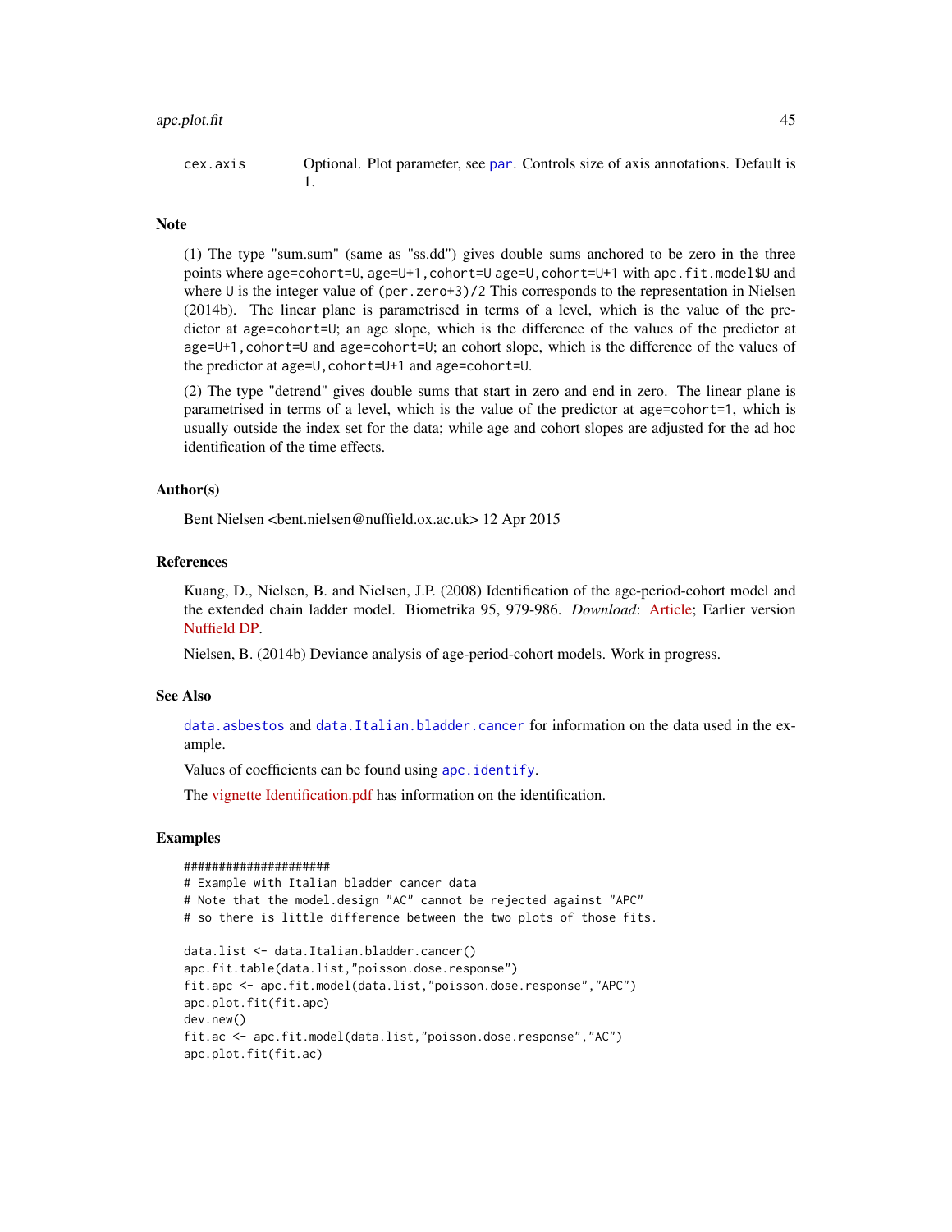cex.axis    Optional. Plot parameter, see `par`. Controls size of axis annotations. Default is 1.

## Note

(1) The type "sum.sum" (same as "ss.dd") gives double sums anchored to be zero in the three points where `age=cohort=U`, `age=U+1,cohort=U` `age=U,cohort=U+1` with `apc.fit.model$U` and where `U` is the integer value of `(per.zero+3)/2` This corresponds to the representation in Nielsen (2014b). The linear plane is parametrised in terms of a level, which is the value of the predictor at `age=cohort=U`; an age slope, which is the difference of the values of the predictor at `age=U+1,cohort=U` and `age=cohort=U`; an cohort slope, which is the difference of the values of the predictor at `age=U,cohort=U+1` and `age=cohort=U`.

(2) The type "detrend" gives double sums that start in zero and end in zero. The linear plane is parametrised in terms of a level, which is the value of the predictor at `age=cohort=1`, which is usually outside the index set for the data; while age and cohort slopes are adjusted for the ad hoc identification of the time effects.

## Author(s)

Bent Nielsen <bent.nielsen@nuffield.ox.ac.uk> 12 Apr 2015

## References

Kuang, D., Nielsen, B. and Nielsen, J.P. (2008) Identification of the age-period-cohort model and the extended chain ladder model. Biometrika 95, 979-986. *Download*: Article; Earlier version Nuffield DP.

Nielsen, B. (2014b) Deviance analysis of age-period-cohort models. Work in progress.

## See Also

`data.asbestos` and `data.Italian.bladder.cancer` for information on the data used in the example.

Values of coefficients can be found using `apc.identify`.

The vignette Identification.pdf has information on the identification.

## Examples

```
#####################
# Example with Italian bladder cancer data
# Note that the model.design "AC" cannot be rejected against "APC"
# so there is little difference between the two plots of those fits.

data.list <- data.Italian.bladder.cancer()
apc.fit.table(data.list,"poisson.dose.response")
fit.apc <- apc.fit.model(data.list,"poisson.dose.response","APC")
apc.plot.fit(fit.apc)
dev.new()
fit.ac <- apc.fit.model(data.list,"poisson.dose.response","AC")
apc.plot.fit(fit.ac)
```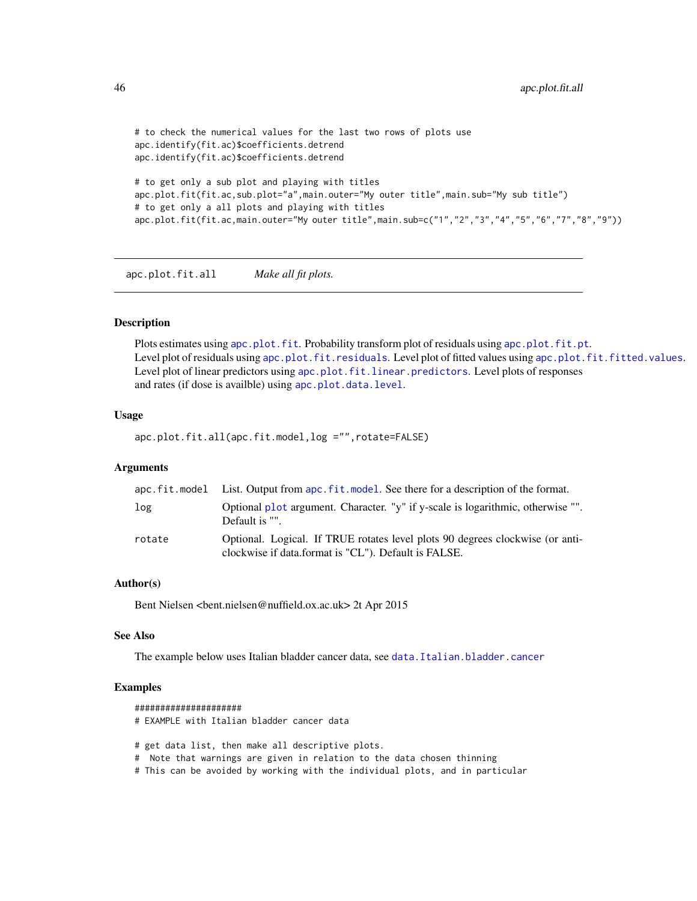```
# to check the numerical values for the last two rows of plots use
apc.identify(fit.ac)$coefficients.detrend
apc.identify(fit.ac)$coefficients.detrend

# to get only a sub plot and playing with titles
apc.plot.fit(fit.ac,sub.plot="a",main.outer="My outer title",main.sub="My sub title")
# to get only a all plots and playing with titles
apc.plot.fit(fit.ac,main.outer="My outer title",main.sub=c("1","2","3","4","5","6","7","8","9"))
```

---

## apc.plot.fit.all — *Make all fit plots.*

---

### Description

Plots estimates using apc.plot.fit. Probability transform plot of residuals using apc.plot.fit.pt. Level plot of residuals using apc.plot.fit.residuals. Level plot of fitted values using apc.plot.fit.fitted.values. Level plot of linear predictors using apc.plot.fit.linear.predictors. Level plots of responses and rates (if dose is availble) using apc.plot.data.level.

### Usage

```
apc.plot.fit.all(apc.fit.model,log ="",rotate=FALSE)
```

### Arguments

| | |
|---|---|
| apc.fit.model | List. Output from apc.fit.model. See there for a description of the format. |
| log | Optional plot argument. Character. "y" if y-scale is logarithmic, otherwise "". Default is "". |
| rotate | Optional. Logical. If TRUE rotates level plots 90 degrees clockwise (or anti-clockwise if data.format is "CL"). Default is FALSE. |

### Author(s)

Bent Nielsen <bent.nielsen@nuffield.ox.ac.uk> 2t Apr 2015

### See Also

The example below uses Italian bladder cancer data, see data.Italian.bladder.cancer

### Examples

```
#####################
# EXAMPLE with Italian bladder cancer data

# get data list, then make all descriptive plots.
#  Note that warnings are given in relation to the data chosen thinning
# This can be avoided by working with the individual plots, and in particular
```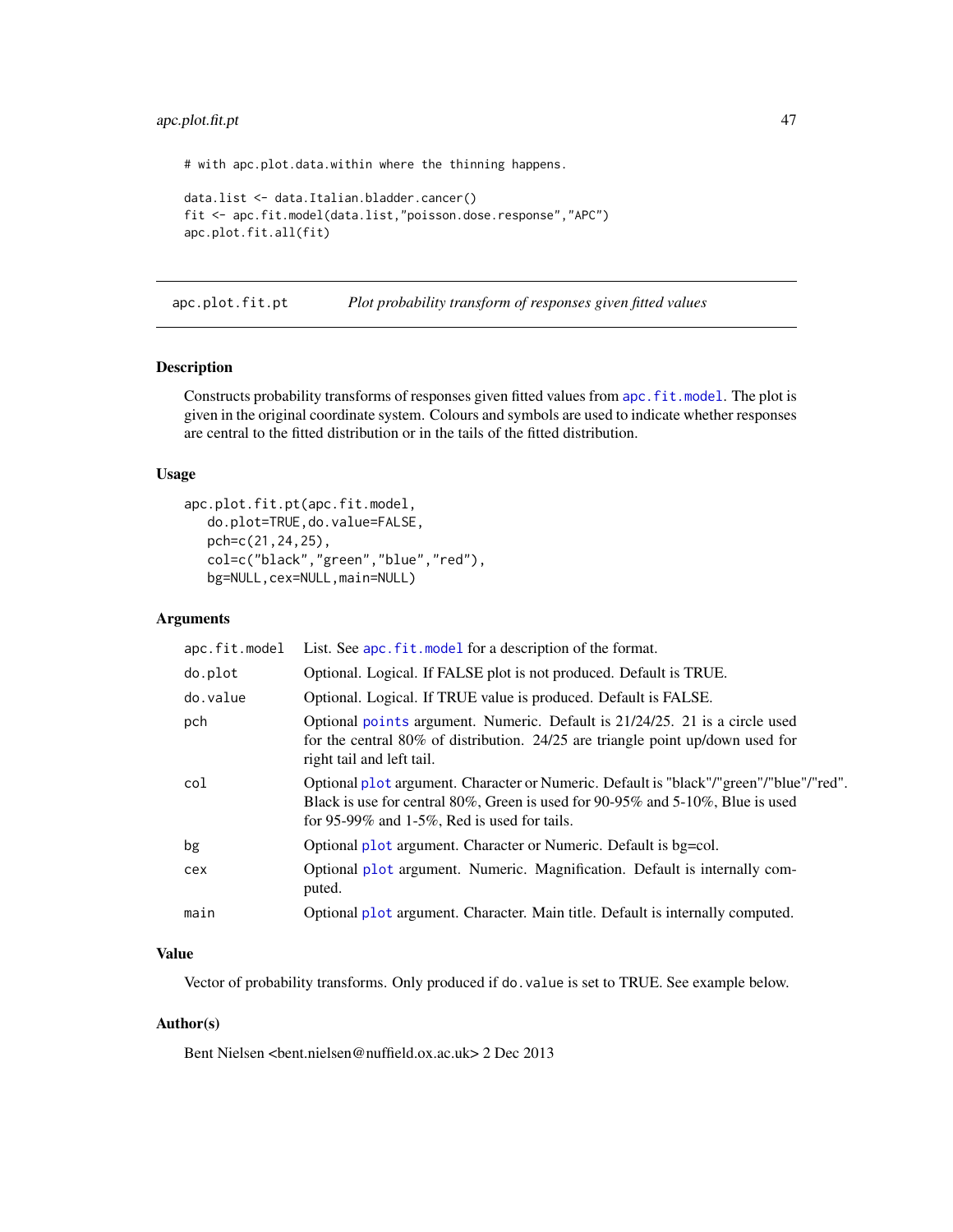```
# with apc.plot.data.within where the thinning happens.

data.list <- data.Italian.bladder.cancer()
fit <- apc.fit.model(data.list,"poisson.dose.response","APC")
apc.plot.fit.all(fit)
```

---

## apc.plot.fit.pt — *Plot probability transform of responses given fitted values*

---

### Description

Constructs probability transforms of responses given fitted values from apc.fit.model. The plot is given in the original coordinate system. Colours and symbols are used to indicate whether responses are central to the fitted distribution or in the tails of the fitted distribution.

### Usage

```
apc.plot.fit.pt(apc.fit.model,
   do.plot=TRUE,do.value=FALSE,
   pch=c(21,24,25),
   col=c("black","green","blue","red"),
   bg=NULL,cex=NULL,main=NULL)
```

### Arguments

| | |
|---|---|
| apc.fit.model | List. See apc.fit.model for a description of the format. |
| do.plot | Optional. Logical. If FALSE plot is not produced. Default is TRUE. |
| do.value | Optional. Logical. If TRUE value is produced. Default is FALSE. |
| pch | Optional points argument. Numeric. Default is 21/24/25. 21 is a circle used for the central 80% of distribution. 24/25 are triangle point up/down used for right tail and left tail. |
| col | Optional plot argument. Character or Numeric. Default is "black"/"green"/"blue"/"red". Black is use for central 80%, Green is used for 90-95% and 5-10%, Blue is used for 95-99% and 1-5%, Red is used for tails. |
| bg | Optional plot argument. Character or Numeric. Default is bg=col. |
| cex | Optional plot argument. Numeric. Magnification. Default is internally computed. |
| main | Optional plot argument. Character. Main title. Default is internally computed. |

### Value

Vector of probability transforms. Only produced if do.value is set to TRUE. See example below.

### Author(s)

Bent Nielsen <bent.nielsen@nuffield.ox.ac.uk> 2 Dec 2013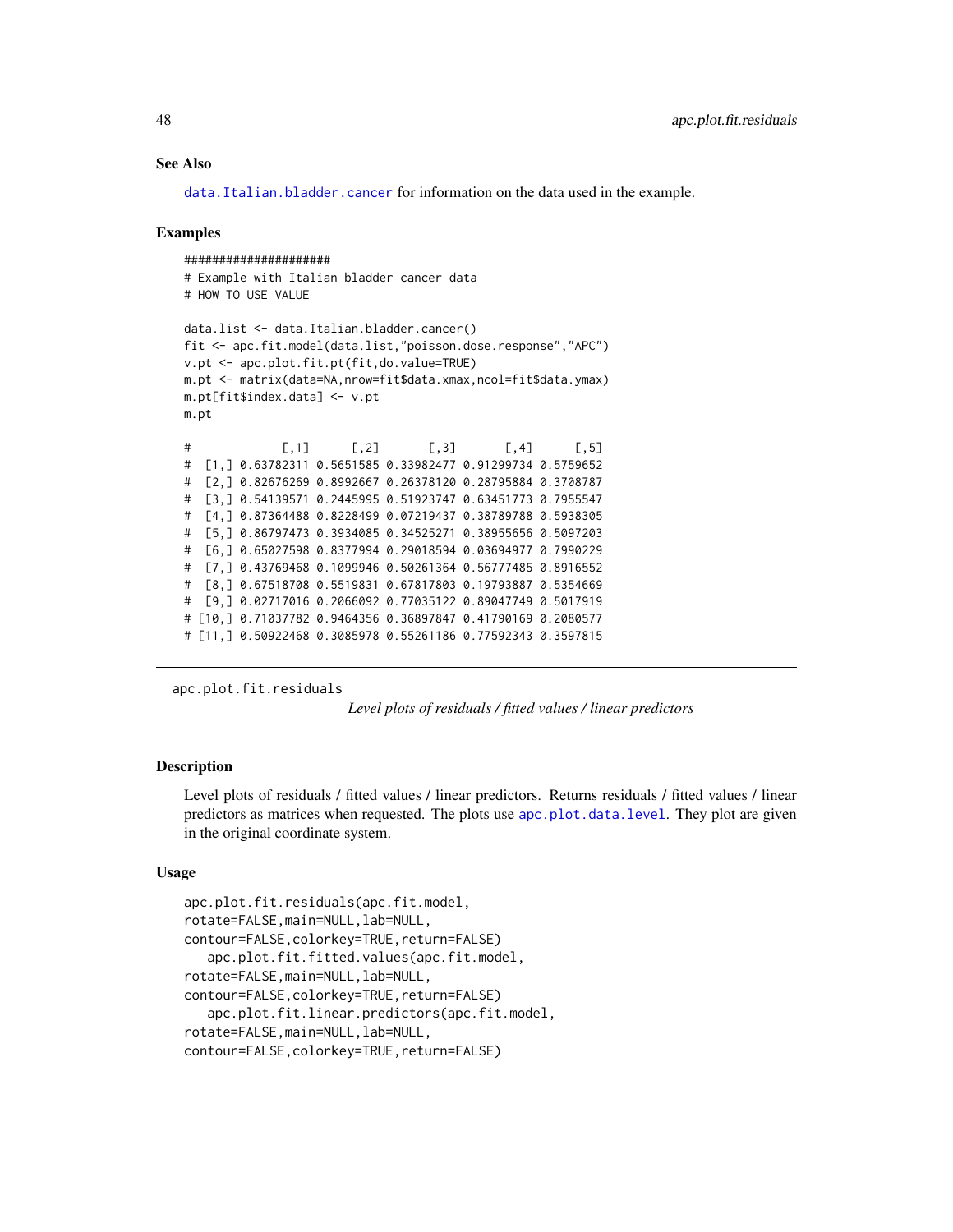### See Also

data.Italian.bladder.cancer for information on the data used in the example.

### Examples

```
#####################
# Example with Italian bladder cancer data
# HOW TO USE VALUE

data.list <- data.Italian.bladder.cancer()
fit <- apc.fit.model(data.list,"poisson.dose.response","APC")
v.pt <- apc.plot.fit.pt(fit,do.value=TRUE)
m.pt <- matrix(data=NA,nrow=fit$data.xmax,ncol=fit$data.ymax)
m.pt[fit$index.data] <- v.pt
m.pt

#             [,1]      [,2]       [,3]       [,4]      [,5]
#  [1,] 0.63782311 0.5651585 0.33982477 0.91299734 0.5759652
#  [2,] 0.82676269 0.8992667 0.26378120 0.28795884 0.3708787
#  [3,] 0.54139571 0.2445995 0.51923747 0.63451773 0.7955547
#  [4,] 0.87364488 0.8228499 0.07219437 0.38789788 0.5938305
#  [5,] 0.86797473 0.3934085 0.34525271 0.38955656 0.5097203
#  [6,] 0.65027598 0.8377994 0.29018594 0.03694977 0.7990229
#  [7,] 0.43769468 0.1099946 0.50261364 0.56777485 0.8916552
#  [8,] 0.67518708 0.5519831 0.67817803 0.19793887 0.5354669
#  [9,] 0.02717016 0.2066092 0.77035122 0.89047749 0.5017919
# [10,] 0.71037782 0.9464356 0.36897847 0.41790169 0.2080577
# [11,] 0.50922468 0.3085978 0.55261186 0.77592343 0.3597815
```

---

## apc.plot.fit.residuals

*Level plots of residuals / fitted values / linear predictors*

---

### Description

Level plots of residuals / fitted values / linear predictors. Returns residuals / fitted values / linear predictors as matrices when requested. The plots use apc.plot.data.level. They plot are given in the original coordinate system.

### Usage

```
apc.plot.fit.residuals(apc.fit.model,
rotate=FALSE,main=NULL,lab=NULL,
contour=FALSE,colorkey=TRUE,return=FALSE)
   apc.plot.fit.fitted.values(apc.fit.model,
rotate=FALSE,main=NULL,lab=NULL,
contour=FALSE,colorkey=TRUE,return=FALSE)
   apc.plot.fit.linear.predictors(apc.fit.model,
rotate=FALSE,main=NULL,lab=NULL,
contour=FALSE,colorkey=TRUE,return=FALSE)
```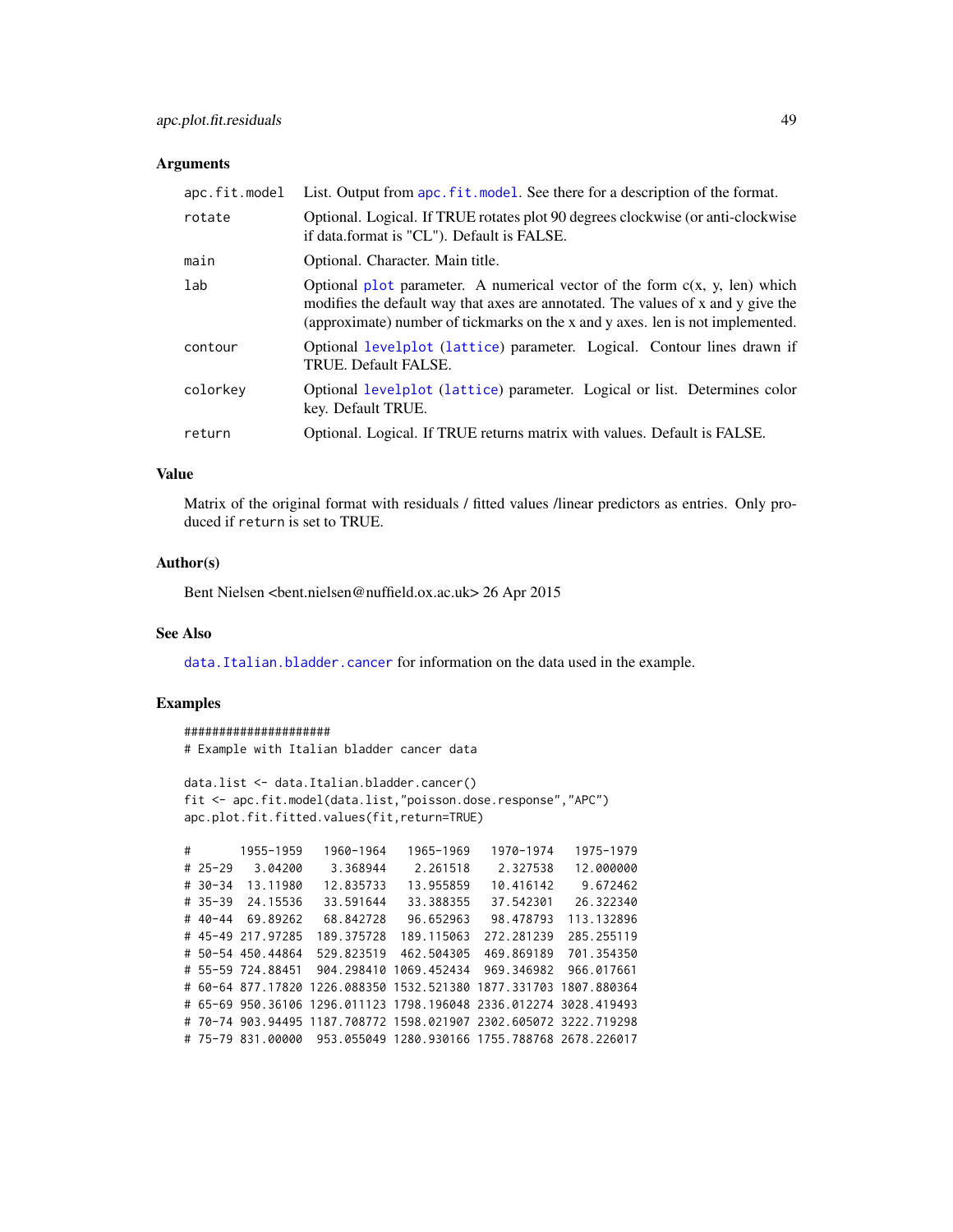### Arguments

| | |
|---|---|
| `apc.fit.model` | List. Output from `apc.fit.model`. See there for a description of the format. |
| `rotate` | Optional. Logical. If TRUE rotates plot 90 degrees clockwise (or anti-clockwise if data.format is "CL"). Default is FALSE. |
| `main` | Optional. Character. Main title. |
| `lab` | Optional `plot` parameter. A numerical vector of the form c(x, y, len) which modifies the default way that axes are annotated. The values of x and y give the (approximate) number of tickmarks on the x and y axes. len is not implemented. |
| `contour` | Optional `levelplot` (`lattice`) parameter. Logical. Contour lines drawn if TRUE. Default FALSE. |
| `colorkey` | Optional `levelplot` (`lattice`) parameter. Logical or list. Determines color key. Default TRUE. |
| `return` | Optional. Logical. If TRUE returns matrix with values. Default is FALSE. |

### Value

Matrix of the original format with residuals / fitted values /linear predictors as entries. Only produced if `return` is set to TRUE.

### Author(s)

Bent Nielsen <bent.nielsen@nuffield.ox.ac.uk> 26 Apr 2015

### See Also

`data.Italian.bladder.cancer` for information on the data used in the example.

### Examples

```
#####################
# Example with Italian bladder cancer data

data.list <- data.Italian.bladder.cancer()
fit <- apc.fit.model(data.list,"poisson.dose.response","APC")
apc.plot.fit.fitted.values(fit,return=TRUE)

#       1955-1959   1960-1964   1965-1969   1970-1974   1975-1979
# 25-29   3.04200    3.368944    2.261518    2.327538   12.000000
# 30-34  13.11980   12.835733   13.955859   10.416142    9.672462
# 35-39  24.15536   33.591644   33.388355   37.542301   26.322340
# 40-44  69.89262   68.842728   96.652963   98.478793  113.132896
# 45-49 217.97285  189.375728  189.115063  272.281239  285.255119
# 50-54 450.44864  529.823519  462.504305  469.869189  701.354350
# 55-59 724.88451  904.298410 1069.452434  969.346982  966.017661
# 60-64 877.17820 1226.088350 1532.521380 1877.331703 1807.880364
# 65-69 950.36106 1296.011123 1798.196048 2336.012274 3028.419493
# 70-74 903.94495 1187.708772 1598.021907 2302.605072 3222.719298
# 75-79 831.00000  953.055049 1280.930166 1755.788768 2678.226017
```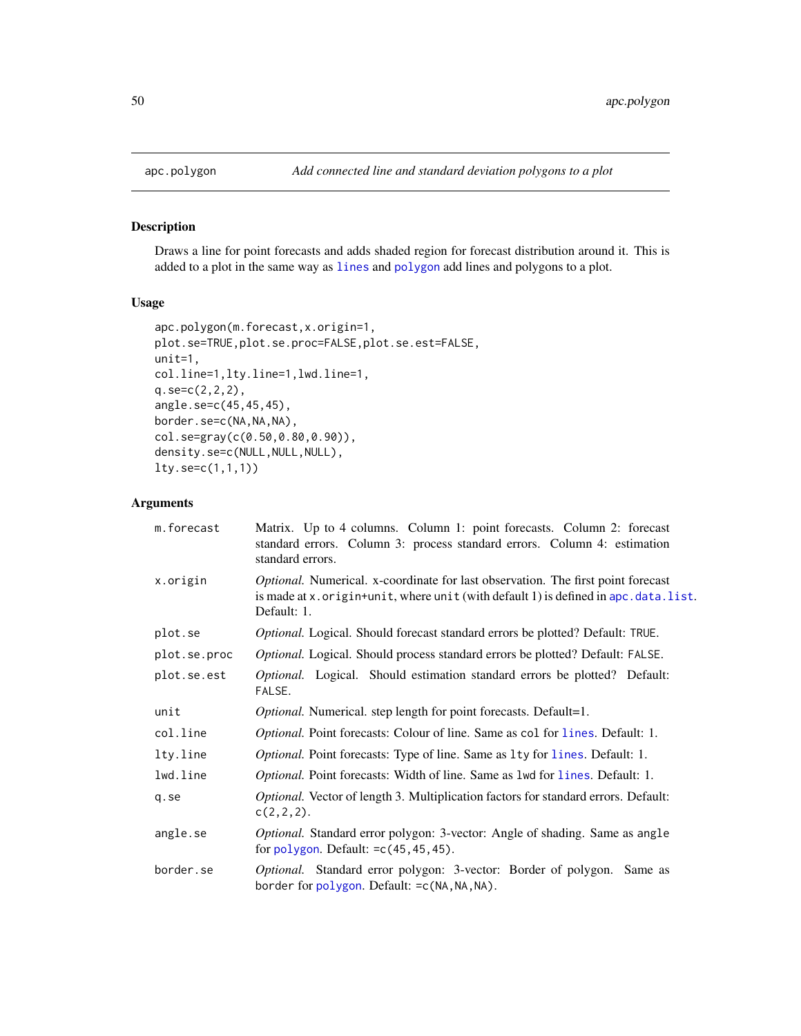`apc.polygon` *Add connected line and standard deviation polygons to a plot*

## Description

Draws a line for point forecasts and adds shaded region for forecast distribution around it. This is added to a plot in the same way as `lines` and `polygon` add lines and polygons to a plot.

## Usage

```
apc.polygon(m.forecast,x.origin=1,
plot.se=TRUE,plot.se.proc=FALSE,plot.se.est=FALSE,
unit=1,
col.line=1,lty.line=1,lwd.line=1,
q.se=c(2,2,2),
angle.se=c(45,45,45),
border.se=c(NA,NA,NA),
col.se=gray(c(0.50,0.80,0.90)),
density.se=c(NULL,NULL,NULL),
lty.se=c(1,1,1))
```

## Arguments

| | |
|---|---|
| `m.forecast` | Matrix. Up to 4 columns. Column 1: point forecasts. Column 2: forecast standard errors. Column 3: process standard errors. Column 4: estimation standard errors. |
| `x.origin` | *Optional.* Numerical. x-coordinate for last observation. The first point forecast is made at `x.origin+unit`, where `unit` (with default 1) is defined in `apc.data.list`. Default: 1. |
| `plot.se` | *Optional.* Logical. Should forecast standard errors be plotted? Default: `TRUE`. |
| `plot.se.proc` | *Optional.* Logical. Should process standard errors be plotted? Default: `FALSE`. |
| `plot.se.est` | *Optional.* Logical. Should estimation standard errors be plotted? Default: `FALSE`. |
| `unit` | *Optional.* Numerical. step length for point forecasts. Default=1. |
| `col.line` | *Optional.* Point forecasts: Colour of line. Same as `col` for `lines`. Default: 1. |
| `lty.line` | *Optional.* Point forecasts: Type of line. Same as `lty` for `lines`. Default: 1. |
| `lwd.line` | *Optional.* Point forecasts: Width of line. Same as `lwd` for `lines`. Default: 1. |
| `q.se` | *Optional.* Vector of length 3. Multiplication factors for standard errors. Default: `c(2,2,2)`. |
| `angle.se` | *Optional.* Standard error polygon: 3-vector: Angle of shading. Same as `angle` for `polygon`. Default: `=c(45,45,45)`. |
| `border.se` | *Optional.* Standard error polygon: 3-vector: Border of polygon. Same as `border` for `polygon`. Default: `=c(NA,NA,NA)`. |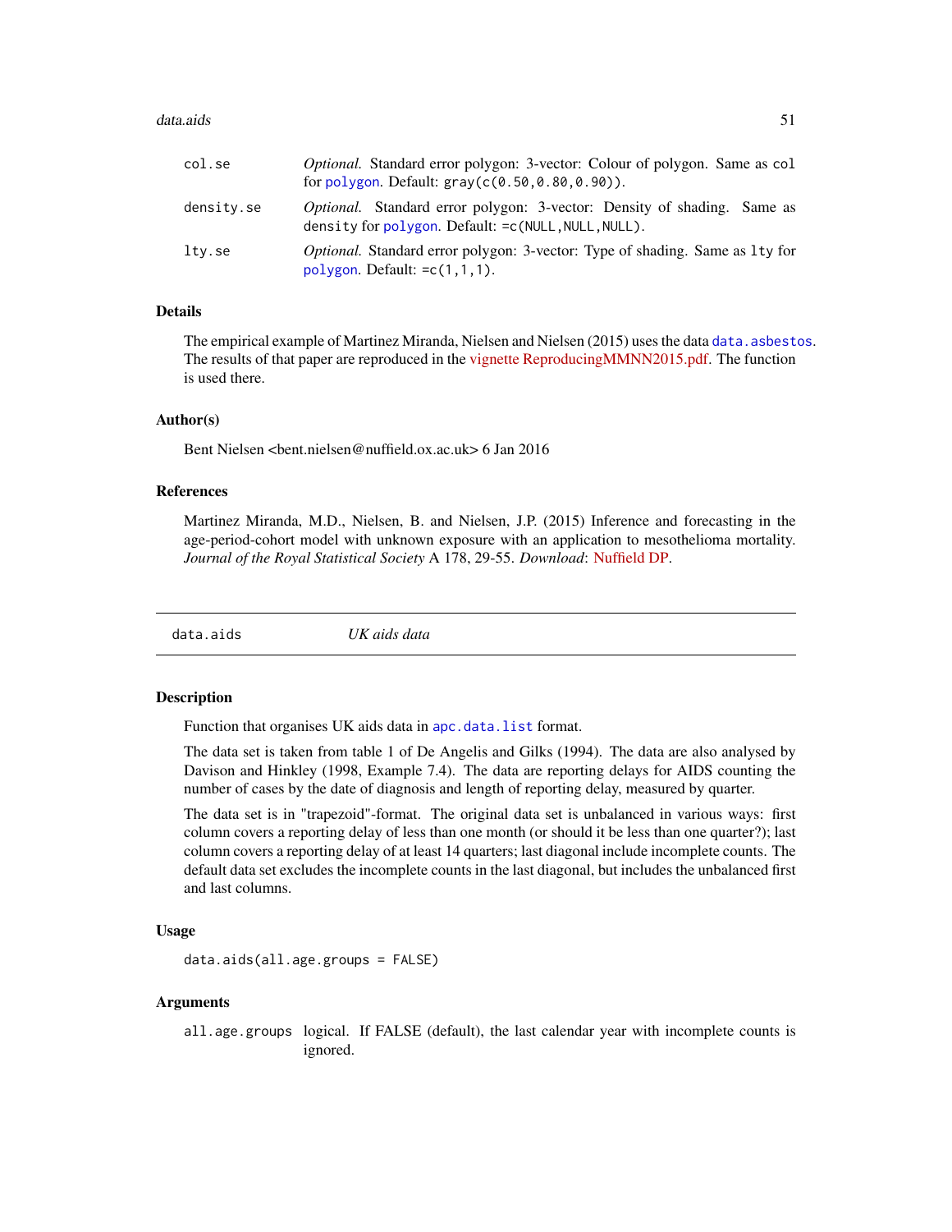| | |
|---|---|
| col.se | *Optional.* Standard error polygon: 3-vector: Colour of polygon. Same as `col` for `polygon`. Default: `gray(c(0.50,0.80,0.90))`. |
| density.se | *Optional.* Standard error polygon: 3-vector: Density of shading. Same as `density` for `polygon`. Default: `=c(NULL,NULL,NULL)`. |
| lty.se | *Optional.* Standard error polygon: 3-vector: Type of shading. Same as `lty` for `polygon`. Default: `=c(1,1,1)`. |

### Details

The empirical example of Martinez Miranda, Nielsen and Nielsen (2015) uses the data `data.asbestos`. The results of that paper are reproduced in the vignette ReproducingMMNN2015.pdf. The function is used there.

### Author(s)

Bent Nielsen <bent.nielsen@nuffield.ox.ac.uk> 6 Jan 2016

### References

Martinez Miranda, M.D., Nielsen, B. and Nielsen, J.P. (2015) Inference and forecasting in the age-period-cohort model with unknown exposure with an application to mesothelioma mortality. *Journal of the Royal Statistical Society* A 178, 29-55. *Download*: Nuffield DP.

---

## data.aids — *UK aids data*

### Description

Function that organises UK aids data in `apc.data.list` format.

The data set is taken from table 1 of De Angelis and Gilks (1994). The data are also analysed by Davison and Hinkley (1998, Example 7.4). The data are reporting delays for AIDS counting the number of cases by the date of diagnosis and length of reporting delay, measured by quarter.

The data set is in "trapezoid"-format. The original data set is unbalanced in various ways: first column covers a reporting delay of less than one month (or should it be less than one quarter?); last column covers a reporting delay of at least 14 quarters; last diagonal include incomplete counts. The default data set excludes the incomplete counts in the last diagonal, but includes the unbalanced first and last columns.

### Usage

```
data.aids(all.age.groups = FALSE)
```

### Arguments

| | |
|---|---|
| all.age.groups | logical. If FALSE (default), the last calendar year with incomplete counts is ignored. |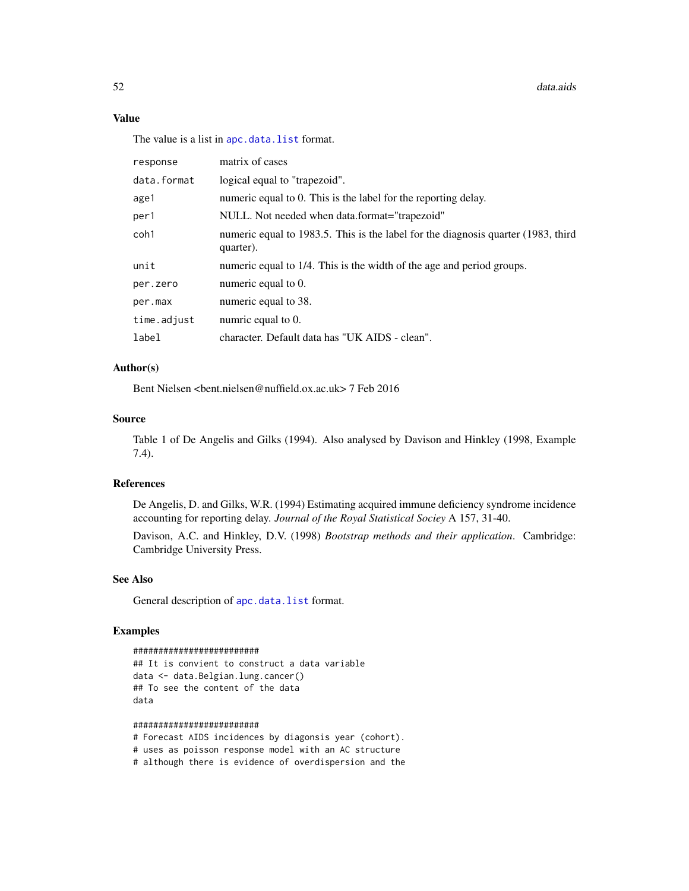### Value

The value is a list in `apc.data.list` format.

| | |
|---|---|
| `response` | matrix of cases |
| `data.format` | logical equal to "trapezoid". |
| `age1` | numeric equal to 0. This is the label for the reporting delay. |
| `per1` | NULL. Not needed when data.format="trapezoid" |
| `coh1` | numeric equal to 1983.5. This is the label for the diagnosis quarter (1983, third quarter). |
| `unit` | numeric equal to 1/4. This is the width of the age and period groups. |
| `per.zero` | numeric equal to 0. |
| `per.max` | numeric equal to 38. |
| `time.adjust` | numric equal to 0. |
| `label` | character. Default data has "UK AIDS - clean". |

### Author(s)

Bent Nielsen <bent.nielsen@nuffield.ox.ac.uk> 7 Feb 2016

### Source

Table 1 of De Angelis and Gilks (1994). Also analysed by Davison and Hinkley (1998, Example 7.4).

### References

De Angelis, D. and Gilks, W.R. (1994) Estimating acquired immune deficiency syndrome incidence accounting for reporting delay. *Journal of the Royal Statistical Sociey* A 157, 31-40.

Davison, A.C. and Hinkley, D.V. (1998) *Bootstrap methods and their application*. Cambridge: Cambridge University Press.

### See Also

General description of `apc.data.list` format.

### Examples

```
#########################
## It is convient to construct a data variable
data <- data.Belgian.lung.cancer()
## To see the content of the data
data

#########################
# Forecast AIDS incidences by diagonsis year (cohort).
# uses as poisson response model with an AC structure
# although there is evidence of overdispersion and the
```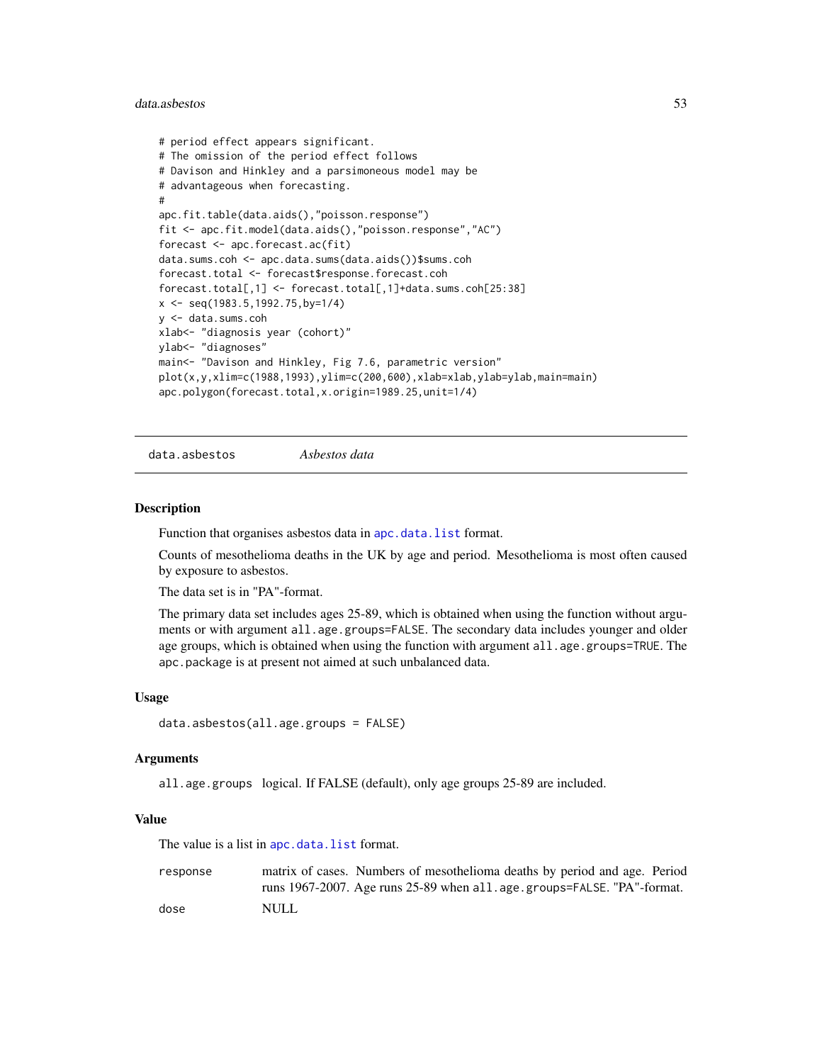```
# period effect appears significant.
# The omission of the period effect follows
# Davison and Hinkley and a parsimoneous model may be
# advantageous when forecasting.
#
apc.fit.table(data.aids(),"poisson.response")
fit <- apc.fit.model(data.aids(),"poisson.response","AC")
forecast <- apc.forecast.ac(fit)
data.sums.coh <- apc.data.sums(data.aids())$sums.coh
forecast.total <- forecast$response.forecast.coh
forecast.total[,1] <- forecast.total[,1]+data.sums.coh[25:38]
x <- seq(1983.5,1992.75,by=1/4)
y <- data.sums.coh
xlab<- "diagnosis year (cohort)"
ylab<- "diagnoses"
main<- "Davison and Hinkley, Fig 7.6, parametric version"
plot(x,y,xlim=c(1988,1993),ylim=c(200,600),xlab=xlab,ylab=ylab,main=main)
apc.polygon(forecast.total,x.origin=1989.25,unit=1/4)
```

## data.asbestos *Asbestos data*

### Description

Function that organises asbestos data in `apc.data.list` format.

Counts of mesothelioma deaths in the UK by age and period. Mesothelioma is most often caused by exposure to asbestos.

The data set is in "PA"-format.

The primary data set includes ages 25-89, which is obtained when using the function without arguments or with argument `all.age.groups=FALSE`. The secondary data includes younger and older age groups, which is obtained when using the function with argument `all.age.groups=TRUE`. The `apc.package` is at present not aimed at such unbalanced data.

### Usage

```
data.asbestos(all.age.groups = FALSE)
```

### Arguments

`all.age.groups` logical. If FALSE (default), only age groups 25-89 are included.

### Value

The value is a list in `apc.data.list` format.

`response` matrix of cases. Numbers of mesothelioma deaths by period and age. Period runs 1967-2007. Age runs 25-89 when `all.age.groups=FALSE`. "PA"-format.

`dose` NULL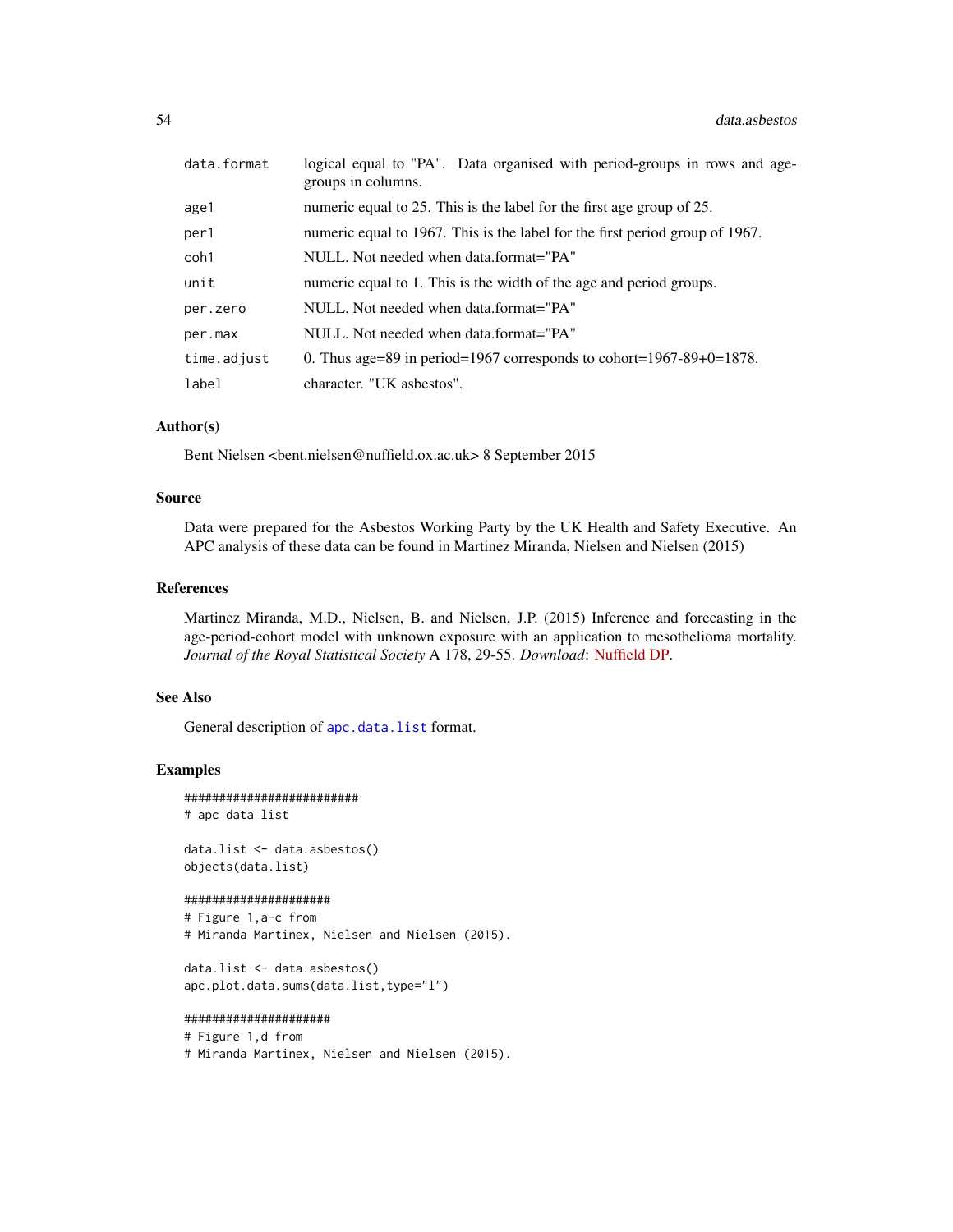| | |
|---|---|
| data.format | logical equal to "PA". Data organised with period-groups in rows and age-groups in columns. |
| age1 | numeric equal to 25. This is the label for the first age group of 25. |
| per1 | numeric equal to 1967. This is the label for the first period group of 1967. |
| coh1 | NULL. Not needed when data.format="PA" |
| unit | numeric equal to 1. This is the width of the age and period groups. |
| per.zero | NULL. Not needed when data.format="PA" |
| per.max | NULL. Not needed when data.format="PA" |
| time.adjust | 0. Thus age=89 in period=1967 corresponds to cohort=1967-89+0=1878. |
| label | character. "UK asbestos". |

### Author(s)

Bent Nielsen <bent.nielsen@nuffield.ox.ac.uk> 8 September 2015

### Source

Data were prepared for the Asbestos Working Party by the UK Health and Safety Executive. An APC analysis of these data can be found in Martinez Miranda, Nielsen and Nielsen (2015)

### References

Martinez Miranda, M.D., Nielsen, B. and Nielsen, J.P. (2015) Inference and forecasting in the age-period-cohort model with unknown exposure with an application to mesothelioma mortality. *Journal of the Royal Statistical Society* A 178, 29-55. *Download*: Nuffield DP.

### See Also

General description of `apc.data.list` format.

### Examples

```
#########################
# apc data list

data.list <- data.asbestos()
objects(data.list)

#####################
# Figure 1,a-c from
# Miranda Martinex, Nielsen and Nielsen (2015).

data.list <- data.asbestos()
apc.plot.data.sums(data.list,type="l")

#####################
# Figure 1,d from
# Miranda Martinex, Nielsen and Nielsen (2015).
```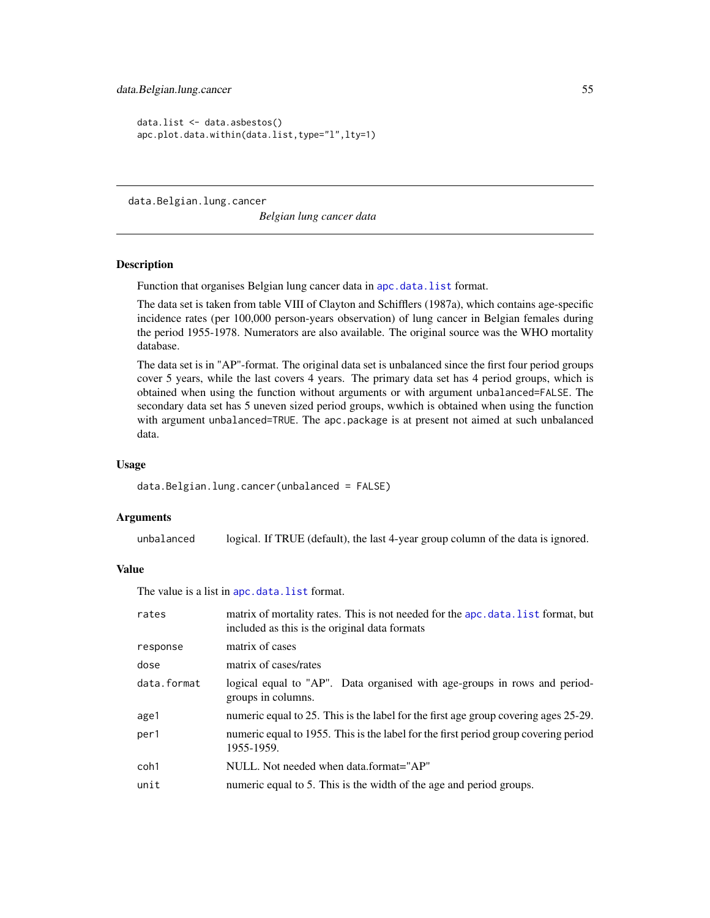```
data.list <- data.asbestos()
apc.plot.data.within(data.list,type="l",lty=1)
```

---

data.Belgian.lung.cancer &nbsp;&nbsp;&nbsp;&nbsp; *Belgian lung cancer data*

---

## Description

Function that organises Belgian lung cancer data in apc.data.list format.

The data set is taken from table VIII of Clayton and Schifflers (1987a), which contains age-specific incidence rates (per 100,000 person-years observation) of lung cancer in Belgian females during the period 1955-1978. Numerators are also available. The original source was the WHO mortality database.

The data set is in "AP"-format. The original data set is unbalanced since the first four period groups cover 5 years, while the last covers 4 years. The primary data set has 4 period groups, which is obtained when using the function without arguments or with argument `unbalanced=FALSE`. The secondary data set has 5 uneven sized period groups, wwhich is obtained when using the function with argument `unbalanced=TRUE`. The `apc.package` is at present not aimed at such unbalanced data.

## Usage

```
data.Belgian.lung.cancer(unbalanced = FALSE)
```

## Arguments

| | |
|---|---|
| `unbalanced` | logical. If TRUE (default), the last 4-year group column of the data is ignored. |

## Value

The value is a list in apc.data.list format.

| | |
|---|---|
| `rates` | matrix of mortality rates. This is not needed for the apc.data.list format, but included as this is the original data formats |
| `response` | matrix of cases |
| `dose` | matrix of cases/rates |
| `data.format` | logical equal to "AP". Data organised with age-groups in rows and period-groups in columns. |
| `age1` | numeric equal to 25. This is the label for the first age group covering ages 25-29. |
| `per1` | numeric equal to 1955. This is the label for the first period group covering period 1955-1959. |
| `coh1` | NULL. Not needed when data.format="AP" |
| `unit` | numeric equal to 5. This is the width of the age and period groups. |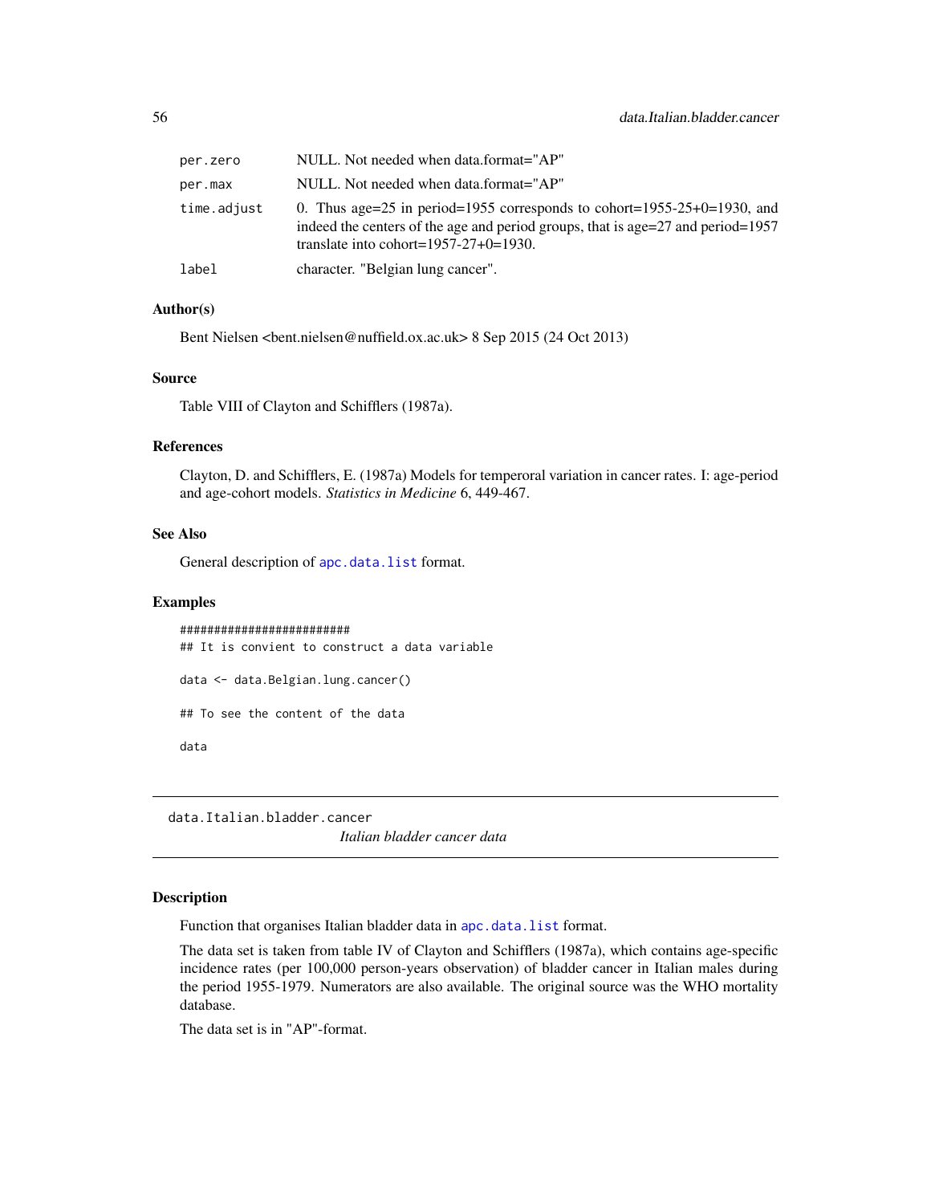| | |
|---|---|
| `per.zero` | NULL. Not needed when data.format="AP" |
| `per.max` | NULL. Not needed when data.format="AP" |
| `time.adjust` | 0. Thus age=25 in period=1955 corresponds to cohort=1955-25+0=1930, and indeed the centers of the age and period groups, that is age=27 and period=1957 translate into cohort=1957-27+0=1930. |
| `label` | character. "Belgian lung cancer". |

### Author(s)

Bent Nielsen <bent.nielsen@nuffield.ox.ac.uk> 8 Sep 2015 (24 Oct 2013)

### Source

Table VIII of Clayton and Schifflers (1987a).

### References

Clayton, D. and Schifflers, E. (1987a) Models for temperoral variation in cancer rates. I: age-period and age-cohort models. *Statistics in Medicine* 6, 449-467.

### See Also

General description of `apc.data.list` format.

### Examples

```
#########################
## It is convient to construct a data variable

data <- data.Belgian.lung.cancer()

## To see the content of the data

data
```

---

## data.Italian.bladder.cancer — *Italian bladder cancer data*

---

### Description

Function that organises Italian bladder data in `apc.data.list` format.

The data set is taken from table IV of Clayton and Schifflers (1987a), which contains age-specific incidence rates (per 100,000 person-years observation) of bladder cancer in Italian males during the period 1955-1979. Numerators are also available. The original source was the WHO mortality database.

The data set is in "AP"-format.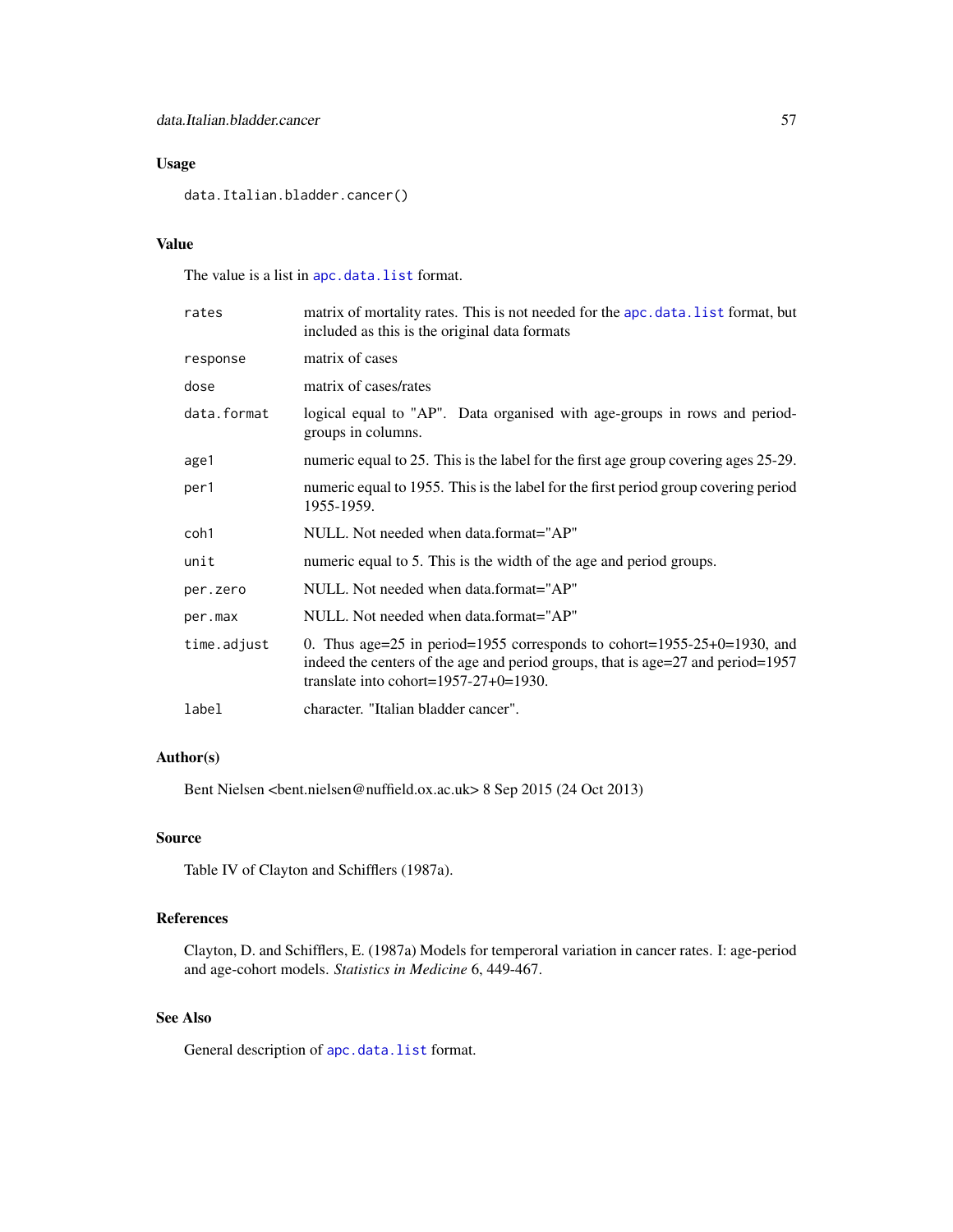## Usage

```
data.Italian.bladder.cancer()
```

## Value

The value is a list in `apc.data.list` format.

| | |
|---|---|
| `rates` | matrix of mortality rates. This is not needed for the `apc.data.list` format, but included as this is the original data formats |
| `response` | matrix of cases |
| `dose` | matrix of cases/rates |
| `data.format` | logical equal to "AP". Data organised with age-groups in rows and period-groups in columns. |
| `age1` | numeric equal to 25. This is the label for the first age group covering ages 25-29. |
| `per1` | numeric equal to 1955. This is the label for the first period group covering period 1955-1959. |
| `coh1` | NULL. Not needed when data.format="AP" |
| `unit` | numeric equal to 5. This is the width of the age and period groups. |
| `per.zero` | NULL. Not needed when data.format="AP" |
| `per.max` | NULL. Not needed when data.format="AP" |
| `time.adjust` | 0. Thus age=25 in period=1955 corresponds to cohort=1955-25+0=1930, and indeed the centers of the age and period groups, that is age=27 and period=1957 translate into cohort=1957-27+0=1930. |
| `label` | character. "Italian bladder cancer". |

## Author(s)

Bent Nielsen <bent.nielsen@nuffield.ox.ac.uk> 8 Sep 2015 (24 Oct 2013)

## Source

Table IV of Clayton and Schifflers (1987a).

## References

Clayton, D. and Schifflers, E. (1987a) Models for temperoral variation in cancer rates. I: age-period and age-cohort models. *Statistics in Medicine* 6, 449-467.

## See Also

General description of `apc.data.list` format.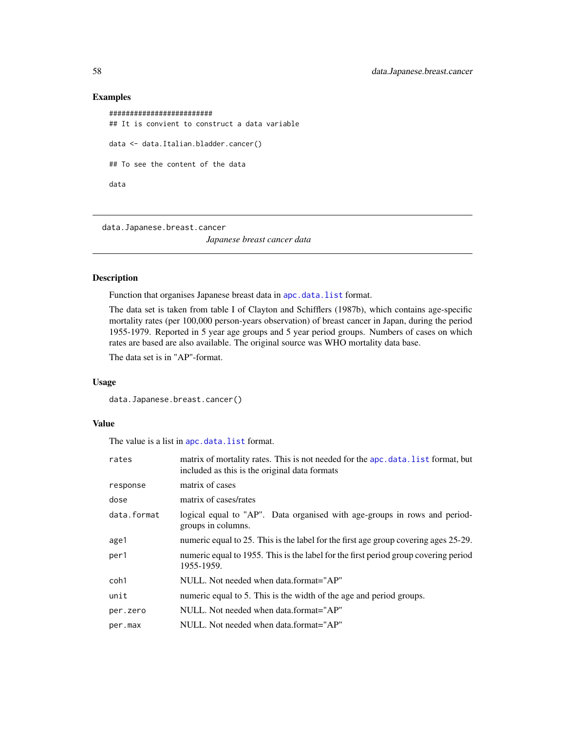## Examples

```
##########################
## It is convient to construct a data variable

data <- data.Italian.bladder.cancer()

## To see the content of the data

data
```

---

data.Japanese.breast.cancer

*Japanese breast cancer data*

---

### Description

Function that organises Japanese breast data in `apc.data.list` format.

The data set is taken from table I of Clayton and Schifflers (1987b), which contains age-specific mortality rates (per 100,000 person-years observation) of breast cancer in Japan, during the period 1955-1979. Reported in 5 year age groups and 5 year period groups. Numbers of cases on which rates are based are also available. The original source was WHO mortality data base.

The data set is in "AP"-format.

### Usage

```
data.Japanese.breast.cancer()
```

### Value

The value is a list in `apc.data.list` format.

| | |
|---|---|
| `rates` | matrix of mortality rates. This is not needed for the `apc.data.list` format, but included as this is the original data formats |
| `response` | matrix of cases |
| `dose` | matrix of cases/rates |
| `data.format` | logical equal to "AP". Data organised with age-groups in rows and period-groups in columns. |
| `age1` | numeric equal to 25. This is the label for the first age group covering ages 25-29. |
| `per1` | numeric equal to 1955. This is the label for the first period group covering period 1955-1959. |
| `coh1` | NULL. Not needed when data.format="AP" |
| `unit` | numeric equal to 5. This is the width of the age and period groups. |
| `per.zero` | NULL. Not needed when data.format="AP" |
| `per.max` | NULL. Not needed when data.format="AP" |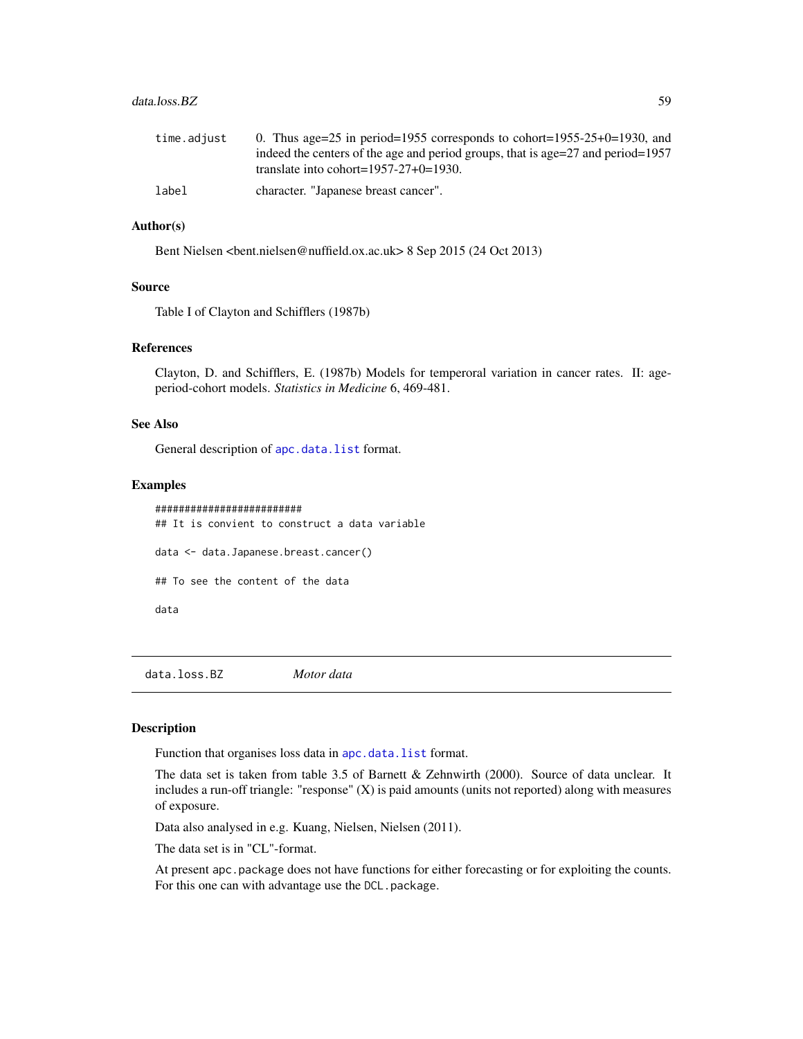| | |
|---|---|
| time.adjust | 0. Thus age=25 in period=1955 corresponds to cohort=1955-25+0=1930, and indeed the centers of the age and period groups, that is age=27 and period=1957 translate into cohort=1957-27+0=1930. |
| label | character. "Japanese breast cancer". |

### Author(s)

Bent Nielsen <bent.nielsen@nuffield.ox.ac.uk> 8 Sep 2015 (24 Oct 2013)

### Source

Table I of Clayton and Schifflers (1987b)

### References

Clayton, D. and Schifflers, E. (1987b) Models for temperoral variation in cancer rates. II: age-period-cohort models. *Statistics in Medicine* 6, 469-481.

### See Also

General description of apc.data.list format.

### Examples

```
#########################
## It is convient to construct a data variable

data <- data.Japanese.breast.cancer()

## To see the content of the data

data
```

---

## data.loss.BZ *Motor data*

---

### Description

Function that organises loss data in apc.data.list format.

The data set is taken from table 3.5 of Barnett & Zehnwirth (2000). Source of data unclear. It includes a run-off triangle: "response" (X) is paid amounts (units not reported) along with measures of exposure.

Data also analysed in e.g. Kuang, Nielsen, Nielsen (2011).

The data set is in "CL"-format.

At present apc.package does not have functions for either forecasting or for exploiting the counts. For this one can with advantage use the DCL.package.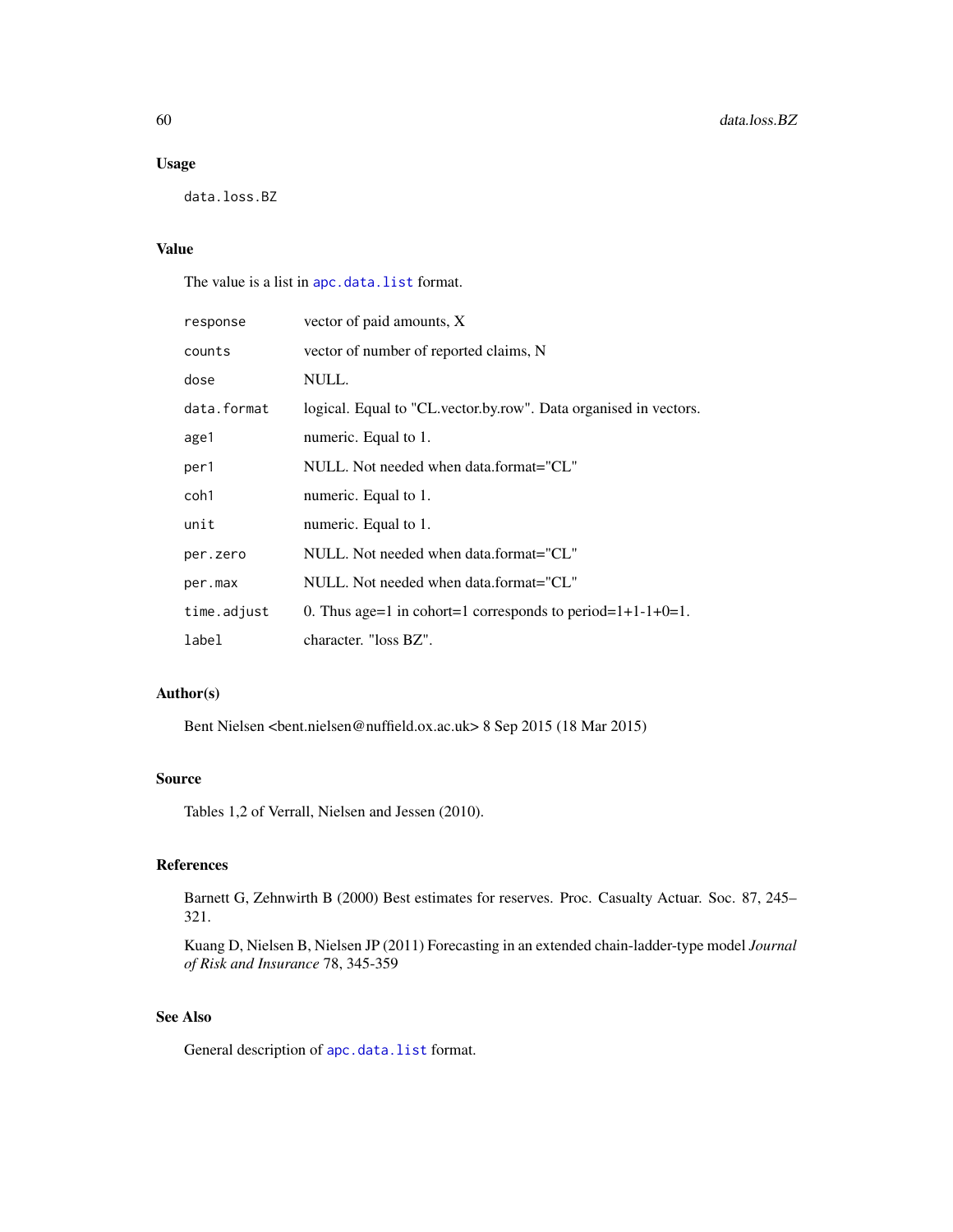## Usage

```
data.loss.BZ
```

## Value

The value is a list in `apc.data.list` format.

| | |
|---|---|
| `response` | vector of paid amounts, X |
| `counts` | vector of number of reported claims, N |
| `dose` | NULL. |
| `data.format` | logical. Equal to "CL.vector.by.row". Data organised in vectors. |
| `age1` | numeric. Equal to 1. |
| `per1` | NULL. Not needed when data.format="CL" |
| `coh1` | numeric. Equal to 1. |
| `unit` | numeric. Equal to 1. |
| `per.zero` | NULL. Not needed when data.format="CL" |
| `per.max` | NULL. Not needed when data.format="CL" |
| `time.adjust` | 0. Thus age=1 in cohort=1 corresponds to period=1+1-1+0=1. |
| `label` | character. "loss BZ". |

## Author(s)

Bent Nielsen <bent.nielsen@nuffield.ox.ac.uk> 8 Sep 2015 (18 Mar 2015)

## Source

Tables 1,2 of Verrall, Nielsen and Jessen (2010).

## References

Barnett G, Zehnwirth B (2000) Best estimates for reserves. Proc. Casualty Actuar. Soc. 87, 245–321.

Kuang D, Nielsen B, Nielsen JP (2011) Forecasting in an extended chain-ladder-type model *Journal of Risk and Insurance* 78, 345-359

## See Also

General description of `apc.data.list` format.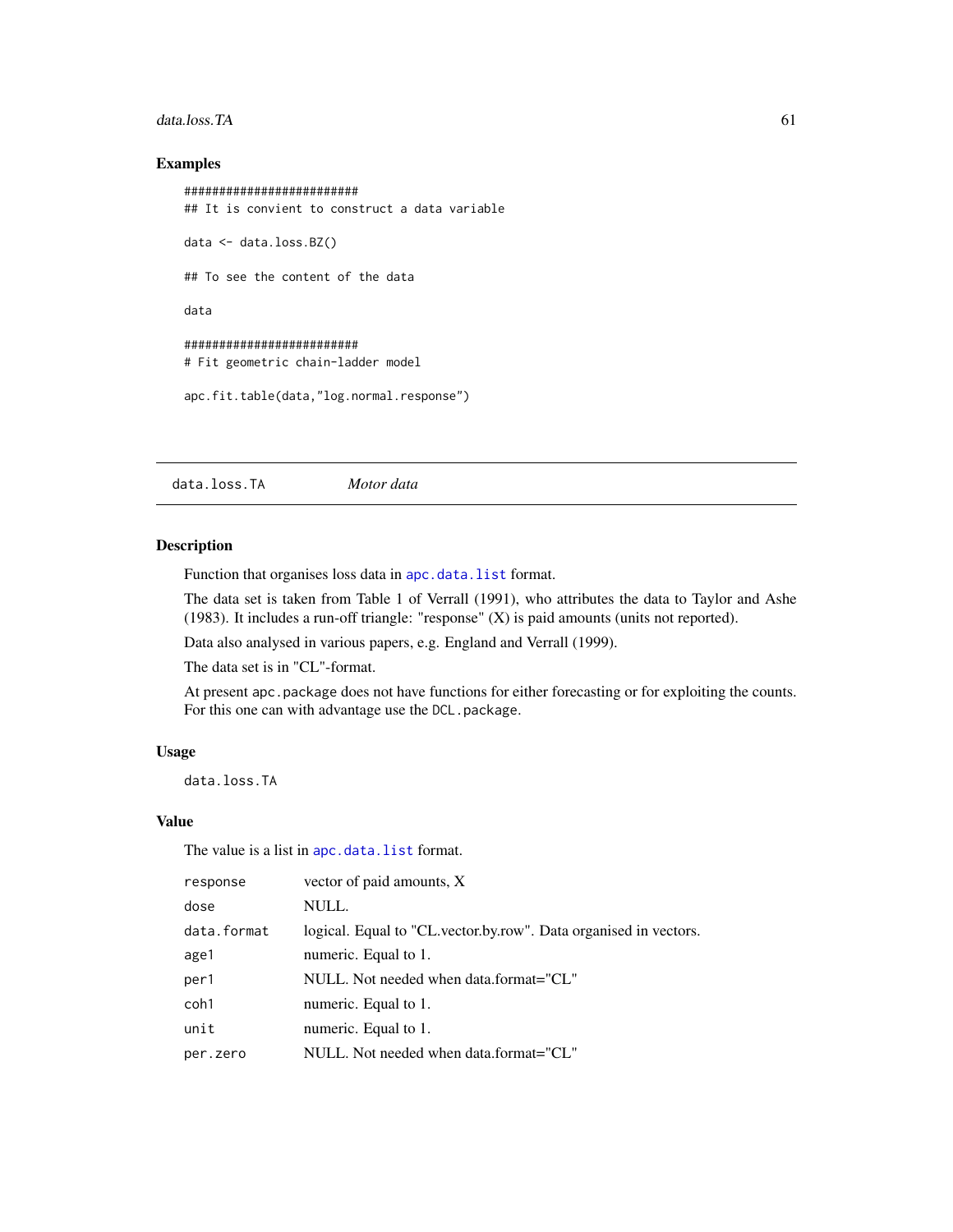### Examples

```
#########################
## It is convient to construct a data variable

data <- data.loss.BZ()

## To see the content of the data

data

#########################
# Fit geometric chain-ladder model

apc.fit.table(data,"log.normal.response")
```

---

## data.loss.TA &nbsp;&nbsp;&nbsp;&nbsp; *Motor data*

---

### Description

Function that organises loss data in `apc.data.list` format.

The data set is taken from Table 1 of Verrall (1991), who attributes the data to Taylor and Ashe (1983). It includes a run-off triangle: "response" (X) is paid amounts (units not reported).

Data also analysed in various papers, e.g. England and Verrall (1999).

The data set is in "CL"-format.

At present `apc.package` does not have functions for either forecasting or for exploiting the counts. For this one can with advantage use the `DCL.package`.

### Usage

```
data.loss.TA
```

### Value

The value is a list in `apc.data.list` format.

| | |
|---|---|
| `response` | vector of paid amounts, X |
| `dose` | NULL. |
| `data.format` | logical. Equal to "CL.vector.by.row". Data organised in vectors. |
| `age1` | numeric. Equal to 1. |
| `per1` | NULL. Not needed when data.format="CL" |
| `coh1` | numeric. Equal to 1. |
| `unit` | numeric. Equal to 1. |
| `per.zero` | NULL. Not needed when data.format="CL" |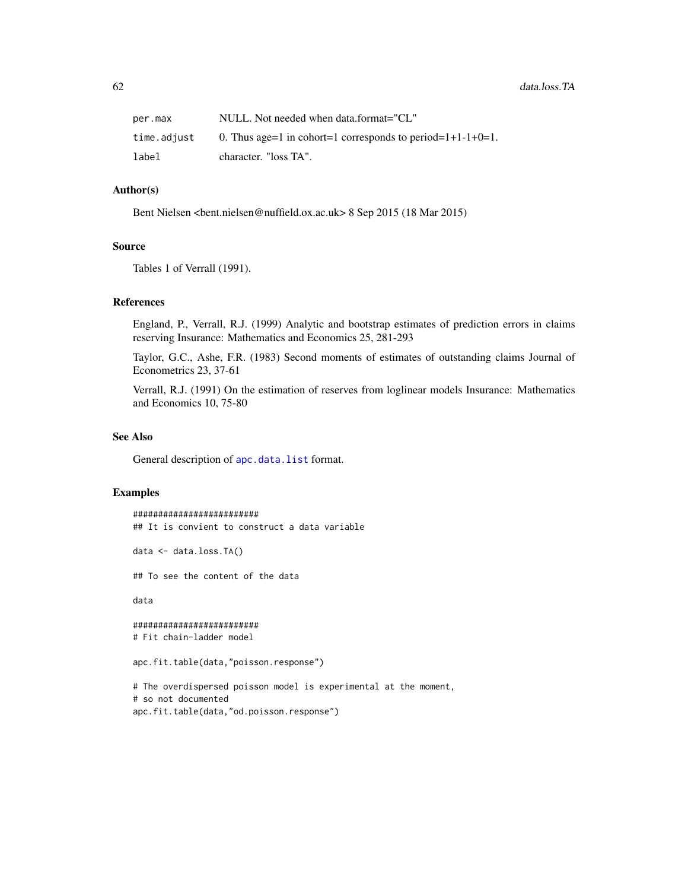| | |
|---|---|
| per.max | NULL. Not needed when data.format="CL" |
| time.adjust | 0. Thus age=1 in cohort=1 corresponds to period=1+1-1+0=1. |
| label | character. "loss TA". |

### Author(s)

Bent Nielsen <bent.nielsen@nuffield.ox.ac.uk> 8 Sep 2015 (18 Mar 2015)

### Source

Tables 1 of Verrall (1991).

### References

England, P., Verrall, R.J. (1999) Analytic and bootstrap estimates of prediction errors in claims reserving Insurance: Mathematics and Economics 25, 281-293

Taylor, G.C., Ashe, F.R. (1983) Second moments of estimates of outstanding claims Journal of Econometrics 23, 37-61

Verrall, R.J. (1991) On the estimation of reserves from loglinear models Insurance: Mathematics and Economics 10, 75-80

### See Also

General description of apc.data.list format.

### Examples

```
#########################
## It is convient to construct a data variable

data <- data.loss.TA()

## To see the content of the data

data

#########################
# Fit chain-ladder model

apc.fit.table(data,"poisson.response")

# The overdispersed poisson model is experimental at the moment,
# so not documented
apc.fit.table(data,"od.poisson.response")
```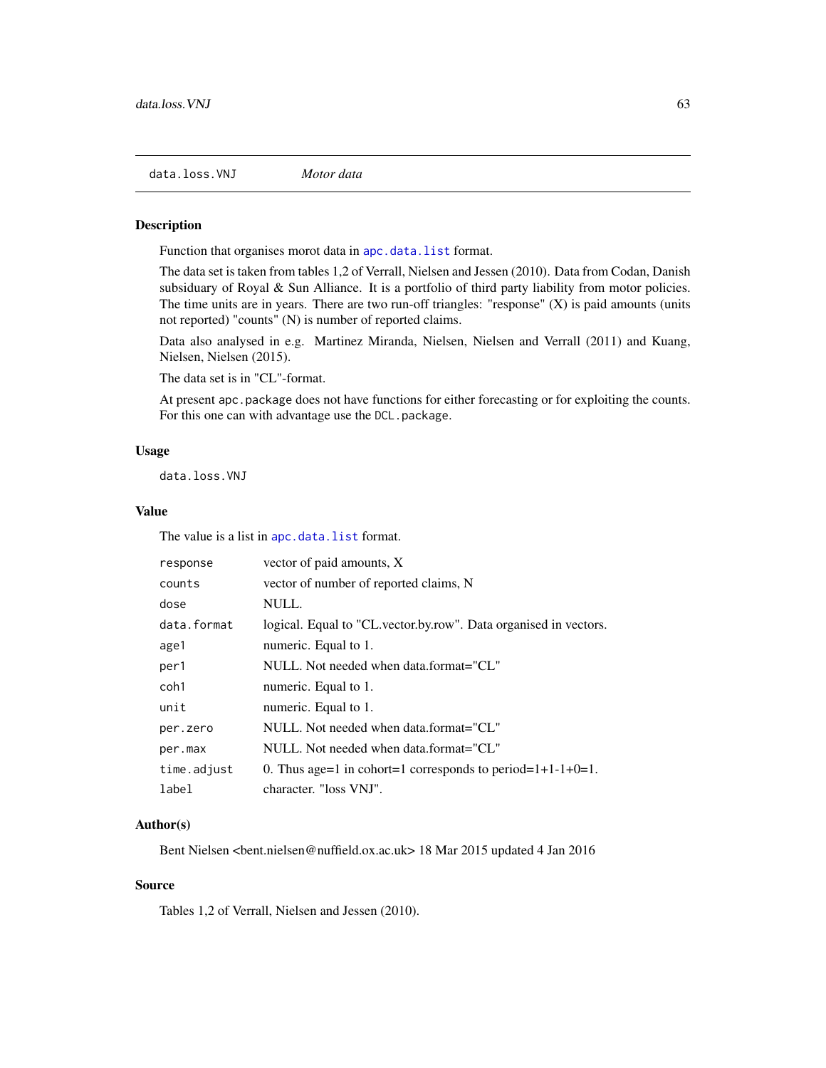## data.loss.VNJ *Motor data*

### Description

Function that organises morot data in `apc.data.list` format.

The data set is taken from tables 1,2 of Verrall, Nielsen and Jessen (2010). Data from Codan, Danish subsidiary of Royal & Sun Alliance. It is a portfolio of third party liability from motor policies. The time units are in years. There are two run-off triangles: "response" (X) is paid amounts (units not reported) "counts" (N) is number of reported claims.

Data also analysed in e.g. Martinez Miranda, Nielsen, Nielsen and Verrall (2011) and Kuang, Nielsen, Nielsen (2015).

The data set is in "CL"-format.

At present `apc.package` does not have functions for either forecasting or for exploiting the counts. For this one can with advantage use the `DCL.package`.

### Usage

```
data.loss.VNJ
```

### Value

The value is a list in `apc.data.list` format.

| | |
|---|---|
| `response` | vector of paid amounts, X |
| `counts` | vector of number of reported claims, N |
| `dose` | NULL. |
| `data.format` | logical. Equal to "CL.vector.by.row". Data organised in vectors. |
| `age1` | numeric. Equal to 1. |
| `per1` | NULL. Not needed when data.format="CL" |
| `coh1` | numeric. Equal to 1. |
| `unit` | numeric. Equal to 1. |
| `per.zero` | NULL. Not needed when data.format="CL" |
| `per.max` | NULL. Not needed when data.format="CL" |
| `time.adjust` | 0. Thus age=1 in cohort=1 corresponds to period=1+1-1+0=1. |
| `label` | character. "loss VNJ". |

### Author(s)

Bent Nielsen <bent.nielsen@nuffield.ox.ac.uk> 18 Mar 2015 updated 4 Jan 2016

### Source

Tables 1,2 of Verrall, Nielsen and Jessen (2010).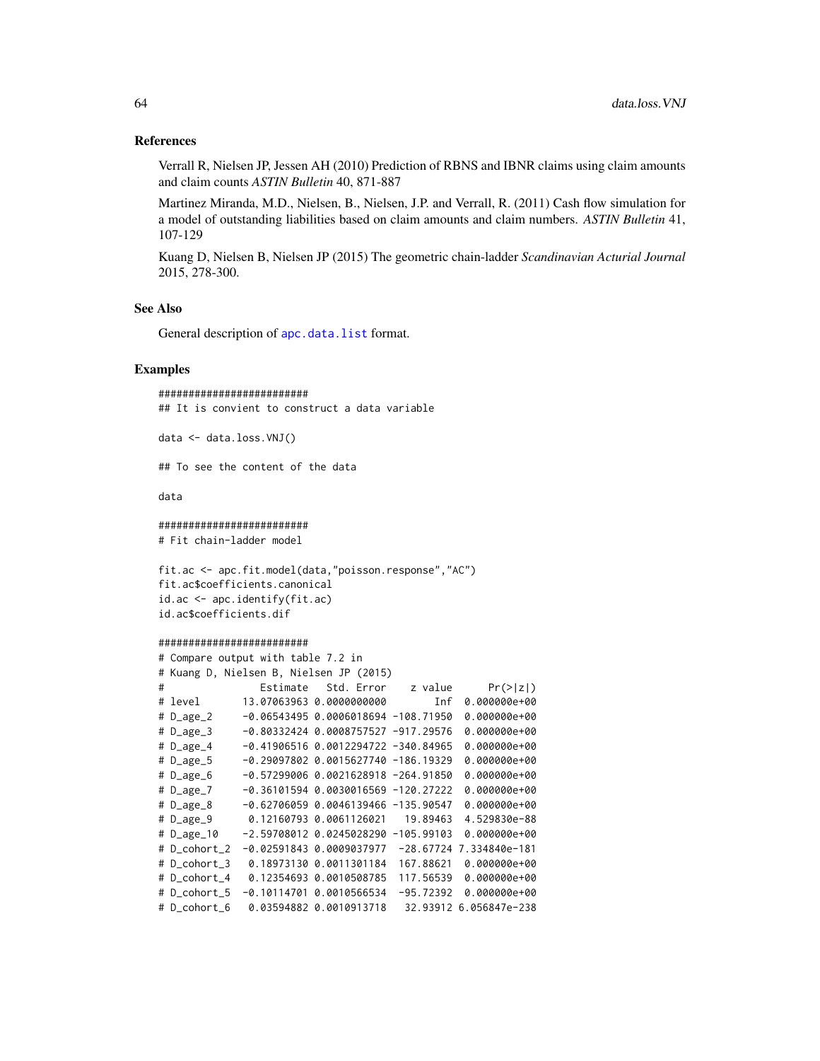## References

Verrall R, Nielsen JP, Jessen AH (2010) Prediction of RBNS and IBNR claims using claim amounts and claim counts *ASTIN Bulletin* 40, 871-887

Martinez Miranda, M.D., Nielsen, B., Nielsen, J.P. and Verrall, R. (2011) Cash flow simulation for a model of outstanding liabilities based on claim amounts and claim numbers. *ASTIN Bulletin* 41, 107-129

Kuang D, Nielsen B, Nielsen JP (2015) The geometric chain-ladder *Scandinavian Acturial Journal* 2015, 278-300.

## See Also

General description of apc.data.list format.

## Examples

```
#########################
## It is convient to construct a data variable

data <- data.loss.VNJ()

## To see the content of the data

data

#########################
# Fit chain-ladder model

fit.ac <- apc.fit.model(data,"poisson.response","AC")
fit.ac$coefficients.canonical
id.ac <- apc.identify(fit.ac)
id.ac$coefficients.dif

#########################
# Compare output with table 7.2 in
# Kuang D, Nielsen B, Nielsen JP (2015)
#                Estimate   Std. Error    z value      Pr(>|z|)
# level       13.07063963 0.0000000000        Inf  0.000000e+00
# D_age_2     -0.06543495 0.0006018694 -108.71950  0.000000e+00
# D_age_3     -0.80332424 0.0008757527 -917.29576  0.000000e+00
# D_age_4     -0.41906516 0.0012294722 -340.84965  0.000000e+00
# D_age_5     -0.29097802 0.0015627740 -186.19329  0.000000e+00
# D_age_6     -0.57299006 0.0021628918 -264.91850  0.000000e+00
# D_age_7     -0.36101594 0.0030016569 -120.27222  0.000000e+00
# D_age_8     -0.62706059 0.0046139466 -135.90547  0.000000e+00
# D_age_9      0.12160793 0.0061126021   19.89463  4.529830e-88
# D_age_10    -2.59708012 0.0245028290 -105.99103  0.000000e+00
# D_cohort_2  -0.02591843 0.0009037977  -28.67724 7.334840e-181
# D_cohort_3   0.18973130 0.0011301184  167.88621  0.000000e+00
# D_cohort_4   0.12354693 0.0010508785  117.56539  0.000000e+00
# D_cohort_5  -0.10114701 0.0010566534  -95.72392  0.000000e+00
# D_cohort_6   0.03594882 0.0010913718   32.93912 6.056847e-238
```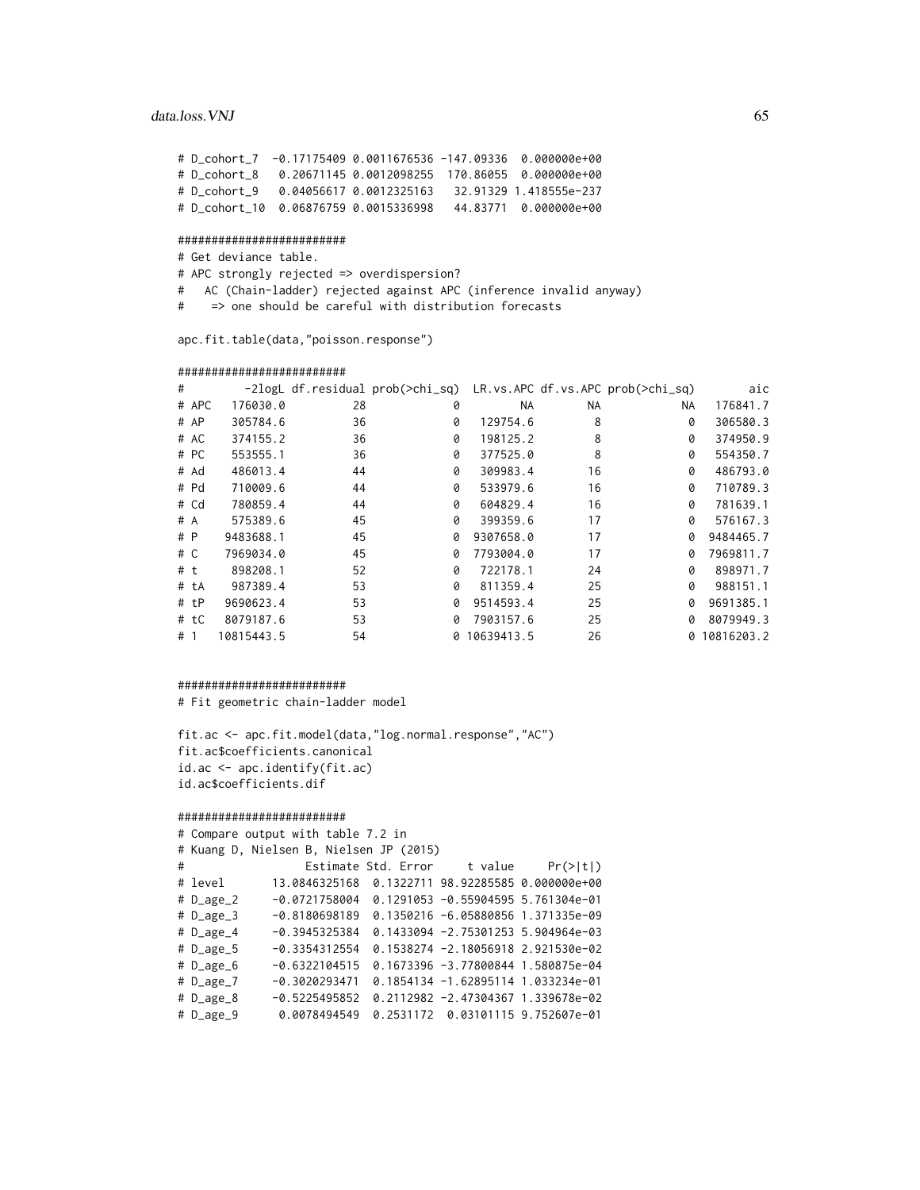```
# D_cohort_7  -0.17175409 0.0011676536 -147.09336  0.000000e+00
# D_cohort_8   0.20671145 0.0012098255  170.86055  0.000000e+00
# D_cohort_9   0.04056617 0.0012325163   32.91329 1.418555e-237
# D_cohort_10  0.06876759 0.0015336998   44.83771  0.000000e+00

#########################
# Get deviance table.
# APC strongly rejected => overdispersion?
#   AC (Chain-ladder) rejected against APC (inference invalid anyway)
#    => one should be careful with distribution forecasts

apc.fit.table(data,"poisson.response")

#########################
#         -2logL df.residual prob(>chi_sq)  LR.vs.APC df.vs.APC prob(>chi_sq)        aic
# APC   176030.0          28             0         NA        NA            NA   176841.7
# AP    305784.6          36             0   129754.6         8             0   306580.3
# AC    374155.2          36             0   198125.2         8             0   374950.9
# PC    553555.1          36             0   377525.0         8             0   554350.7
# Ad    486013.4          44             0   309983.4        16             0   486793.0
# Pd    710009.6          44             0   533979.6        16             0   710789.3
# Cd    780859.4          44             0   604829.4        16             0   781639.1
# A     575389.6          45             0   399359.6        17             0   576167.3
# P    9483688.1          45             0  9307658.0        17             0  9484465.7
# C    7969034.0          45             0  7793004.0        17             0  7969811.7
# t     898208.1          52             0   722178.1        24             0   898971.7
# tA    987389.4          53             0   811359.4        25             0   988151.1
# tP   9690623.4          53             0  9514593.4        25             0  9691385.1
# tC   8079187.6          53             0  7903157.6        25             0  8079949.3
# 1   10815443.5          54             0 10639413.5        26             0 10816203.2


#########################
# Fit geometric chain-ladder model

fit.ac <- apc.fit.model(data,"log.normal.response","AC")
fit.ac$coefficients.canonical
id.ac <- apc.identify(fit.ac)
id.ac$coefficients.dif

#########################
# Compare output with table 7.2 in
# Kuang D, Nielsen B, Nielsen JP (2015)
#                Estimate Std. Error     t value     Pr(>|t|)
# level       13.0846325168  0.1322711 98.92285585 0.000000e+00
# D_age_2     -0.0721758004  0.1291053 -0.55904595 5.761304e-01
# D_age_3     -0.8180698189  0.1350216 -6.05880856 1.371335e-09
# D_age_4     -0.3945325384  0.1433094 -2.75301253 5.904964e-03
# D_age_5     -0.3354312554  0.1538274 -2.18056918 2.921530e-02
# D_age_6     -0.6322104515  0.1673396 -3.77800844 1.580875e-04
# D_age_7     -0.3020293471  0.1854134 -1.62895114 1.033234e-01
# D_age_8     -0.5225495852  0.2112982 -2.47304367 1.339678e-02
# D_age_9      0.0078494549  0.2531172  0.03101115 9.752607e-01
```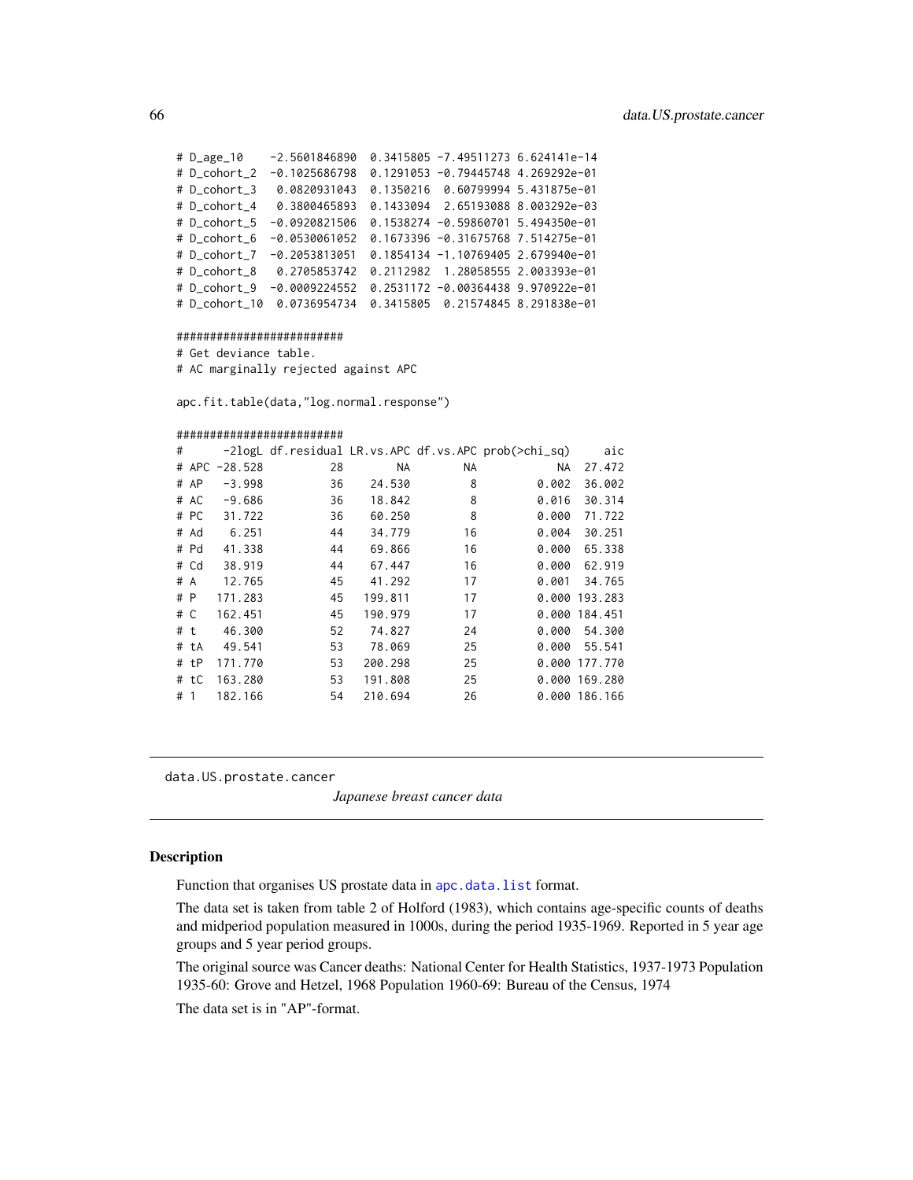```
# D_age_10    -2.5601846890  0.3415805 -7.49511273 6.624141e-14
# D_cohort_2  -0.1025686798  0.1291053 -0.79445748 4.269292e-01
# D_cohort_3   0.0820931043  0.1350216  0.60799994 5.431875e-01
# D_cohort_4   0.3800465893  0.1433094  2.65193088 8.003292e-03
# D_cohort_5  -0.0920821506  0.1538274 -0.59860701 5.494350e-01
# D_cohort_6  -0.0530061052  0.1673396 -0.31675768 7.514275e-01
# D_cohort_7  -0.2053813051  0.1854134 -1.10769405 2.679940e-01
# D_cohort_8   0.2705853742  0.2112982  1.28058555 2.003393e-01
# D_cohort_9  -0.0009224552  0.2531172 -0.00364438 9.970922e-01
# D_cohort_10  0.0736954734  0.3415805  0.21574845 8.291838e-01

#########################
# Get deviance table.
# AC marginally rejected against APC

apc.fit.table(data,"log.normal.response")

#########################
#      -2logL df.residual LR.vs.APC df.vs.APC prob(>chi_sq)     aic
# APC -28.528          28        NA        NA            NA  27.472
# AP    -3.998         36    24.530         8         0.002  36.002
# AC    -9.686         36    18.842         8         0.016  30.314
# PC    31.722         36    60.250         8         0.000  71.722
# Ad     6.251         44    34.779        16         0.004  30.251
# Pd    41.338         44    69.866        16         0.000  65.338
# Cd    38.919         44    67.447        16         0.000  62.919
# A     12.765         45    41.292        17         0.001  34.765
# P    171.283         45   199.811        17         0.000 193.283
# C    162.451         45   190.979        17         0.000 184.451
# t     46.300         52    74.827        24         0.000  54.300
# tA    49.541         53    78.069        25         0.000  55.541
# tP   171.770         53   200.298        25         0.000 177.770
# tC   163.280         53   191.808        25         0.000 169.280
# 1    182.166         54   210.694        26         0.000 186.166
```

---

`data.US.prostate.cancer` *Japanese breast cancer data*

---

## Description

Function that organises US prostate data in `apc.data.list` format.

The data set is taken from table 2 of Holford (1983), which contains age-specific counts of deaths and midperiod population measured in 1000s, during the period 1935-1969. Reported in 5 year age groups and 5 year period groups.

The original source was Cancer deaths: National Center for Health Statistics, 1937-1973 Population 1935-60: Grove and Hetzel, 1968 Population 1960-69: Bureau of the Census, 1974

The data set is in "AP"-format.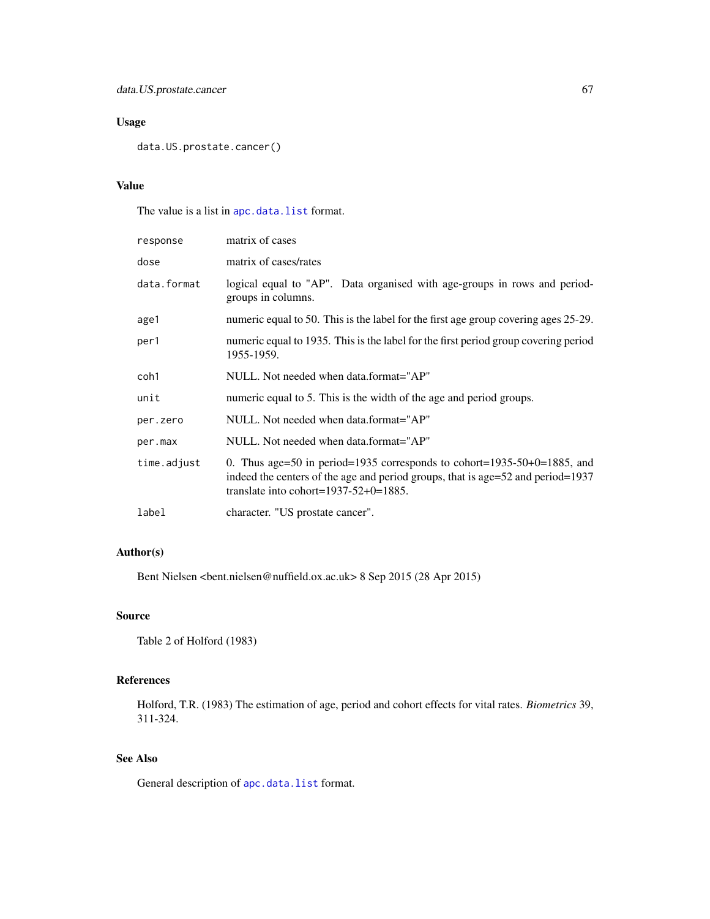## Usage

```
data.US.prostate.cancer()
```

## Value

The value is a list in `apc.data.list` format.

| | |
|---|---|
| `response` | matrix of cases |
| `dose` | matrix of cases/rates |
| `data.format` | logical equal to "AP". Data organised with age-groups in rows and period-groups in columns. |
| `age1` | numeric equal to 50. This is the label for the first age group covering ages 25-29. |
| `per1` | numeric equal to 1935. This is the label for the first period group covering period 1955-1959. |
| `coh1` | NULL. Not needed when data.format="AP" |
| `unit` | numeric equal to 5. This is the width of the age and period groups. |
| `per.zero` | NULL. Not needed when data.format="AP" |
| `per.max` | NULL. Not needed when data.format="AP" |
| `time.adjust` | 0. Thus age=50 in period=1935 corresponds to cohort=1935-50+0=1885, and indeed the centers of the age and period groups, that is age=52 and period=1937 translate into cohort=1937-52+0=1885. |
| `label` | character. "US prostate cancer". |

## Author(s)

Bent Nielsen <bent.nielsen@nuffield.ox.ac.uk> 8 Sep 2015 (28 Apr 2015)

## Source

Table 2 of Holford (1983)

## References

Holford, T.R. (1983) The estimation of age, period and cohort effects for vital rates. *Biometrics* 39, 311-324.

## See Also

General description of `apc.data.list` format.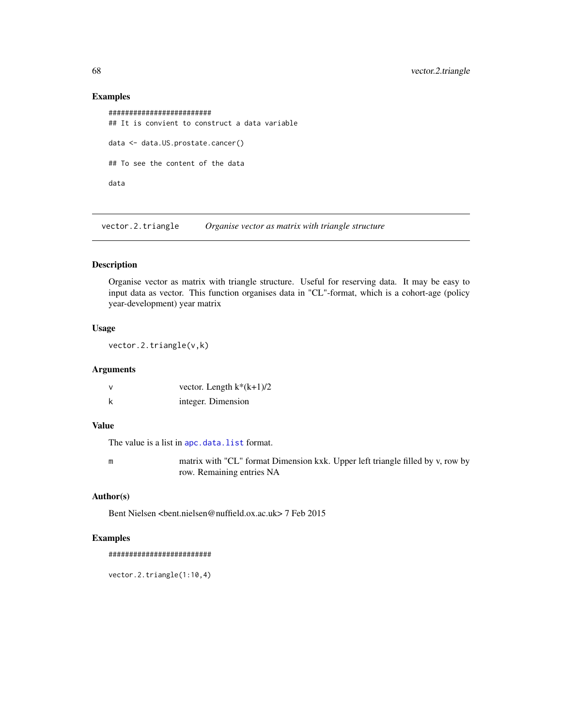## Examples

```
#########################
## It is convient to construct a data variable

data <- data.US.prostate.cancer()

## To see the content of the data

data
```

---

vector.2.triangle *Organise vector as matrix with triangle structure*

---

## Description

Organise vector as matrix with triangle structure. Useful for reserving data. It may be easy to input data as vector. This function organises data in "CL"-format, which is a cohort-age (policy year-development) year matrix

## Usage

```
vector.2.triangle(v,k)
```

## Arguments

| | |
|---|---|
| v | vector. Length k*(k+1)/2 |
| k | integer. Dimension |

## Value

The value is a list in `apc.data.list` format.

| | |
|---|---|
| m | matrix with "CL" format Dimension kxk. Upper left triangle filled by v, row by row. Remaining entries NA |

## Author(s)

Bent Nielsen <bent.nielsen@nuffield.ox.ac.uk> 7 Feb 2015

## Examples

```
#########################

vector.2.triangle(1:10,4)
```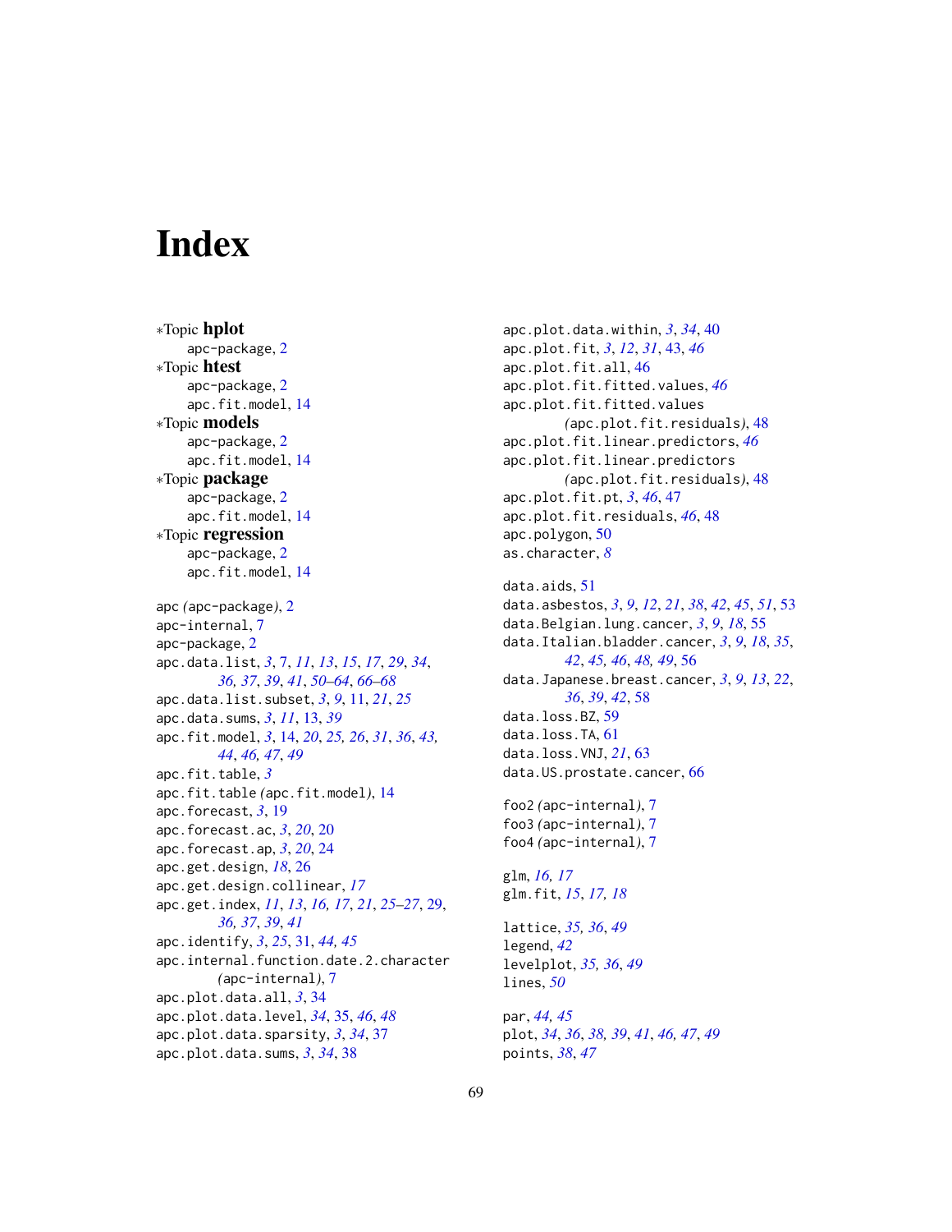# Index

∗Topic **hplot**
    apc-package, 2
∗Topic **htest**
    apc-package, 2
    apc.fit.model, 14
∗Topic **models**
    apc-package, 2
    apc.fit.model, 14
∗Topic **package**
    apc-package, 2
    apc.fit.model, 14
∗Topic **regression**
    apc-package, 2
    apc.fit.model, 14

apc *(*apc-package*)*, 2
apc-internal, 7
apc-package, 2
apc.data.list, *3*, 7, *11*, *13*, *15*, *17*, *29*, *34*, *36, 37*, *39*, *41*, *50–64*, *66–68*
apc.data.list.subset, *3*, *9*, 11, *21*, *25*
apc.data.sums, *3*, *11*, 13, *39*
apc.fit.model, *3*, 14, *20*, *25, 26*, *31*, *36*, *43, 44*, *46, 47*, *49*
apc.fit.table, *3*
apc.fit.table *(*apc.fit.model*)*, 14
apc.forecast, *3*, 19
apc.forecast.ac, *3*, *20*, 20
apc.forecast.ap, *3*, *20*, 24
apc.get.design, *18*, 26
apc.get.design.collinear, *17*
apc.get.index, *11*, *13*, *16, 17*, *21*, *25–27*, 29, *36, 37*, *39*, *41*
apc.identify, *3*, *25*, 31, *44, 45*
apc.internal.function.date.2.character *(*apc-internal*)*, 7
apc.plot.data.all, *3*, 34
apc.plot.data.level, *34*, 35, *46*, *48*
apc.plot.data.sparsity, *3*, *34*, 37
apc.plot.data.sums, *3*, *34*, 38
apc.plot.data.within, *3*, *34*, 40
apc.plot.fit, *3*, *12*, *31*, 43, *46*
apc.plot.fit.all, 46
apc.plot.fit.fitted.values, *46*
apc.plot.fit.fitted.values *(*apc.plot.fit.residuals*)*, 48
apc.plot.fit.linear.predictors, *46*
apc.plot.fit.linear.predictors *(*apc.plot.fit.residuals*)*, 48
apc.plot.fit.pt, *3*, *46*, 47
apc.plot.fit.residuals, *46*, 48
apc.polygon, 50
as.character, *8*

data.aids, 51
data.asbestos, *3*, *9*, *12*, *21*, *38*, *42*, *45*, *51*, 53
data.Belgian.lung.cancer, *3*, *9*, *18*, 55
data.Italian.bladder.cancer, *3*, *9*, *18*, *35*, *42*, *45, 46*, *48, 49*, 56
data.Japanese.breast.cancer, *3*, *9*, *13*, *22*, *36*, *39*, *42*, 58
data.loss.BZ, 59
data.loss.TA, 61
data.loss.VNJ, *21*, 63
data.US.prostate.cancer, 66

foo2 *(*apc-internal*)*, 7
foo3 *(*apc-internal*)*, 7
foo4 *(*apc-internal*)*, 7

glm, *16, 17*
glm.fit, *15*, *17, 18*

lattice, *35, 36*, *49*
legend, *42*
levelplot, *35, 36*, *49*
lines, *50*

par, *44, 45*
plot, *34*, *36*, *38, 39*, *41*, *46, 47*, *49*
points, *38*, *47*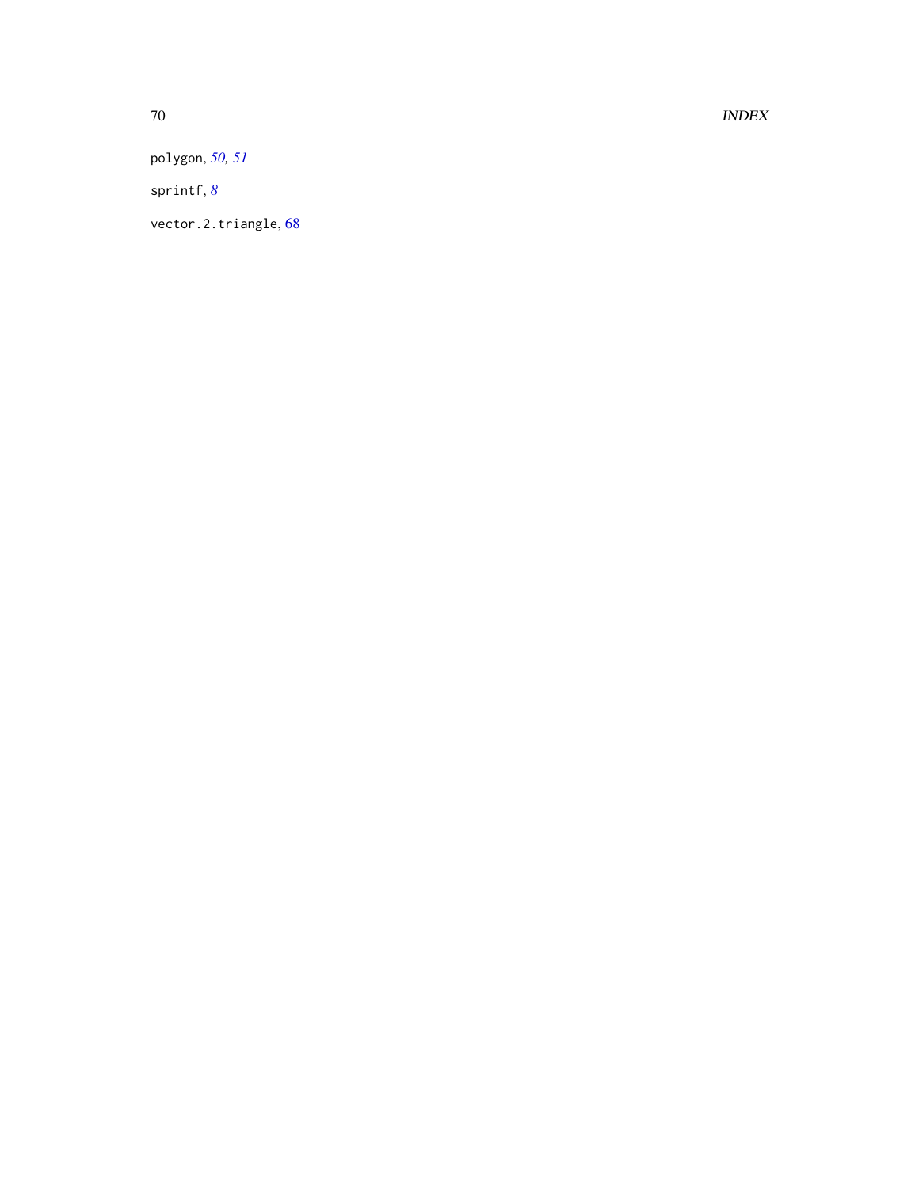polygon, *50, 51*

sprintf, *8*

vector.2.triangle, 68